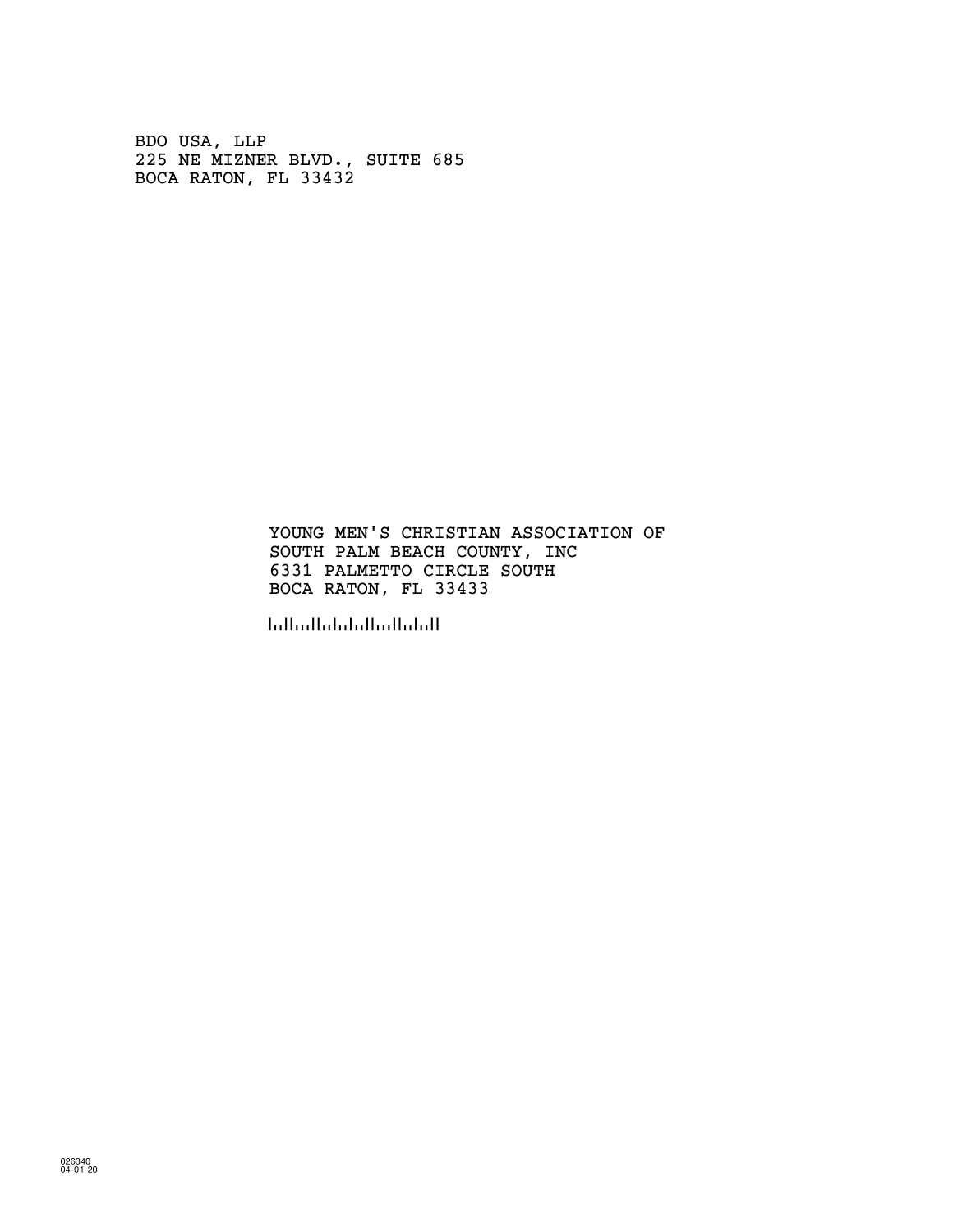BDO USA, LLP
225 NE MIZNER BLVD., SUITE 685
BOCA RATON, FL 33432

YOUNG MEN'S CHRISTIAN ASSOCIATION OF
SOUTH PALM BEACH COUNTY, INC
6331 PALMETTO CIRCLE SOUTH
BOCA RATON, FL 33433

026340
04-01-20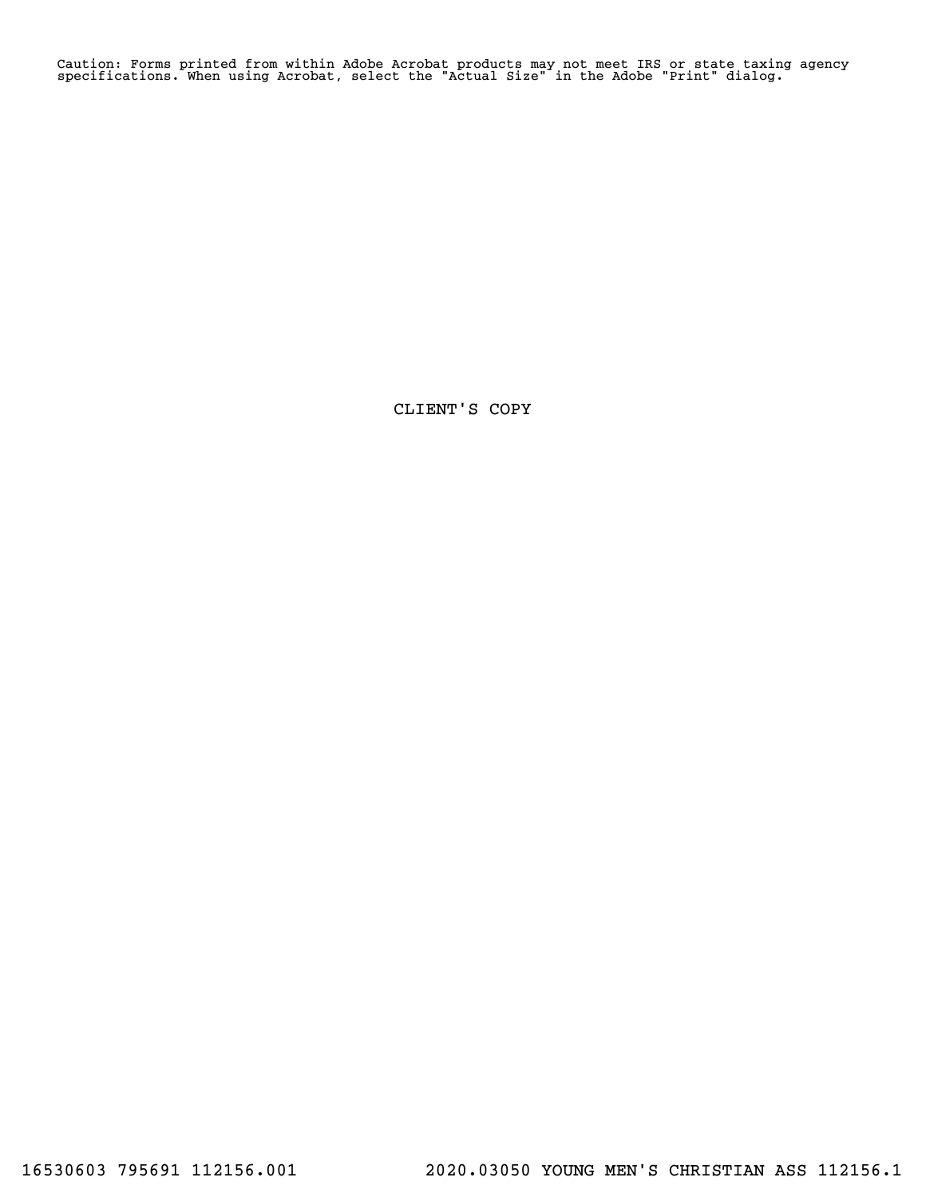Caution: Forms printed from within Adobe Acrobat products may not meet IRS or state taxing agency specifications. When using Acrobat, select the "Actual Size" in the Adobe "Print" dialog.

CLIENT'S COPY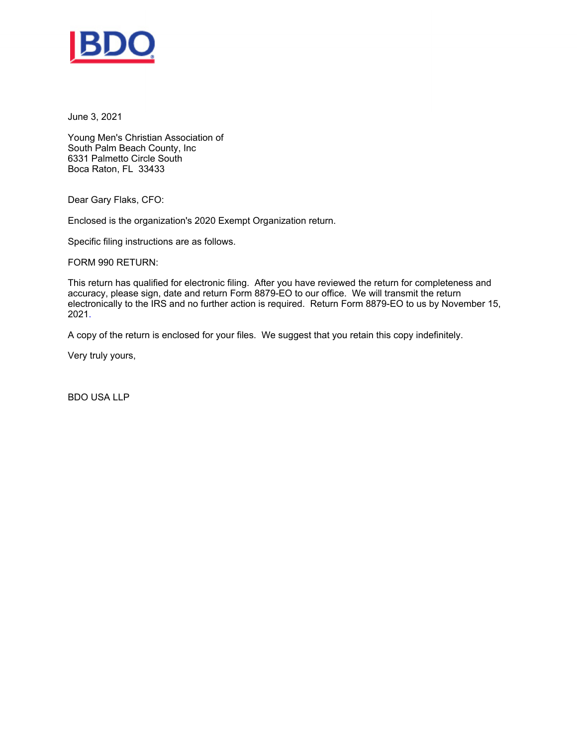BDO

June 3, 2021

Young Men's Christian Association of
South Palm Beach County, Inc
6331 Palmetto Circle South
Boca Raton, FL 33433

Dear Gary Flaks, CFO:

Enclosed is the organization's 2020 Exempt Organization return.

Specific filing instructions are as follows.

FORM 990 RETURN:

This return has qualified for electronic filing. After you have reviewed the return for completeness and accuracy, please sign, date and return Form 8879-EO to our office. We will transmit the return electronically to the IRS and no further action is required. Return Form 8879-EO to us by November 15, 2021.

A copy of the return is enclosed for your files. We suggest that you retain this copy indefinitely.

Very truly yours,

BDO USA LLP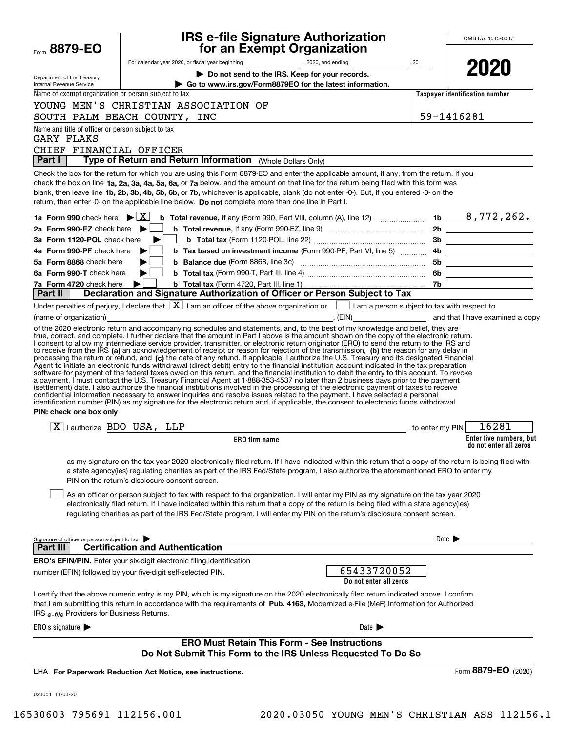Form **8879-EO**

Department of the Treasury
Internal Revenue Service

# IRS e-file Signature Authorization for an Exempt Organization

For calendar year 2020, or fiscal year beginning __________, 2020, and ending __________, 20___

▶ **Do not send to the IRS. Keep for your records.**

▶ **Go to www.irs.gov/Form8879EO for the latest information.**

OMB No. 1545-0047

**2020**

Name of exempt organization or person subject to tax

YOUNG MEN'S CHRISTIAN ASSOCIATION OF SOUTH PALM BEACH COUNTY, INC

**Taxpayer identification number**

59-1416281

Name and title of officer or person subject to tax

GARY FLAKS
CHIEF FINANCIAL OFFICER

## Part I — Type of Return and Return Information (Whole Dollars Only)

Check the box for the return for which you are using this Form 8879-EO and enter the applicable amount, if any, from the return. If you check the box on line **1a, 2a, 3a, 4a, 5a, 6a,** or **7a** below, and the amount on that line for the return being filed with this form was blank, then leave line **1b, 2b, 3b, 4b, 5b, 6b,** or **7b,** whichever is applicable, blank (do not enter -0-). But, if you entered -0- on the return, then enter -0- on the applicable line below. **Do not** complete more than one line in Part I.

| | | | |
|---|---|---|---|
| **1a Form 990** check here ▶ [X] | **b Total revenue,** if any (Form 990, Part VIII, column (A), line 12) | 1b | 8,772,262. |
| **2a Form 990-EZ** check here ▶ [ ] | **b Total revenue,** if any (Form 990-EZ, line 9) | 2b | |
| **3a Form 1120-POL** check here ▶ [ ] | **b Total tax** (Form 1120-POL, line 22) | 3b | |
| **4a Form 990-PF** check here ▶ [ ] | **b Tax based on investment income** (Form 990-PF, Part VI, line 5) | 4b | |
| **5a Form 8868** check here ▶ [ ] | **b Balance due** (Form 8868, line 3c) | 5b | |
| **6a Form 990-T** check here ▶ [ ] | **b Total tax** (Form 990-T, Part III, line 4) | 6b | |
| **7a Form 4720** check here ▶ [ ] | **b Total tax** (Form 4720, Part III, line 1) | 7b | |

## Part II — Declaration and Signature Authorization of Officer or Person Subject to Tax

Under penalties of perjury, I declare that [X] I am an officer of the above organization or [ ] I am a person subject to tax with respect to (name of organization) ____________________, (EIN) __________ and that I have examined a copy of the 2020 electronic return and accompanying schedules and statements, and, to the best of my knowledge and belief, they are true, correct, and complete. I further declare that the amount in Part I above is the amount shown on the copy of the electronic return. I consent to allow my intermediate service provider, transmitter, or electronic return originator (ERO) to send the return to the IRS and to receive from the IRS **(a)** an acknowledgement of receipt or reason for rejection of the transmission, **(b)** the reason for any delay in processing the return or refund, and **(c)** the date of any refund. If applicable, I authorize the U.S. Treasury and its designated Financial Agent to initiate an electronic funds withdrawal (direct debit) entry to the financial institution account indicated in the tax preparation software for payment of the federal taxes owed on this return, and the financial institution to debit the entry to this account. To revoke a payment, I must contact the U.S. Treasury Financial Agent at 1-888-353-4537 no later than 2 business days prior to the payment (settlement) date. I also authorize the financial institutions involved in the processing of the electronic payment of taxes to receive confidential information necessary to answer inquiries and resolve issues related to the payment. I have selected a personal identification number (PIN) as my signature for the electronic return and, if applicable, the consent to electronic funds withdrawal.

**PIN: check one box only**

[X] I authorize BDO USA, LLP (**ERO firm name**) to enter my PIN 16281 (**Enter five numbers, but do not enter all zeros**)

as my signature on the tax year 2020 electronically filed return. If I have indicated within this return that a copy of the return is being filed with a state agency(ies) regulating charities as part of the IRS Fed/State program, I also authorize the aforementioned ERO to enter my PIN on the return's disclosure consent screen.

[ ] As an officer or person subject to tax with respect to the organization, I will enter my PIN as my signature on the tax year 2020 electronically filed return. If I have indicated within this return that a copy of the return is being filed with a state agency(ies) regulating charities as part of the IRS Fed/State program, I will enter my PIN on the return's disclosure consent screen.

Signature of officer or person subject to tax ▶ ____________________ Date ▶ __________

## Part III — Certification and Authentication

**ERO's EFIN/PIN.** Enter your six-digit electronic filing identification number (EFIN) followed by your five-digit self-selected PIN.

65433720052
**Do not enter all zeros**

I certify that the above numeric entry is my PIN, which is my signature on the 2020 electronically filed return indicated above. I confirm that I am submitting this return in accordance with the requirements of **Pub. 4163,** Modernized e-File (MeF) Information for Authorized IRS *e-file* Providers for Business Returns.

ERO's signature ▶ ____________________ Date ▶ __________

**ERO Must Retain This Form - See Instructions**
**Do Not Submit This Form to the IRS Unless Requested To Do So**

LHA **For Paperwork Reduction Act Notice, see instructions.**

Form **8879-EO** (2020)

023051 11-03-20

16530603 795691 112156.001 2020.03050 YOUNG MEN'S CHRISTIAN ASS 112156.1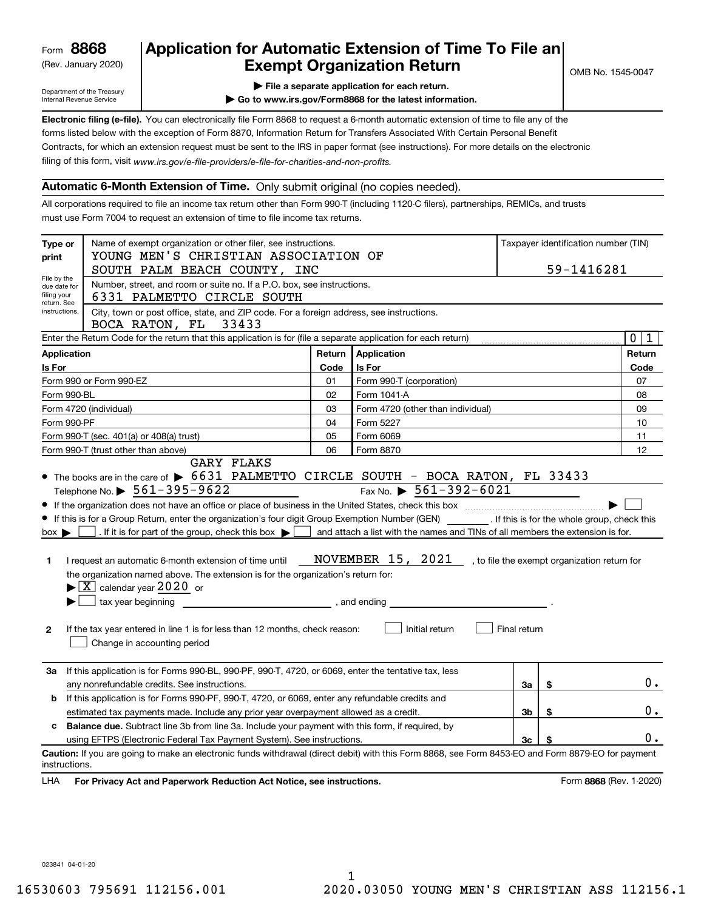Form **8868** (Rev. January 2020)

Department of the Treasury
Internal Revenue Service

# Application for Automatic Extension of Time To File an Exempt Organization Return

▶ File a separate application for each return.

▶ Go to www.irs.gov/Form8868 for the latest information.

OMB No. 1545-0047

**Electronic filing (e-file).** You can electronically file Form 8868 to request a 6-month automatic extension of time to file any of the forms listed below with the exception of Form 8870, Information Return for Transfers Associated With Certain Personal Benefit Contracts, for which an extension request must be sent to the IRS in paper format (see instructions). For more details on the electronic filing of this form, visit *www.irs.gov/e-file-providers/e-file-for-charities-and-non-profits.*

## Automatic 6-Month Extension of Time. Only submit original (no copies needed).

All corporations required to file an income tax return other than Form 990-T (including 1120-C filers), partnerships, REMICs, and trusts must use Form 7004 to request an extension of time to file income tax returns.

**Type or print** — File by the due date for filing your return. See instructions.

Name of exempt organization or other filer, see instructions.
YOUNG MEN'S CHRISTIAN ASSOCIATION OF SOUTH PALM BEACH COUNTY, INC

Taxpayer identification number (TIN): 59-1416281

Number, street, and room or suite no. If a P.O. box, see instructions.
6331 PALMETTO CIRCLE SOUTH

City, town or post office, state, and ZIP code. For a foreign address, see instructions.
BOCA RATON, FL 33433

Enter the Return Code for the return that this application is for (file a separate application for each return): 0 1

| Application Is For | Return Code | Application Is For | Return Code |
|---|---|---|---|
| Form 990 or Form 990-EZ | 01 | Form 990-T (corporation) | 07 |
| Form 990-BL | 02 | Form 1041-A | 08 |
| Form 4720 (individual) | 03 | Form 4720 (other than individual) | 09 |
| Form 990-PF | 04 | Form 5227 | 10 |
| Form 990-T (sec. 401(a) or 408(a) trust) | 05 | Form 6069 | 11 |
| Form 990-T (trust other than above) | 06 | Form 8870 | 12 |

- The books are in the care of ▶ GARY FLAKS 6631 PALMETTO CIRCLE SOUTH - BOCA RATON, FL 33433
  Telephone No. ▶ 561-395-9622  Fax No. ▶ 561-392-6021
- If the organization does not have an office or place of business in the United States, check this box ▶ ☐
- If this is for a Group Return, enter the organization's four digit Group Exemption Number (GEN) ______. If this is for the whole group, check this box ▶ ☐. If it is for part of the group, check this box ▶ ☐ and attach a list with the names and TINs of all members the extension is for.

**1** I request an automatic 6-month extension of time until NOVEMBER 15, 2021, to file the exempt organization return for the organization named above. The extension is for the organization's return for:
▶ ☒ calendar year 2020 or
▶ ☐ tax year beginning ______, and ending ______.

**2** If the tax year entered in line 1 is for less than 12 months, check reason: ☐ Initial return ☐ Final return ☐ Change in accounting period

| | | | |
|---|---|---|---|
| **3a** | If this application is for Forms 990-BL, 990-PF, 990-T, 4720, or 6069, enter the tentative tax, less any nonrefundable credits. See instructions. | 3a | $ 0. |
| **b** | If this application is for Forms 990-PF, 990-T, 4720, or 6069, enter any refundable credits and estimated tax payments made. Include any prior year overpayment allowed as a credit. | 3b | $ 0. |
| **c** | **Balance due.** Subtract line 3b from line 3a. Include your payment with this form, if required, by using EFTPS (Electronic Federal Tax Payment System). See instructions. | 3c | $ 0. |

**Caution:** If you are going to make an electronic funds withdrawal (direct debit) with this Form 8868, see Form 8453-EO and Form 8879-EO for payment instructions.

LHA **For Privacy Act and Paperwork Reduction Act Notice, see instructions.** Form **8868** (Rev. 1-2020)

023841 04-01-20

16530603 795691 112156.001 2020.03050 YOUNG MEN'S CHRISTIAN ASS 112156.1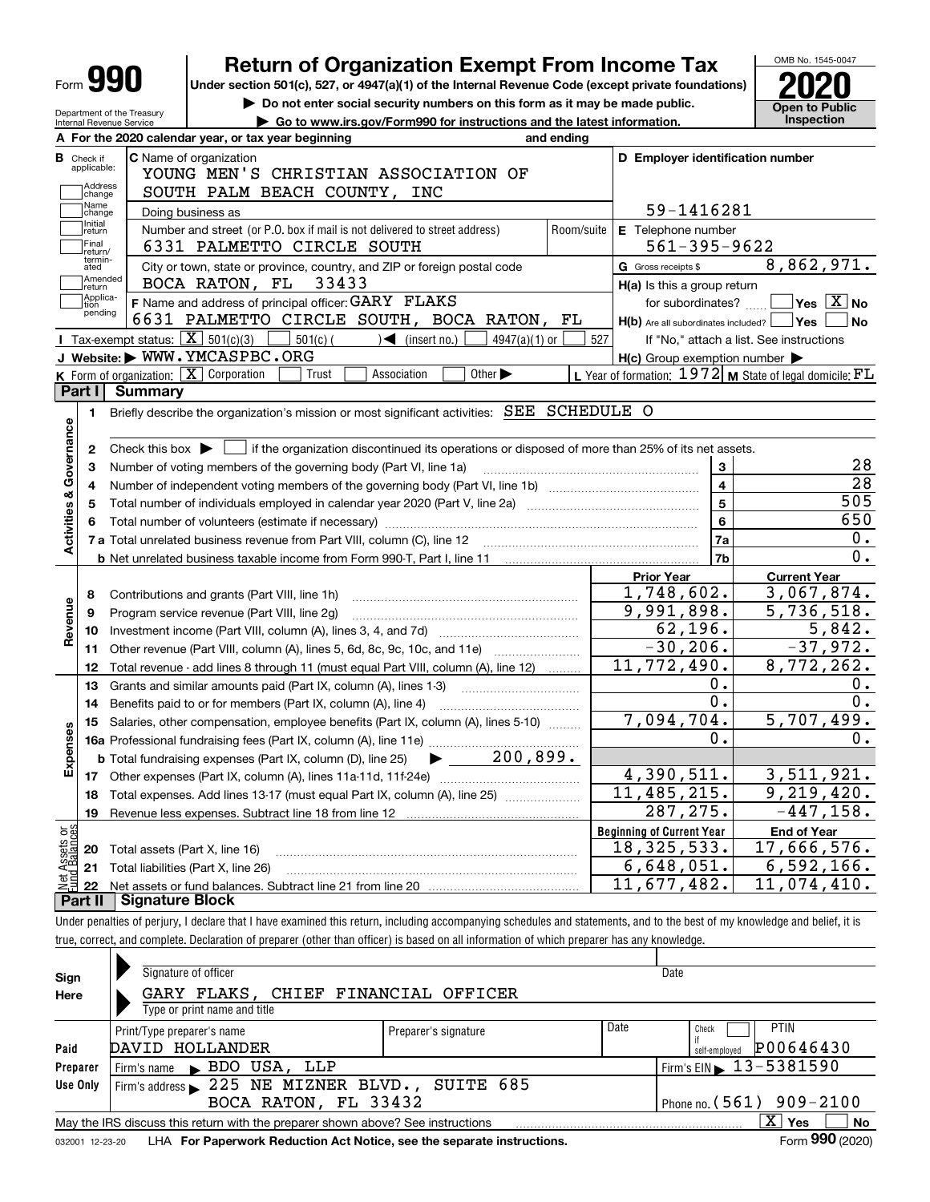Form **990**

Department of the Treasury
Internal Revenue Service

# Return of Organization Exempt From Income Tax

**Under section 501(c), 527, or 4947(a)(1) of the Internal Revenue Code (except private foundations)**

▶ **Do not enter social security numbers on this form as it may be made public.**

▶ **Go to www.irs.gov/Form990 for instructions and the latest information.**

OMB No. 1545-0047

**2020**

**Open to Public Inspection**

**A** For the 2020 calendar year, or tax year beginning and ending

**B** Check if applicable: Address change, Name change, Initial return, Final return/terminated, Amended return, Application pending

**C** Name of organization
YOUNG MEN'S CHRISTIAN ASSOCIATION OF SOUTH PALM BEACH COUNTY, INC

Doing business as

Number and street (or P.O. box if mail is not delivered to street address): 6331 PALMETTO CIRCLE SOUTH | Room/suite

City or town, state or province, country, and ZIP or foreign postal code: BOCA RATON, FL 33433

**D** Employer identification number: 59-1416281

**E** Telephone number: 561-395-9622

**G** Gross receipts $ 8,862,971.

**F** Name and address of principal officer: GARY FLAKS
6631 PALMETTO CIRCLE SOUTH, BOCA RATON, FL

**H(a)** Is this a group return for subordinates? ☐ Yes ☒ No

**H(b)** Are all subordinates included? ☐ Yes ☐ No
If "No," attach a list. See instructions

**H(c)** Group exemption number ▶

**I** Tax-exempt status: ☒ 501(c)(3) ☐ 501(c) ( ) ◀ (insert no.) ☐ 4947(a)(1) or ☐ 527

**J** Website: ▶ WWW.YMCASPBC.ORG

**K** Form of organization: ☒ Corporation ☐ Trust ☐ Association ☐ Other ▶

**L** Year of formation: 1972 **M** State of legal domicile: FL

## Part I Summary

**Activities & Governance**

1. Briefly describe the organization's mission or most significant activities: SEE SCHEDULE O
2. Check this box ▶ ☐ if the organization discontinued its operations or disposed of more than 25% of its net assets.

| | | | |
|---|---|---|---|
| 3 | Number of voting members of the governing body (Part VI, line 1a) | 3 | 28 |
| 4 | Number of independent voting members of the governing body (Part VI, line 1b) | 4 | 28 |
| 5 | Total number of individuals employed in calendar year 2020 (Part V, line 2a) | 5 | 505 |
| 6 | Total number of volunteers (estimate if necessary) | 6 | 650 |
| 7a | Total unrelated business revenue from Part VIII, column (C), line 12 | 7a | 0. |
| b | Net unrelated business taxable income from Form 990-T, Part I, line 11 | 7b | 0. |

| | | | Prior Year | Current Year |
|---|---|---|---|---|
| **Revenue** | 8 | Contributions and grants (Part VIII, line 1h) | 1,748,602. | 3,067,874. |
| | 9 | Program service revenue (Part VIII, line 2g) | 9,991,898. | 5,736,518. |
| | 10 | Investment income (Part VIII, column (A), lines 3, 4, and 7d) | 62,196. | 5,842. |
| | 11 | Other revenue (Part VIII, column (A), lines 5, 6d, 8c, 9c, 10c, and 11e) | -30,206. | -37,972. |
| | 12 | Total revenue - add lines 8 through 11 (must equal Part VIII, column (A), line 12) | 11,772,490. | 8,772,262. |
| **Expenses** | 13 | Grants and similar amounts paid (Part IX, column (A), lines 1-3) | 0. | 0. |
| | 14 | Benefits paid to or for members (Part IX, column (A), line 4) | 0. | 0. |
| | 15 | Salaries, other compensation, employee benefits (Part IX, column (A), lines 5-10) | 7,094,704. | 5,707,499. |
| | 16a | Professional fundraising fees (Part IX, column (A), line 11e) | 0. | 0. |
| | b | Total fundraising expenses (Part IX, column (D), line 25) ▶ 200,899. | | |
| | 17 | Other expenses (Part IX, column (A), lines 11a-11d, 11f-24e) | 4,390,511. | 3,511,921. |
| | 18 | Total expenses. Add lines 13-17 (must equal Part IX, column (A), line 25) | 11,485,215. | 9,219,420. |
| | 19 | Revenue less expenses. Subtract line 18 from line 12 | 287,275. | -447,158. |

| | | | Beginning of Current Year | End of Year |
|---|---|---|---|---|
| **Net Assets or Fund Balances** | 20 | Total assets (Part X, line 16) | 18,325,533. | 17,666,576. |
| | 21 | Total liabilities (Part X, line 26) | 6,648,051. | 6,592,166. |
| | 22 | Net assets or fund balances. Subtract line 21 from line 20 | 11,677,482. | 11,074,410. |

## Part II Signature Block

Under penalties of perjury, I declare that I have examined this return, including accompanying schedules and statements, and to the best of my knowledge and belief, it is true, correct, and complete. Declaration of preparer (other than officer) is based on all information of which preparer has any knowledge.

**Sign Here**

Signature of officer | Date

GARY FLAKS, CHIEF FINANCIAL OFFICER
Type or print name and title

**Paid Preparer Use Only**

| Print/Type preparer's name | Preparer's signature | Date | Check ☐ if self-employed | PTIN |
|---|---|---|---|---|
| DAVID HOLLANDER | | | | P00646430 |

Firm's name ▶ BDO USA, LLP | Firm's EIN ▶ 13-5381590

Firm's address ▶ 225 NE MIZNER BLVD., SUITE 685, BOCA RATON, FL 33432 | Phone no. (561) 909-2100

May the IRS discuss this return with the preparer shown above? See instructions ☒ Yes ☐ No

032001 12-23-20 LHA **For Paperwork Reduction Act Notice, see the separate instructions.** Form **990** (2020)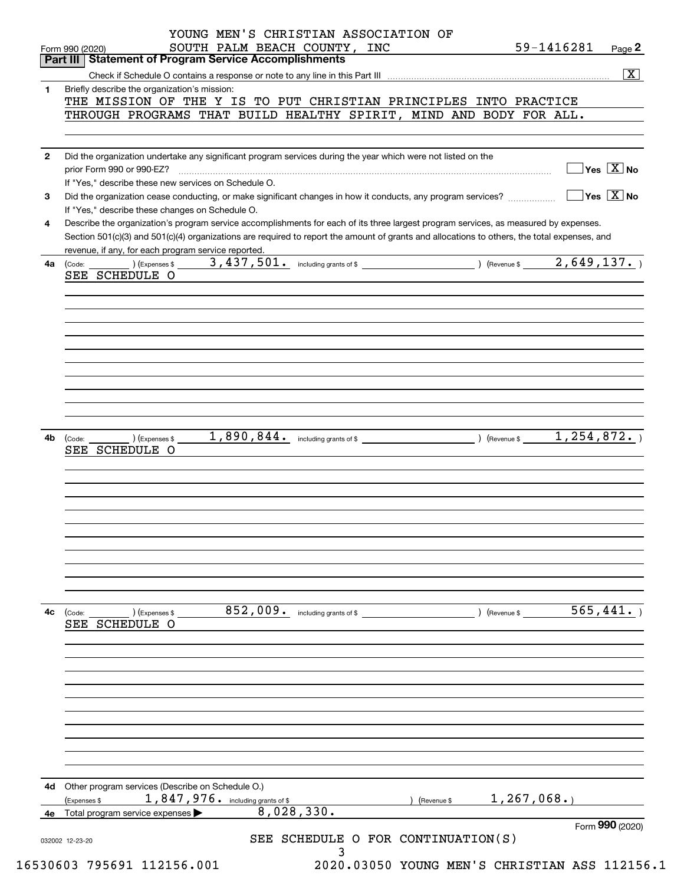YOUNG MEN'S CHRISTIAN ASSOCIATION OF SOUTH PALM BEACH COUNTY, INC 59-1416281

Form 990 (2020) Page **2**

**Part III | Statement of Program Service Accomplishments**

Check if Schedule O contains a response or note to any line in this Part III ........ [X]

**1** Briefly describe the organization's mission:

THE MISSION OF THE Y IS TO PUT CHRISTIAN PRINCIPLES INTO PRACTICE THROUGH PROGRAMS THAT BUILD HEALTHY SPIRIT, MIND AND BODY FOR ALL.

**2** Did the organization undertake any significant program services during the year which were not listed on the prior Form 990 or 990-EZ? ........ [ ] Yes [X] No

If "Yes," describe these new services on Schedule O.

**3** Did the organization cease conducting, or make significant changes in how it conducts, any program services? ........ [ ] Yes [X] No

If "Yes," describe these changes on Schedule O.

**4** Describe the organization's program service accomplishments for each of its three largest program services, as measured by expenses. Section 501(c)(3) and 501(c)(4) organizations are required to report the amount of grants and allocations to others, the total expenses, and revenue, if any, for each program service reported.

**4a** (Code: ) (Expenses $ 3,437,501. including grants of $ ) (Revenue $ 2,649,137. )

SEE SCHEDULE O

**4b** (Code: ) (Expenses $ 1,890,844. including grants of $ ) (Revenue $ 1,254,872. )

SEE SCHEDULE O

**4c** (Code: ) (Expenses $ 852,009. including grants of $ ) (Revenue $ 565,441. )

SEE SCHEDULE O

**4d** Other program services (Describe on Schedule O.)

(Expenses $ 1,847,976. including grants of $ ) (Revenue $ 1,267,068.)

**4e** Total program service expenses ▶ 8,028,330.

Form **990** (2020)

032002 12-23-20

SEE SCHEDULE O FOR CONTINUATION(S)

16530603 795691 112156.001 2020.03050 YOUNG MEN'S CHRISTIAN ASS 112156.1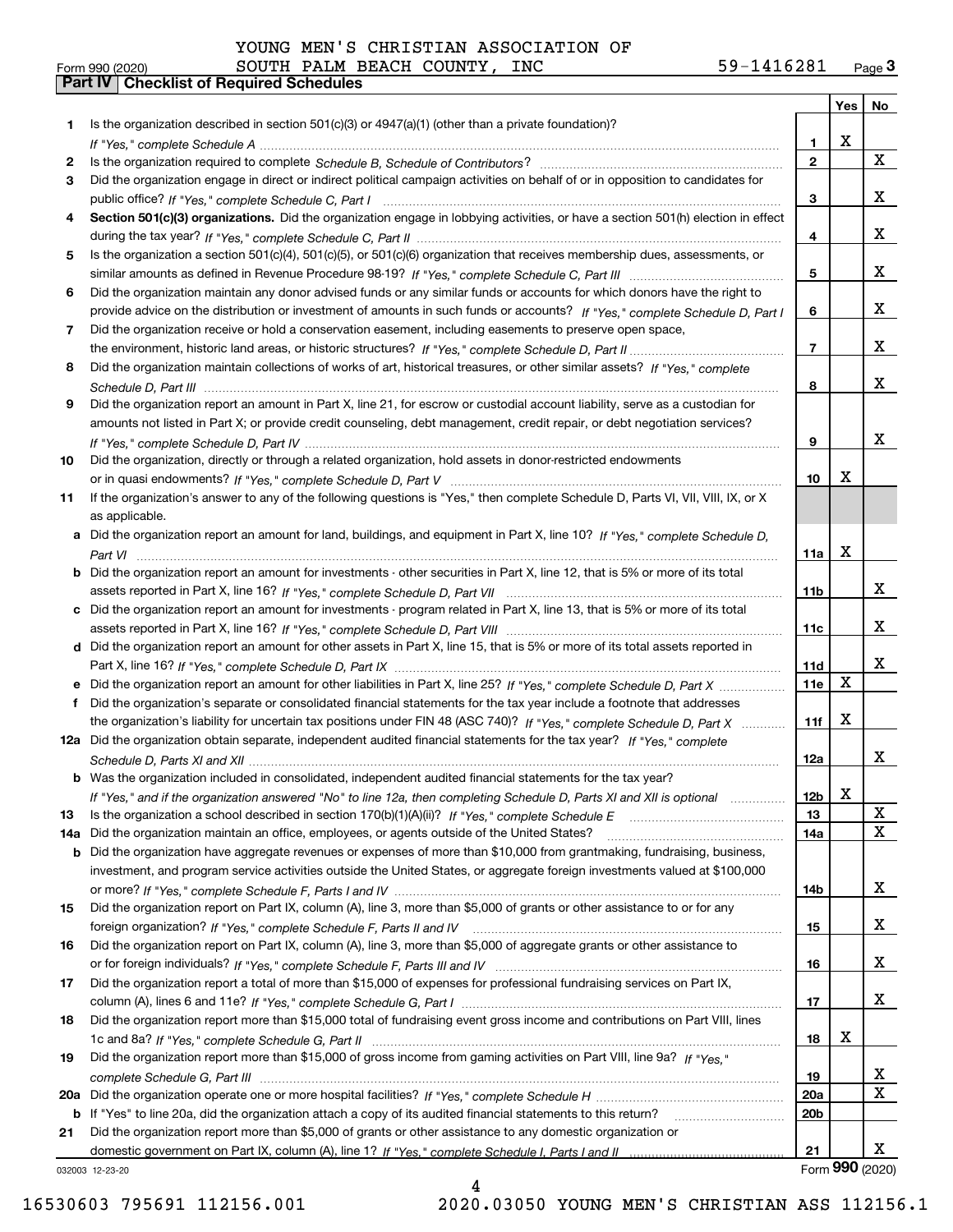YOUNG MEN'S CHRISTIAN ASSOCIATION OF SOUTH PALM BEACH COUNTY, INC 59-1416281

Form 990 (2020)

## Part IV Checklist of Required Schedules

| | | | Yes | No |
|---|---|---|---|---|
| 1 | Is the organization described in section 501(c)(3) or 4947(a)(1) (other than a private foundation)? *If "Yes," complete Schedule A* | 1 | X | |
| 2 | Is the organization required to complete *Schedule B, Schedule of Contributors*? | 2 | | X |
| 3 | Did the organization engage in direct or indirect political campaign activities on behalf of or in opposition to candidates for public office? *If "Yes," complete Schedule C, Part I* | 3 | | X |
| 4 | **Section 501(c)(3) organizations.** Did the organization engage in lobbying activities, or have a section 501(h) election in effect during the tax year? *If "Yes," complete Schedule C, Part II* | 4 | | X |
| 5 | Is the organization a section 501(c)(4), 501(c)(5), or 501(c)(6) organization that receives membership dues, assessments, or similar amounts as defined in Revenue Procedure 98-19? *If "Yes," complete Schedule C, Part III* | 5 | | X |
| 6 | Did the organization maintain any donor advised funds or any similar funds or accounts for which donors have the right to provide advice on the distribution or investment of amounts in such funds or accounts? *If "Yes," complete Schedule D, Part I* | 6 | | X |
| 7 | Did the organization receive or hold a conservation easement, including easements to preserve open space, the environment, historic land areas, or historic structures? *If "Yes," complete Schedule D, Part II* | 7 | | X |
| 8 | Did the organization maintain collections of works of art, historical treasures, or other similar assets? *If "Yes," complete Schedule D, Part III* | 8 | | X |
| 9 | Did the organization report an amount in Part X, line 21, for escrow or custodial account liability, serve as a custodian for amounts not listed in Part X; or provide credit counseling, debt management, credit repair, or debt negotiation services? *If "Yes," complete Schedule D, Part IV* | 9 | | X |
| 10 | Did the organization, directly or through a related organization, hold assets in donor-restricted endowments or in quasi endowments? *If "Yes," complete Schedule D, Part V* | 10 | X | |
| 11 | If the organization's answer to any of the following questions is "Yes," then complete Schedule D, Parts VI, VII, VIII, IX, or X as applicable. | | | |
| a | Did the organization report an amount for land, buildings, and equipment in Part X, line 10? *If "Yes," complete Schedule D, Part VI* | 11a | X | |
| b | Did the organization report an amount for investments - other securities in Part X, line 12, that is 5% or more of its total assets reported in Part X, line 16? *If "Yes," complete Schedule D, Part VII* | 11b | | X |
| c | Did the organization report an amount for investments - program related in Part X, line 13, that is 5% or more of its total assets reported in Part X, line 16? *If "Yes," complete Schedule D, Part VIII* | 11c | | X |
| d | Did the organization report an amount for other assets in Part X, line 15, that is 5% or more of its total assets reported in Part X, line 16? *If "Yes," complete Schedule D, Part IX* | 11d | | X |
| e | Did the organization report an amount for other liabilities in Part X, line 25? *If "Yes," complete Schedule D, Part X* | 11e | X | |
| f | Did the organization's separate or consolidated financial statements for the tax year include a footnote that addresses the organization's liability for uncertain tax positions under FIN 48 (ASC 740)? *If "Yes," complete Schedule D, Part X* | 11f | X | |
| 12a | Did the organization obtain separate, independent audited financial statements for the tax year? *If "Yes," complete Schedule D, Parts XI and XII* | 12a | | X |
| b | Was the organization included in consolidated, independent audited financial statements for the tax year? *If "Yes," and if the organization answered "No" to line 12a, then completing Schedule D, Parts XI and XII is optional* | 12b | X | |
| 13 | Is the organization a school described in section 170(b)(1)(A)(ii)? *If "Yes," complete Schedule E* | 13 | | X |
| 14a | Did the organization maintain an office, employees, or agents outside of the United States? | 14a | | X |
| b | Did the organization have aggregate revenues or expenses of more than $10,000 from grantmaking, fundraising, business, investment, and program service activities outside the United States, or aggregate foreign investments valued at $100,000 or more? *If "Yes," complete Schedule F, Parts I and IV* | 14b | | X |
| 15 | Did the organization report on Part IX, column (A), line 3, more than $5,000 of grants or other assistance to or for any foreign organization? *If "Yes," complete Schedule F, Parts II and IV* | 15 | | X |
| 16 | Did the organization report on Part IX, column (A), line 3, more than $5,000 of aggregate grants or other assistance to or for foreign individuals? *If "Yes," complete Schedule F, Parts III and IV* | 16 | | X |
| 17 | Did the organization report a total of more than $15,000 of expenses for professional fundraising services on Part IX, column (A), lines 6 and 11e? *If "Yes," complete Schedule G, Part I* | 17 | | X |
| 18 | Did the organization report more than $15,000 total of fundraising event gross income and contributions on Part VIII, lines 1c and 8a? *If "Yes," complete Schedule G, Part II* | 18 | X | |
| 19 | Did the organization report more than $15,000 of gross income from gaming activities on Part VIII, line 9a? *If "Yes," complete Schedule G, Part III* | 19 | | X |
| 20a | Did the organization operate one or more hospital facilities? *If "Yes," complete Schedule H* | 20a | | X |
| b | If "Yes" to line 20a, did the organization attach a copy of its audited financial statements to this return? | 20b | | |
| 21 | Did the organization report more than $5,000 of grants or other assistance to any domestic organization or domestic government on Part IX, column (A), line 1? *If "Yes," complete Schedule I, Parts I and II* | 21 | | X |

032003 12-23-20 Form **990** (2020)

16530603 795691 112156.001 2020.03050 YOUNG MEN'S CHRISTIAN ASS 112156.1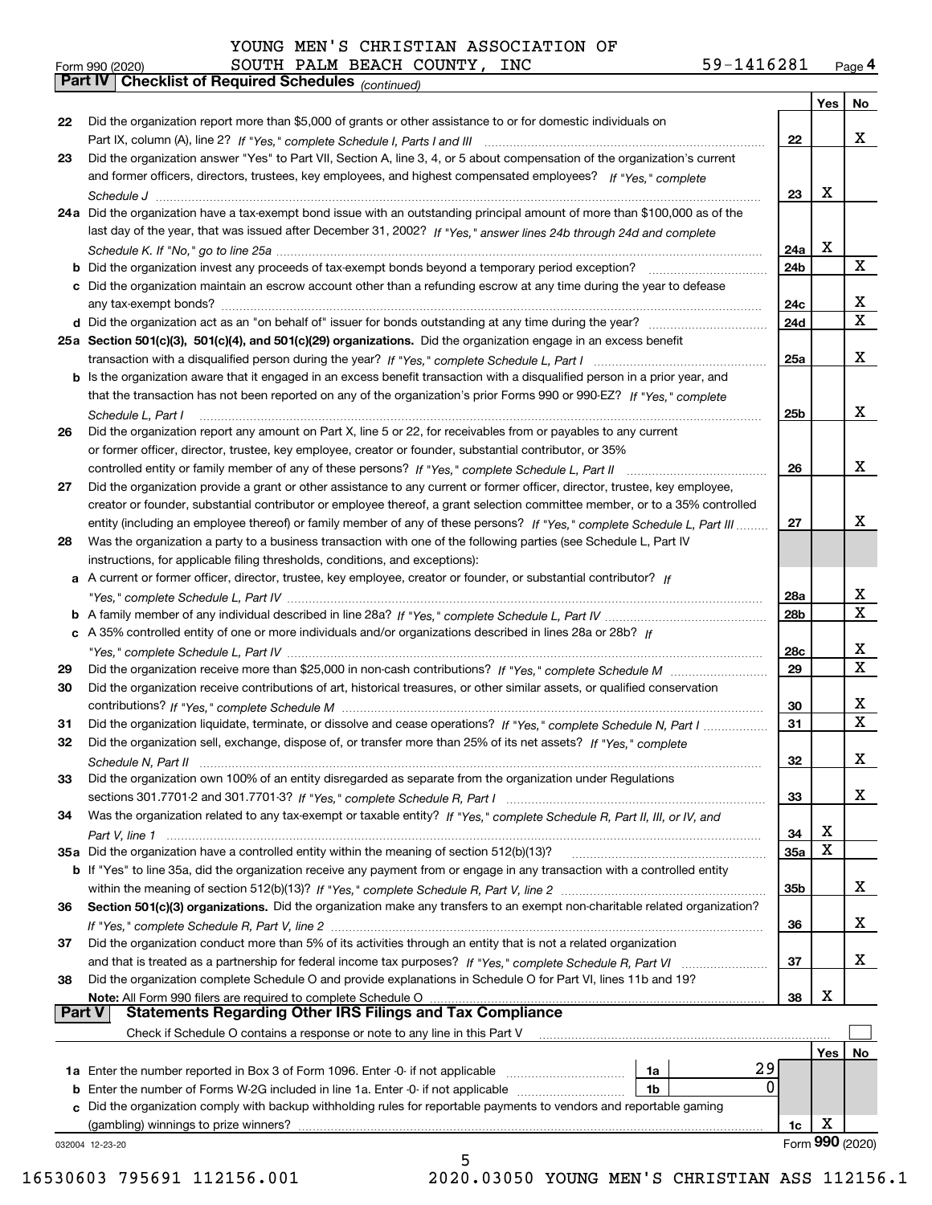YOUNG MEN'S CHRISTIAN ASSOCIATION OF SOUTH PALM BEACH COUNTY, INC — 59-1416281

Form 990 (2020)

## Part IV — Checklist of Required Schedules *(continued)*

| | | | Yes | No |
|---|---|---|---|---|
| 22 | Did the organization report more than $5,000 of grants or other assistance to or for domestic individuals on Part IX, column (A), line 2? *If "Yes," complete Schedule I, Parts I and III* | 22 | | X |
| 23 | Did the organization answer "Yes" to Part VII, Section A, line 3, 4, or 5 about compensation of the organization's current and former officers, directors, trustees, key employees, and highest compensated employees? *If "Yes," complete Schedule J* | 23 | X | |
| 24a | Did the organization have a tax-exempt bond issue with an outstanding principal amount of more than $100,000 as of the last day of the year, that was issued after December 31, 2002? *If "Yes," answer lines 24b through 24d and complete Schedule K. If "No," go to line 25a* | 24a | X | |
| b | Did the organization invest any proceeds of tax-exempt bonds beyond a temporary period exception? | 24b | | X |
| c | Did the organization maintain an escrow account other than a refunding escrow at any time during the year to defease any tax-exempt bonds? | 24c | | X |
| d | Did the organization act as an "on behalf of" issuer for bonds outstanding at any time during the year? | 24d | | X |
| 25a | **Section 501(c)(3), 501(c)(4), and 501(c)(29) organizations.** Did the organization engage in an excess benefit transaction with a disqualified person during the year? *If "Yes," complete Schedule L, Part I* | 25a | | X |
| b | Is the organization aware that it engaged in an excess benefit transaction with a disqualified person in a prior year, and that the transaction has not been reported on any of the organization's prior Forms 990 or 990-EZ? *If "Yes," complete Schedule L, Part I* | 25b | | X |
| 26 | Did the organization report any amount on Part X, line 5 or 22, for receivables from or payables to any current or former officer, director, trustee, key employee, creator or founder, substantial contributor, or 35% controlled entity or family member of any of these persons? *If "Yes," complete Schedule L, Part II* | 26 | | X |
| 27 | Did the organization provide a grant or other assistance to any current or former officer, director, trustee, key employee, creator or founder, substantial contributor or employee thereof, a grant selection committee member, or to a 35% controlled entity (including an employee thereof) or family member of any of these persons? *If "Yes," complete Schedule L, Part III* | 27 | | X |
| 28 | Was the organization a party to a business transaction with one of the following parties (see Schedule L, Part IV instructions, for applicable filing thresholds, conditions, and exceptions): | | | |
| a | A current or former officer, director, trustee, key employee, creator or founder, or substantial contributor? *If "Yes," complete Schedule L, Part IV* | 28a | | X |
| b | A family member of any individual described in line 28a? *If "Yes," complete Schedule L, Part IV* | 28b | | X |
| c | A 35% controlled entity of one or more individuals and/or organizations described in lines 28a or 28b? *If "Yes," complete Schedule L, Part IV* | 28c | | X |
| 29 | Did the organization receive more than $25,000 in non-cash contributions? *If "Yes," complete Schedule M* | 29 | | X |
| 30 | Did the organization receive contributions of art, historical treasures, or other similar assets, or qualified conservation contributions? *If "Yes," complete Schedule M* | 30 | | X |
| 31 | Did the organization liquidate, terminate, or dissolve and cease operations? *If "Yes," complete Schedule N, Part I* | 31 | | X |
| 32 | Did the organization sell, exchange, dispose of, or transfer more than 25% of its net assets? *If "Yes," complete Schedule N, Part II* | 32 | | X |
| 33 | Did the organization own 100% of an entity disregarded as separate from the organization under Regulations sections 301.7701-2 and 301.7701-3? *If "Yes," complete Schedule R, Part I* | 33 | | X |
| 34 | Was the organization related to any tax-exempt or taxable entity? *If "Yes," complete Schedule R, Part II, III, or IV, and Part V, line 1* | 34 | X | |
| 35a | Did the organization have a controlled entity within the meaning of section 512(b)(13)? | 35a | X | |
| b | If "Yes" to line 35a, did the organization receive any payment from or engage in any transaction with a controlled entity within the meaning of section 512(b)(13)? *If "Yes," complete Schedule R, Part V, line 2* | 35b | | X |
| 36 | **Section 501(c)(3) organizations.** Did the organization make any transfers to an exempt non-charitable related organization? *If "Yes," complete Schedule R, Part V, line 2* | 36 | | X |
| 37 | Did the organization conduct more than 5% of its activities through an entity that is not a related organization and that is treated as a partnership for federal income tax purposes? *If "Yes," complete Schedule R, Part VI* | 37 | | X |
| 38 | Did the organization complete Schedule O and provide explanations in Schedule O for Part VI, lines 11b and 19? **Note:** All Form 990 filers are required to complete Schedule O | 38 | X | |

## Part V — Statements Regarding Other IRS Filings and Tax Compliance

Check if Schedule O contains a response or note to any line in this Part V ☐

| | | | | | Yes | No |
|---|---|---|---|---|---|---|
| 1a | Enter the number reported in Box 3 of Form 1096. Enter -0- if not applicable | 1a | 29 | | | |
| b | Enter the number of Forms W-2G included in line 1a. Enter -0- if not applicable | 1b | 0 | | | |
| c | Did the organization comply with backup withholding rules for reportable payments to vendors and reportable gaming (gambling) winnings to prize winners? | | | 1c | X | |

032004 12-23-20

Form **990** (2020)

16530603 795691 112156.001 2020.03050 YOUNG MEN'S CHRISTIAN ASS 112156.1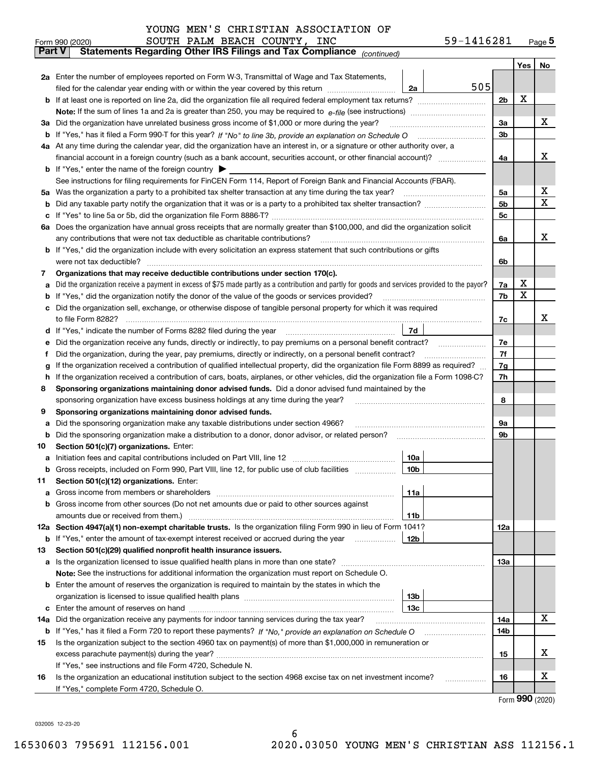YOUNG MEN'S CHRISTIAN ASSOCIATION OF SOUTH PALM BEACH COUNTY, INC — 59-1416281

Form 990 (2020)

## Part V Statements Regarding Other IRS Filings and Tax Compliance *(continued)*

| | | | | | Yes | No |
|---|---|---|---|---|---|---|
| **2a** | Enter the number of employees reported on Form W-3, Transmittal of Wage and Tax Statements, filed for the calendar year ending with or within the year covered by this return | 2a | 505 | | | |
| **b** | If at least one is reported on line 2a, did the organization file all required federal employment tax returns? | | | 2b | X | |
| | **Note:** If the sum of lines 1a and 2a is greater than 250, you may be required to *e-file* (see instructions) | | | | | |
| **3a** | Did the organization have unrelated business gross income of $1,000 or more during the year? | | | 3a | | X |
| **b** | If "Yes," has it filed a Form 990-T for this year? *If "No" to line 3b, provide an explanation on Schedule O* | | | 3b | | |
| **4a** | At any time during the calendar year, did the organization have an interest in, or a signature or other authority over, a financial account in a foreign country (such as a bank account, securities account, or other financial account)? | | | 4a | | X |
| **b** | If "Yes," enter the name of the foreign country ▶ | | | | | |
| | See instructions for filing requirements for FinCEN Form 114, Report of Foreign Bank and Financial Accounts (FBAR). | | | | | |
| **5a** | Was the organization a party to a prohibited tax shelter transaction at any time during the tax year? | | | 5a | | X |
| **b** | Did any taxable party notify the organization that it was or is a party to a prohibited tax shelter transaction? | | | 5b | | X |
| **c** | If "Yes" to line 5a or 5b, did the organization file Form 8886-T? | | | 5c | | |
| **6a** | Does the organization have annual gross receipts that are normally greater than $100,000, and did the organization solicit any contributions that were not tax deductible as charitable contributions? | | | 6a | | X |
| **b** | If "Yes," did the organization include with every solicitation an express statement that such contributions or gifts were not tax deductible? | | | 6b | | |
| **7** | **Organizations that may receive deductible contributions under section 170(c).** | | | | | |
| **a** | Did the organization receive a payment in excess of $75 made partly as a contribution and partly for goods and services provided to the payor? | | | 7a | X | |
| **b** | If "Yes," did the organization notify the donor of the value of the goods or services provided? | | | 7b | X | |
| **c** | Did the organization sell, exchange, or otherwise dispose of tangible personal property for which it was required to file Form 8282? | | | 7c | | X |
| **d** | If "Yes," indicate the number of Forms 8282 filed during the year | 7d | | | | |
| **e** | Did the organization receive any funds, directly or indirectly, to pay premiums on a personal benefit contract? | | | 7e | | |
| **f** | Did the organization, during the year, pay premiums, directly or indirectly, on a personal benefit contract? | | | 7f | | |
| **g** | If the organization received a contribution of qualified intellectual property, did the organization file Form 8899 as required? | | | 7g | | |
| **h** | If the organization received a contribution of cars, boats, airplanes, or other vehicles, did the organization file a Form 1098-C? | | | 7h | | |
| **8** | **Sponsoring organizations maintaining donor advised funds.** Did a donor advised fund maintained by the sponsoring organization have excess business holdings at any time during the year? | | | 8 | | |
| **9** | **Sponsoring organizations maintaining donor advised funds.** | | | | | |
| **a** | Did the sponsoring organization make any taxable distributions under section 4966? | | | 9a | | |
| **b** | Did the sponsoring organization make a distribution to a donor, donor advisor, or related person? | | | 9b | | |
| **10** | **Section 501(c)(7) organizations.** Enter: | | | | | |
| **a** | Initiation fees and capital contributions included on Part VIII, line 12 | 10a | | | | |
| **b** | Gross receipts, included on Form 990, Part VIII, line 12, for public use of club facilities | 10b | | | | |
| **11** | **Section 501(c)(12) organizations.** Enter: | | | | | |
| **a** | Gross income from members or shareholders | 11a | | | | |
| **b** | Gross income from other sources (Do not net amounts due or paid to other sources against amounts due or received from them.) | 11b | | | | |
| **12a** | **Section 4947(a)(1) non-exempt charitable trusts.** Is the organization filing Form 990 in lieu of Form 1041? | | | 12a | | |
| **b** | If "Yes," enter the amount of tax-exempt interest received or accrued during the year | 12b | | | | |
| **13** | **Section 501(c)(29) qualified nonprofit health insurance issuers.** | | | | | |
| **a** | Is the organization licensed to issue qualified health plans in more than one state? | | | 13a | | |
| | **Note:** See the instructions for additional information the organization must report on Schedule O. | | | | | |
| **b** | Enter the amount of reserves the organization is required to maintain by the states in which the organization is licensed to issue qualified health plans | 13b | | | | |
| **c** | Enter the amount of reserves on hand | 13c | | | | |
| **14a** | Did the organization receive any payments for indoor tanning services during the tax year? | | | 14a | | X |
| **b** | If "Yes," has it filed a Form 720 to report these payments? *If "No," provide an explanation on Schedule O* | | | 14b | | |
| **15** | Is the organization subject to the section 4960 tax on payment(s) of more than $1,000,000 in remuneration or excess parachute payment(s) during the year? | | | 15 | | X |
| | If "Yes," see instructions and file Form 4720, Schedule N. | | | | | |
| **16** | Is the organization an educational institution subject to the section 4968 excise tax on net investment income? | | | 16 | | X |
| | If "Yes," complete Form 4720, Schedule O. | | | | | |

Form **990** (2020)

032005 12-23-20

16530603 795691 112156.001 2020.03050 YOUNG MEN'S CHRISTIAN ASS 112156.1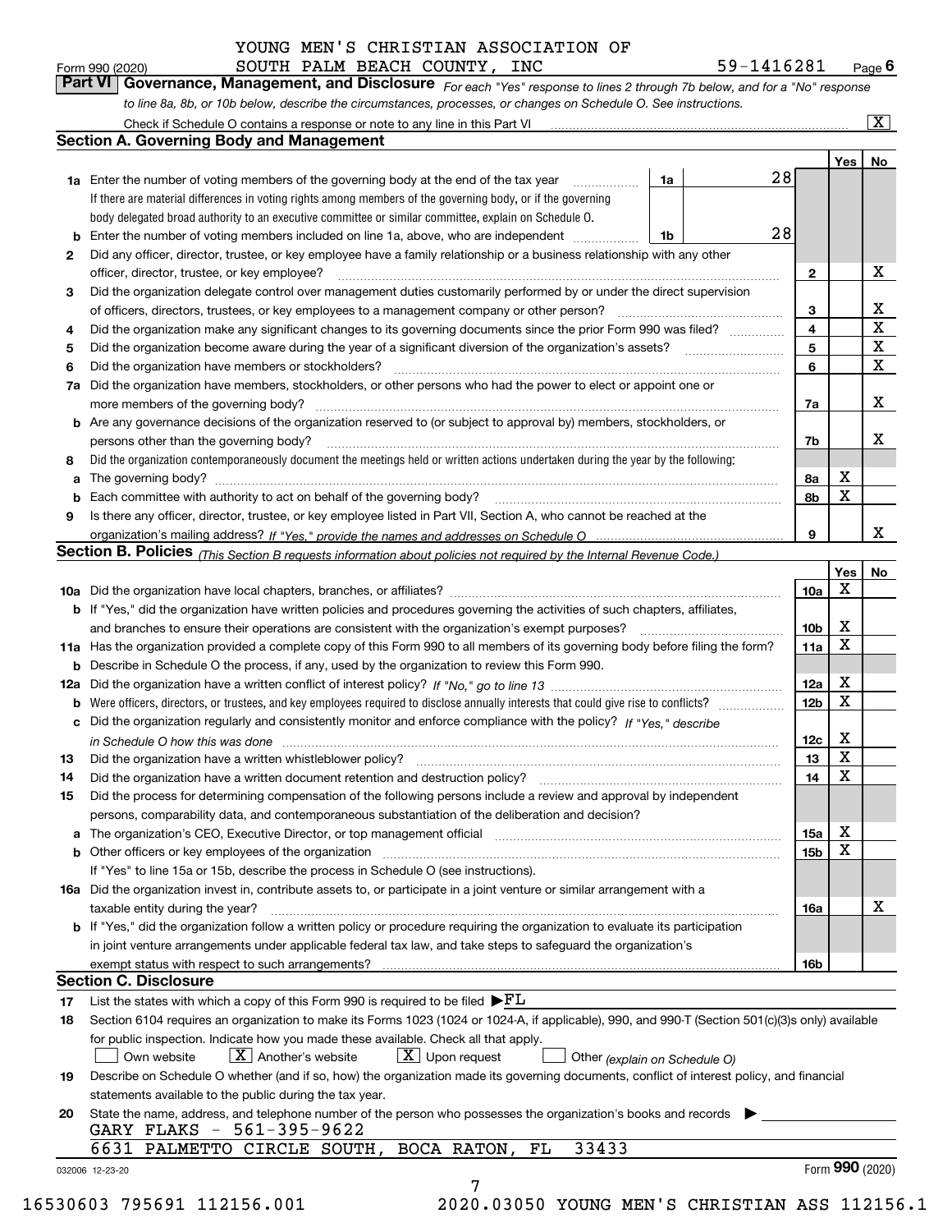YOUNG MEN'S CHRISTIAN ASSOCIATION OF SOUTH PALM BEACH COUNTY, INC 59-1416281

Form 990 (2020) Page 6

## Part VI Governance, Management, and Disclosure

*For each "Yes" response to lines 2 through 7b below, and for a "No" response to line 8a, 8b, or 10b below, describe the circumstances, processes, or changes on Schedule O. See instructions.*

Check if Schedule O contains a response or note to any line in this Part VI [X]

### Section A. Governing Body and Management

| | | | | Yes | No |
|---|---|---|---|---|---|
| **1a** | Enter the number of voting members of the governing body at the end of the tax year. If there are material differences in voting rights among members of the governing body, or if the governing body delegated broad authority to an executive committee or similar committee, explain on Schedule O. | 1a | 28 | | |
| **b** | Enter the number of voting members included on line 1a, above, who are independent | 1b | 28 | | |
| **2** | Did any officer, director, trustee, or key employee have a family relationship or a business relationship with any other officer, director, trustee, or key employee? | 2 | | | X |
| **3** | Did the organization delegate control over management duties customarily performed by or under the direct supervision of officers, directors, trustees, or key employees to a management company or other person? | 3 | | | X |
| **4** | Did the organization make any significant changes to its governing documents since the prior Form 990 was filed? | 4 | | | X |
| **5** | Did the organization become aware during the year of a significant diversion of the organization's assets? | 5 | | | X |
| **6** | Did the organization have members or stockholders? | 6 | | | X |
| **7a** | Did the organization have members, stockholders, or other persons who had the power to elect or appoint one or more members of the governing body? | 7a | | | X |
| **b** | Are any governance decisions of the organization reserved to (or subject to approval by) members, stockholders, or persons other than the governing body? | 7b | | | X |
| **8** | Did the organization contemporaneously document the meetings held or written actions undertaken during the year by the following: | | | | |
| **a** | The governing body? | 8a | | X | |
| **b** | Each committee with authority to act on behalf of the governing body? | 8b | | X | |
| **9** | Is there any officer, director, trustee, or key employee listed in Part VII, Section A, who cannot be reached at the organization's mailing address? *If "Yes," provide the names and addresses on Schedule O* | 9 | | | X |

### Section B. Policies *(This Section B requests information about policies not required by the Internal Revenue Code.)*

| | | | Yes | No |
|---|---|---|---|---|
| **10a** | Did the organization have local chapters, branches, or affiliates? | 10a | X | |
| **b** | If "Yes," did the organization have written policies and procedures governing the activities of such chapters, affiliates, and branches to ensure their operations are consistent with the organization's exempt purposes? | 10b | X | |
| **11a** | Has the organization provided a complete copy of this Form 990 to all members of its governing body before filing the form? | 11a | X | |
| **b** | Describe in Schedule O the process, if any, used by the organization to review this Form 990. | | | |
| **12a** | Did the organization have a written conflict of interest policy? *If "No," go to line 13* | 12a | X | |
| **b** | Were officers, directors, or trustees, and key employees required to disclose annually interests that could give rise to conflicts? | 12b | X | |
| **c** | Did the organization regularly and consistently monitor and enforce compliance with the policy? *If "Yes," describe in Schedule O how this was done* | 12c | X | |
| **13** | Did the organization have a written whistleblower policy? | 13 | X | |
| **14** | Did the organization have a written document retention and destruction policy? | 14 | X | |
| **15** | Did the process for determining compensation of the following persons include a review and approval by independent persons, comparability data, and contemporaneous substantiation of the deliberation and decision? | | | |
| **a** | The organization's CEO, Executive Director, or top management official | 15a | X | |
| **b** | Other officers or key employees of the organization | 15b | X | |
| | If "Yes" to line 15a or 15b, describe the process in Schedule O (see instructions). | | | |
| **16a** | Did the organization invest in, contribute assets to, or participate in a joint venture or similar arrangement with a taxable entity during the year? | 16a | | X |
| **b** | If "Yes," did the organization follow a written policy or procedure requiring the organization to evaluate its participation in joint venture arrangements under applicable federal tax law, and take steps to safeguard the organization's exempt status with respect to such arrangements? | 16b | | |

### Section C. Disclosure

**17** List the states with which a copy of this Form 990 is required to be filed ▶FL

**18** Section 6104 requires an organization to make its Forms 1023 (1024 or 1024-A, if applicable), 990, and 990-T (Section 501(c)(3)s only) available for public inspection. Indicate how you made these available. Check all that apply.

[ ] Own website [X] Another's website [X] Upon request [ ] Other *(explain on Schedule O)*

**19** Describe on Schedule O whether (and if so, how) the organization made its governing documents, conflict of interest policy, and financial statements available to the public during the tax year.

**20** State the name, address, and telephone number of the person who possesses the organization's books and records ▶

GARY FLAKS - 561-395-9622
6631 PALMETTO CIRCLE SOUTH, BOCA RATON, FL 33433

032006 12-23-20 Form **990** (2020)

16530603 795691 112156.001 2020.03050 YOUNG MEN'S CHRISTIAN ASS 112156.1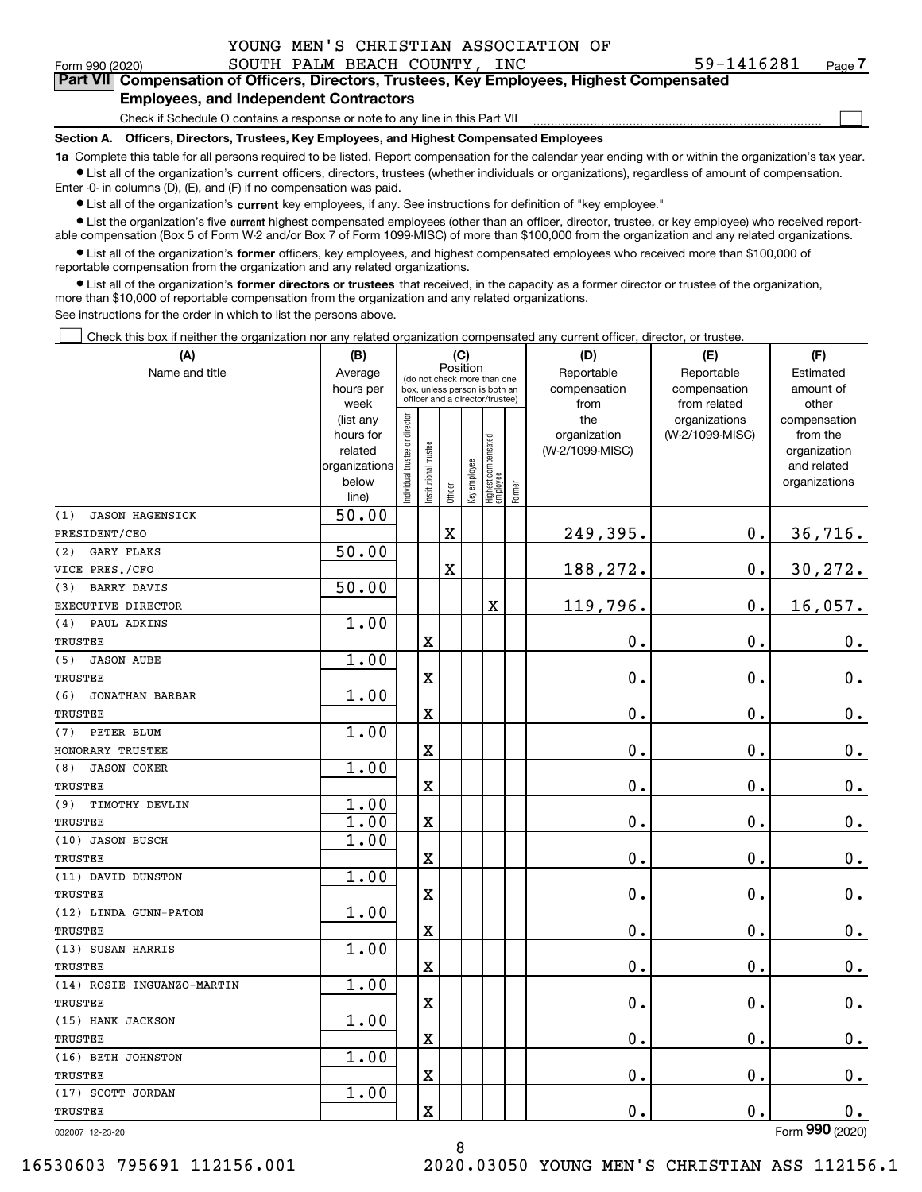YOUNG MEN'S CHRISTIAN ASSOCIATION OF SOUTH PALM BEACH COUNTY, INC 59-1416281

Form 990 (2020) Page 7

**Part VII Compensation of Officers, Directors, Trustees, Key Employees, Highest Compensated Employees, and Independent Contractors**

Check if Schedule O contains a response or note to any line in this Part VII ☐

**Section A. Officers, Directors, Trustees, Key Employees, and Highest Compensated Employees**

**1a** Complete this table for all persons required to be listed. Report compensation for the calendar year ending with or within the organization's tax year.

- List all of the organization's **current** officers, directors, trustees (whether individuals or organizations), regardless of amount of compensation. Enter -0- in columns (D), (E), and (F) if no compensation was paid.
- List all of the organization's **current** key employees, if any. See instructions for definition of "key employee."
- List the organization's five **current** highest compensated employees (other than an officer, director, trustee, or key employee) who received reportable compensation (Box 5 of Form W-2 and/or Box 7 of Form 1099-MISC) of more than $100,000 from the organization and any related organizations.
- List all of the organization's **former** officers, key employees, and highest compensated employees who received more than $100,000 of reportable compensation from the organization and any related organizations.
- List all of the organization's **former directors or trustees** that received, in the capacity as a former director or trustee of the organization, more than $10,000 of reportable compensation from the organization and any related organizations.

See instructions for the order in which to list the persons above.

☐ Check this box if neither the organization nor any related organization compensated any current officer, director, or trustee.

| (A) Name and title | (B) Average hours per week (list any hours for related organizations below line) | (C) Position (do not check more than one box, unless person is both an officer and a director/trustee) | | | | | | (D) Reportable compensation from the organization (W-2/1099-MISC) | (E) Reportable compensation from related organizations (W-2/1099-MISC) | (F) Estimated amount of other compensation from the organization and related organizations |
|---|---|---|---|---|---|---|---|---|---|---|
| | | Individual trustee or director | Institutional trustee | Officer | Key employee | Highest compensated employee | Former | | | |
| (1) JASON HAGENSICK<br>PRESIDENT/CEO | 50.00 | | | X | | | | 249,395. | 0. | 36,716. |
| (2) GARY FLAKS<br>VICE PRES./CFO | 50.00 | | | X | | | | 188,272. | 0. | 30,272. |
| (3) BARRY DAVIS<br>EXECUTIVE DIRECTOR | 50.00 | | | | | X | | 119,796. | 0. | 16,057. |
| (4) PAUL ADKINS<br>TRUSTEE | 1.00 | | X | | | | | 0. | 0. | 0. |
| (5) JASON AUBE<br>TRUSTEE | 1.00 | | X | | | | | 0. | 0. | 0. |
| (6) JONATHAN BARBAR<br>TRUSTEE | 1.00 | | X | | | | | 0. | 0. | 0. |
| (7) PETER BLUM<br>HONORARY TRUSTEE | 1.00 | | X | | | | | 0. | 0. | 0. |
| (8) JASON COKER<br>TRUSTEE | 1.00 | | X | | | | | 0. | 0. | 0. |
| (9) TIMOTHY DEVLIN<br>TRUSTEE | 1.00<br>1.00 | | X | | | | | 0. | 0. | 0. |
| (10) JASON BUSCH<br>TRUSTEE | 1.00 | | X | | | | | 0. | 0. | 0. |
| (11) DAVID DUNSTON<br>TRUSTEE | 1.00 | | X | | | | | 0. | 0. | 0. |
| (12) LINDA GUNN-PATON<br>TRUSTEE | 1.00 | | X | | | | | 0. | 0. | 0. |
| (13) SUSAN HARRIS<br>TRUSTEE | 1.00 | | X | | | | | 0. | 0. | 0. |
| (14) ROSIE INGUANZO-MARTIN<br>TRUSTEE | 1.00 | | X | | | | | 0. | 0. | 0. |
| (15) HANK JACKSON<br>TRUSTEE | 1.00 | | X | | | | | 0. | 0. | 0. |
| (16) BETH JOHNSTON<br>TRUSTEE | 1.00 | | X | | | | | 0. | 0. | 0. |
| (17) SCOTT JORDAN<br>TRUSTEE | 1.00 | | X | | | | | 0. | 0. | 0. |

032007 12-23-20 Form **990** (2020)

16530603 795691 112156.001 2020.03050 YOUNG MEN'S CHRISTIAN ASS 112156.1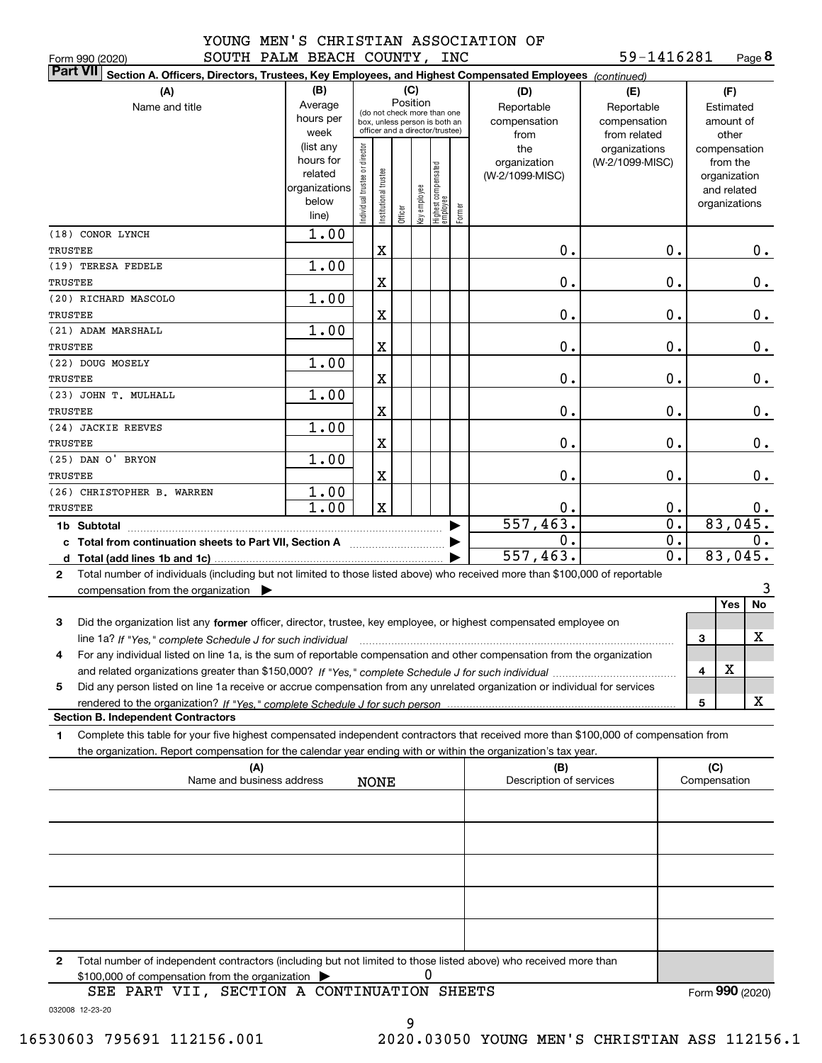YOUNG MEN'S CHRISTIAN ASSOCIATION OF SOUTH PALM BEACH COUNTY, INC — 59-1416281

Form 990 (2020) Page 8

**Part VII** Section A. Officers, Directors, Trustees, Key Employees, and Highest Compensated Employees *(continued)*

| (A) Name and title | (B) Average hours per week (list any hours for related organizations below line) | (C) Position: Individual trustee or director | Institutional trustee | Officer | Key employee | Highest compensated employee | Former | (D) Reportable compensation from the organization (W-2/1099-MISC) | (E) Reportable compensation from related organizations (W-2/1099-MISC) | (F) Estimated amount of other compensation from the organization and related organizations |
|---|---|---|---|---|---|---|---|---|---|---|
| (18) CONOR LYNCH<br>TRUSTEE | 1.00 | | X | | | | | 0. | 0. | 0. |
| (19) TERESA FEDELE<br>TRUSTEE | 1.00 | | X | | | | | 0. | 0. | 0. |
| (20) RICHARD MASCOLO<br>TRUSTEE | 1.00 | | X | | | | | 0. | 0. | 0. |
| (21) ADAM MARSHALL<br>TRUSTEE | 1.00 | | X | | | | | 0. | 0. | 0. |
| (22) DOUG MOSELY<br>TRUSTEE | 1.00 | | X | | | | | 0. | 0. | 0. |
| (23) JOHN T. MULHALL<br>TRUSTEE | 1.00 | | X | | | | | 0. | 0. | 0. |
| (24) JACKIE REEVES<br>TRUSTEE | 1.00 | | X | | | | | 0. | 0. | 0. |
| (25) DAN O' BRYON<br>TRUSTEE | 1.00 | | X | | | | | 0. | 0. | 0. |
| (26) CHRISTOPHER B. WARREN<br>TRUSTEE | 1.00<br>1.00 | | X | | | | | 0. | 0. | 0. |
| 1b Subtotal | | | | | | | | 557,463. | 0. | 83,045. |
| c Total from continuation sheets to Part VII, Section A | | | | | | | | 0. | 0. | 0. |
| d Total (add lines 1b and 1c) | | | | | | | | 557,463. | 0. | 83,045. |

2 Total number of individuals (including but not limited to those listed above) who received more than $100,000 of reportable compensation from the organization ▶ 3

| | | Yes | No |
|---|---|---|---|
| 3 | Did the organization list any **former** officer, director, trustee, key employee, or highest compensated employee on line 1a? *If "Yes," complete Schedule J for such individual* | | X |
| 4 | For any individual listed on line 1a, is the sum of reportable compensation and other compensation from the organization and related organizations greater than $150,000? *If "Yes," complete Schedule J for such individual* | X | |
| 5 | Did any person listed on line 1a receive or accrue compensation from any unrelated organization or individual for services rendered to the organization? *If "Yes," complete Schedule J for such person* | | X |

**Section B. Independent Contractors**

1 Complete this table for your five highest compensated independent contractors that received more than $100,000 of compensation from the organization. Report compensation for the calendar year ending with or within the organization's tax year.

| (A) Name and business address | (B) Description of services | (C) Compensation |
|---|---|---|
| NONE | | |
| | | |
| | | |
| | | |
| | | |

2 Total number of independent contractors (including but not limited to those listed above) who received more than $100,000 of compensation from the organization ▶ 0

SEE PART VII, SECTION A CONTINUATION SHEETS

Form **990** (2020)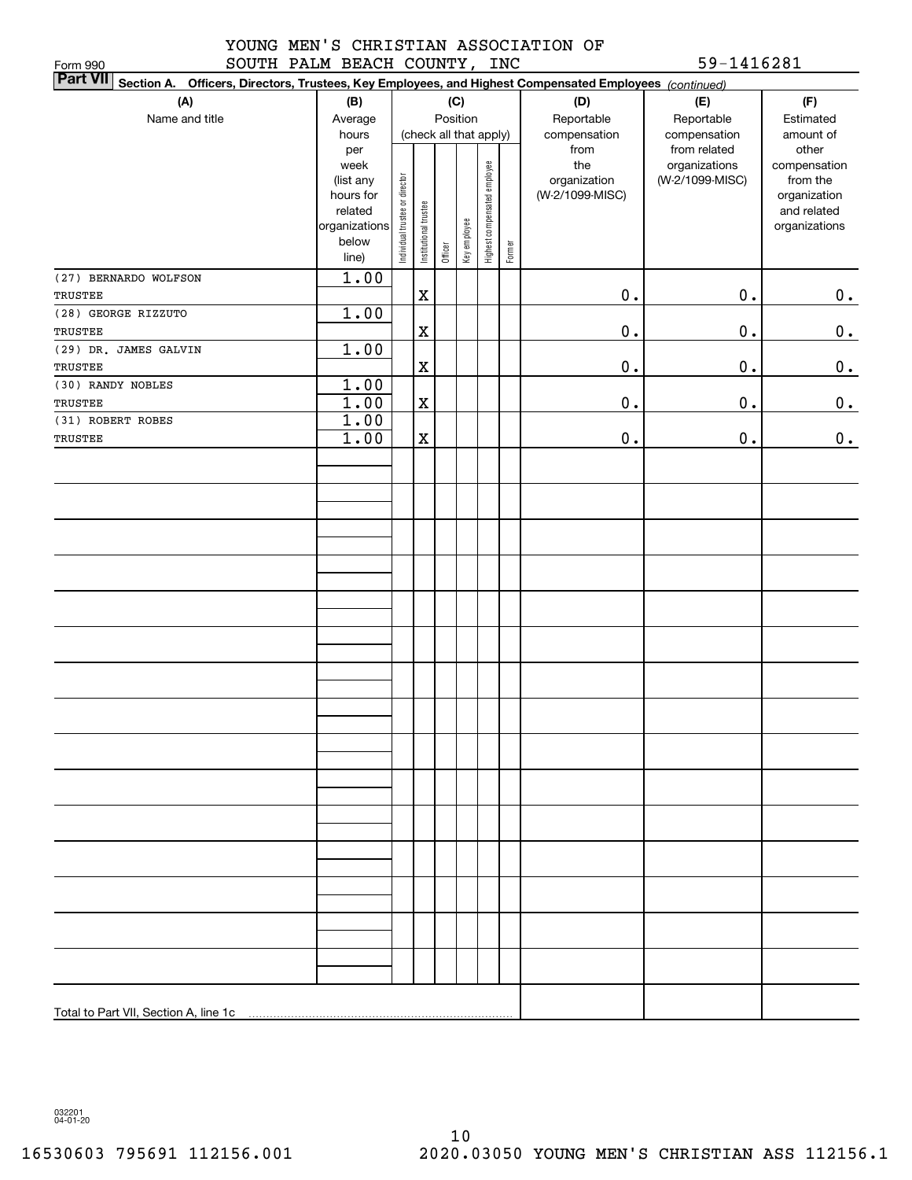YOUNG MEN'S CHRISTIAN ASSOCIATION OF SOUTH PALM BEACH COUNTY, INC

59-1416281

Form 990

**Part VII Section A. Officers, Directors, Trustees, Key Employees, and Highest Compensated Employees** *(continued)*

| (A) Name and title | (B) Average hours per week (list any hours for related organizations below line) | (C) Position (check all that apply): Individual trustee or director | Institutional trustee | Officer | Key employee | Highest compensated employee | Former | (D) Reportable compensation from the organization (W-2/1099-MISC) | (E) Reportable compensation from related organizations (W-2/1099-MISC) | (F) Estimated amount of other compensation from the organization and related organizations |
|---|---|---|---|---|---|---|---|---|---|---|
| (27) BERNARDO WOLFSON<br>TRUSTEE | 1.00 | | X | | | | | 0. | 0. | 0. |
| (28) GEORGE RIZZUTO<br>TRUSTEE | 1.00 | | X | | | | | 0. | 0. | 0. |
| (29) DR. JAMES GALVIN<br>TRUSTEE | 1.00 | | X | | | | | 0. | 0. | 0. |
| (30) RANDY NOBLES<br>TRUSTEE | 1.00<br>1.00 | | X | | | | | 0. | 0. | 0. |
| (31) ROBERT ROBES<br>TRUSTEE | 1.00<br>1.00 | | X | | | | | 0. | 0. | 0. |
| Total to Part VII, Section A, line 1c | | | | | | | | | | |

032201 04-01-20

16530603 795691 112156.001 2020.03050 YOUNG MEN'S CHRISTIAN ASS 112156.1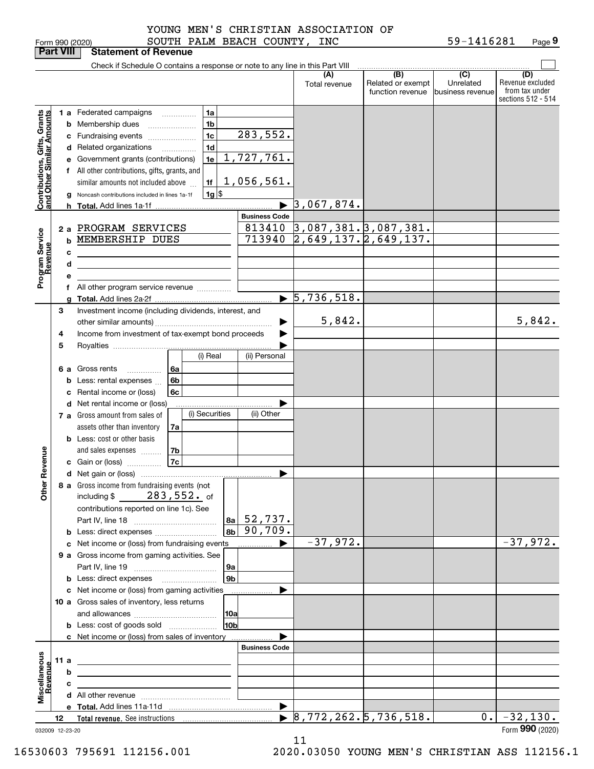YOUNG MEN'S CHRISTIAN ASSOCIATION OF SOUTH PALM BEACH COUNTY, INC 59-1416281

Form 990 (2020) Page 9

## Part VIII Statement of Revenue

Check if Schedule O contains a response or note to any line in this Part VIII

| | | | | (A) Total revenue | (B) Related or exempt function revenue | (C) Unrelated business revenue | (D) Revenue excluded from tax under sections 512 - 514 |
|---|---|---|---|---|---|---|---|
| **Contributions, Gifts, Grants and Other Similar Amounts** | 1 a Federated campaigns | 1a | | | | | |
| | b Membership dues | 1b | | | | | |
| | c Fundraising events | 1c | 283,552. | | | | |
| | d Related organizations | 1d | | | | | |
| | e Government grants (contributions) | 1e | 1,727,761. | | | | |
| | f All other contributions, gifts, grants, and similar amounts not included above | 1f | 1,056,561. | | | | |
| | g Noncash contributions included in lines 1a-1f | 1g | $ | | | | |
| | h Total. Add lines 1a-1f | | ▶ | 3,067,874. | | | |
| **Program Service Revenue** | | | Business Code | | | | |
| | 2 a PROGRAM SERVICES | | 813410 | 3,087,381. | 3,087,381. | | |
| | b MEMBERSHIP DUES | | 713940 | 2,649,137. | 2,649,137. | | |
| | c | | | | | | |
| | d | | | | | | |
| | e | | | | | | |
| | f All other program service revenue | | | | | | |
| | g Total. Add lines 2a-2f | | ▶ | 5,736,518. | | | |
| **Other Revenue** | 3 Investment income (including dividends, interest, and other similar amounts) | | ▶ | 5,842. | | | 5,842. |
| | 4 Income from investment of tax-exempt bond proceeds | | ▶ | | | | |
| | 5 Royalties | | ▶ | | | | |
| | | (i) Real | (ii) Personal | | | | |
| | 6 a Gross rents 6a | | | | | | |
| | b Less: rental expenses 6b | | | | | | |
| | c Rental income or (loss) 6c | | | | | | |
| | d Net rental income or (loss) | | ▶ | | | | |
| | | (i) Securities | (ii) Other | | | | |
| | 7 a Gross amount from sales of assets other than inventory 7a | | | | | | |
| | b Less: cost or other basis and sales expenses 7b | | | | | | |
| | c Gain or (loss) 7c | | | | | | |
| | d Net gain or (loss) | | ▶ | | | | |
| | 8 a Gross income from fundraising events (not including $ 283,552. of contributions reported on line 1c). See Part IV, line 18 | 8a | 52,737. | | | | |
| | b Less: direct expenses | 8b | 90,709. | | | | |
| | c Net income or (loss) from fundraising events | | ▶ | -37,972. | | | -37,972. |
| | 9 a Gross income from gaming activities. See Part IV, line 19 | 9a | | | | | |
| | b Less: direct expenses | 9b | | | | | |
| | c Net income or (loss) from gaming activities | | ▶ | | | | |
| | 10 a Gross sales of inventory, less returns and allowances | 10a | | | | | |
| | b Less: cost of goods sold | 10b | | | | | |
| | c Net income or (loss) from sales of inventory | | ▶ | | | | |
| **Miscellaneous Revenue** | | | Business Code | | | | |
| | 11 a | | | | | | |
| | b | | | | | | |
| | c | | | | | | |
| | d All other revenue | | | | | | |
| | e Total. Add lines 11a-11d | | ▶ | | | | |
| | 12 Total revenue. See instructions | | ▶ | 8,772,262. | 5,736,518. | 0. | -32,130. |

032009 12-23-20 Form 990 (2020)

16530603 795691 112156.001 2020.03050 YOUNG MEN'S CHRISTIAN ASS 112156.1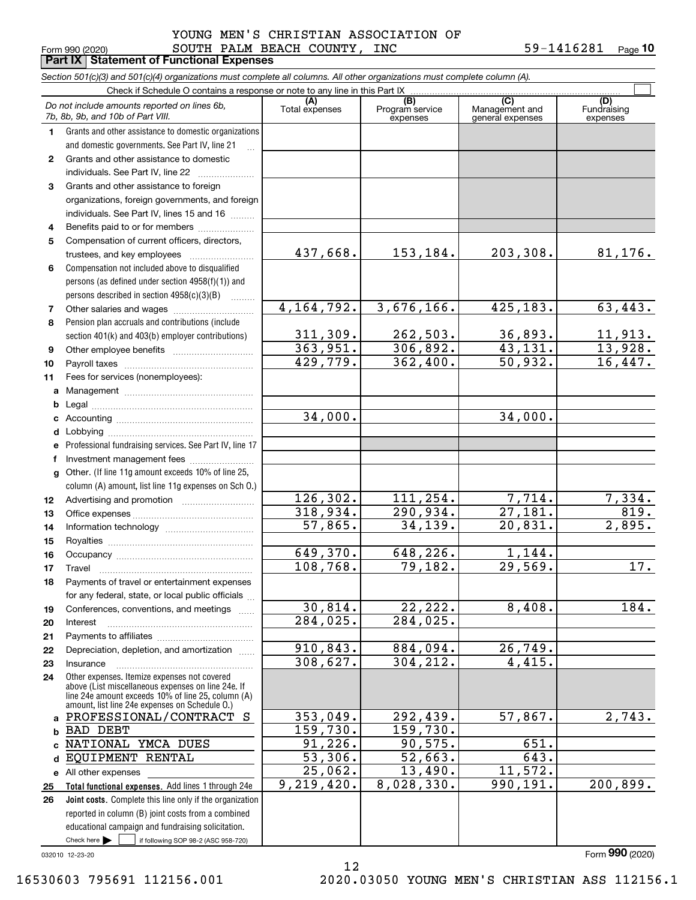YOUNG MEN'S CHRISTIAN ASSOCIATION OF SOUTH PALM BEACH COUNTY, INC

Form 990 (2020) 59-1416281 Page **10**

**Part IX Statement of Functional Expenses**

*Section 501(c)(3) and 501(c)(4) organizations must complete all columns. All other organizations must complete column (A).*

Check if Schedule O contains a response or note to any line in this Part IX ☐

| *Do not include amounts reported on lines 6b, 7b, 8b, 9b, and 10b of Part VIII.* | (A) Total expenses | (B) Program service expenses | (C) Management and general expenses | (D) Fundraising expenses |
|---|---|---|---|---|
| **1** Grants and other assistance to domestic organizations and domestic governments. See Part IV, line 21 | | | | |
| **2** Grants and other assistance to domestic individuals. See Part IV, line 22 | | | | |
| **3** Grants and other assistance to foreign organizations, foreign governments, and foreign individuals. See Part IV, lines 15 and 16 | | | | |
| **4** Benefits paid to or for members | | | | |
| **5** Compensation of current officers, directors, trustees, and key employees | 437,668. | 153,184. | 203,308. | 81,176. |
| **6** Compensation not included above to disqualified persons (as defined under section 4958(f)(1)) and persons described in section 4958(c)(3)(B) | | | | |
| **7** Other salaries and wages | 4,164,792. | 3,676,166. | 425,183. | 63,443. |
| **8** Pension plan accruals and contributions (include section 401(k) and 403(b) employer contributions) | 311,309. | 262,503. | 36,893. | 11,913. |
| **9** Other employee benefits | 363,951. | 306,892. | 43,131. | 13,928. |
| **10** Payroll taxes | 429,779. | 362,400. | 50,932. | 16,447. |
| **11** Fees for services (nonemployees): | | | | |
| **a** Management | | | | |
| **b** Legal | | | | |
| **c** Accounting | 34,000. | | 34,000. | |
| **d** Lobbying | | | | |
| **e** Professional fundraising services. See Part IV, line 17 | | | | |
| **f** Investment management fees | | | | |
| **g** Other. (If line 11g amount exceeds 10% of line 25, column (A) amount, list line 11g expenses on Sch O.) | | | | |
| **12** Advertising and promotion | 126,302. | 111,254. | 7,714. | 7,334. |
| **13** Office expenses | 318,934. | 290,934. | 27,181. | 819. |
| **14** Information technology | 57,865. | 34,139. | 20,831. | 2,895. |
| **15** Royalties | | | | |
| **16** Occupancy | 649,370. | 648,226. | 1,144. | |
| **17** Travel | 108,768. | 79,182. | 29,569. | 17. |
| **18** Payments of travel or entertainment expenses for any federal, state, or local public officials | | | | |
| **19** Conferences, conventions, and meetings | 30,814. | 22,222. | 8,408. | 184. |
| **20** Interest | 284,025. | 284,025. | | |
| **21** Payments to affiliates | | | | |
| **22** Depreciation, depletion, and amortization | 910,843. | 884,094. | 26,749. | |
| **23** Insurance | 308,627. | 304,212. | 4,415. | |
| **24** Other expenses. Itemize expenses not covered above (List miscellaneous expenses on line 24e. If line 24e amount exceeds 10% of line 25, column (A) amount, list line 24e expenses on Schedule O.) | | | | |
| **a** PROFESSIONAL/CONTRACT S | 353,049. | 292,439. | 57,867. | 2,743. |
| **b** BAD DEBT | 159,730. | 159,730. | | |
| **c** NATIONAL YMCA DUES | 91,226. | 90,575. | 651. | |
| **d** EQUIPMENT RENTAL | 53,306. | 52,663. | 643. | |
| **e** All other expenses | 25,062. | 13,490. | 11,572. | |
| **25 Total functional expenses.** Add lines 1 through 24e | 9,219,420. | 8,028,330. | 990,191. | 200,899. |
| **26 Joint costs.** Complete this line only if the organization reported in column (B) joint costs from a combined educational campaign and fundraising solicitation. Check here ☐ if following SOP 98-2 (ASC 958-720) | | | | |

032010 12-23-20

Form **990** (2020)

16530603 795691 112156.001 2020.03050 YOUNG MEN'S CHRISTIAN ASS 112156.1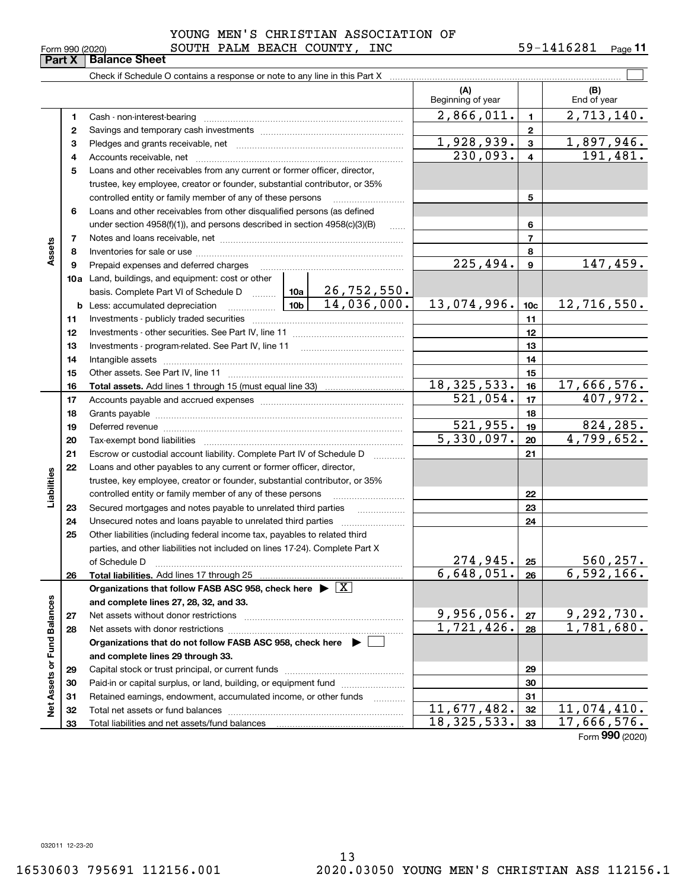YOUNG MEN'S CHRISTIAN ASSOCIATION OF SOUTH PALM BEACH COUNTY, INC 59-1416281

Form 990 (2020)

## Part X Balance Sheet

Check if Schedule O contains a response or note to any line in this Part X

| | | | | (A) Beginning of year | | (B) End of year |
|---|---|---|---|---|---|---|
| **Assets** | 1 | Cash - non-interest-bearing | | 2,866,011. | 1 | 2,713,140. |
| | 2 | Savings and temporary cash investments | | | 2 | |
| | 3 | Pledges and grants receivable, net | | 1,928,939. | 3 | 1,897,946. |
| | 4 | Accounts receivable, net | | 230,093. | 4 | 191,481. |
| | 5 | Loans and other receivables from any current or former officer, director, trustee, key employee, creator or founder, substantial contributor, or 35% controlled entity or family member of any of these persons | | | 5 | |
| | 6 | Loans and other receivables from other disqualified persons (as defined under section 4958(f)(1)), and persons described in section 4958(c)(3)(B) | | | 6 | |
| | 7 | Notes and loans receivable, net | | | 7 | |
| | 8 | Inventories for sale or use | | | 8 | |
| | 9 | Prepaid expenses and deferred charges | | 225,494. | 9 | 147,459. |
| | 10a | Land, buildings, and equipment: cost or other basis. Complete Part VI of Schedule D | 10a 26,752,550. | | | |
| | b | Less: accumulated depreciation | 10b 14,036,000. | 13,074,996. | 10c | 12,716,550. |
| | 11 | Investments - publicly traded securities | | | 11 | |
| | 12 | Investments - other securities. See Part IV, line 11 | | | 12 | |
| | 13 | Investments - program-related. See Part IV, line 11 | | | 13 | |
| | 14 | Intangible assets | | | 14 | |
| | 15 | Other assets. See Part IV, line 11 | | | 15 | |
| | 16 | **Total assets.** Add lines 1 through 15 (must equal line 33) | | 18,325,533. | 16 | 17,666,576. |
| **Liabilities** | 17 | Accounts payable and accrued expenses | | 521,054. | 17 | 407,972. |
| | 18 | Grants payable | | | 18 | |
| | 19 | Deferred revenue | | 521,955. | 19 | 824,285. |
| | 20 | Tax-exempt bond liabilities | | 5,330,097. | 20 | 4,799,652. |
| | 21 | Escrow or custodial account liability. Complete Part IV of Schedule D | | | 21 | |
| | 22 | Loans and other payables to any current or former officer, director, trustee, key employee, creator or founder, substantial contributor, or 35% controlled entity or family member of any of these persons | | | 22 | |
| | 23 | Secured mortgages and notes payable to unrelated third parties | | | 23 | |
| | 24 | Unsecured notes and loans payable to unrelated third parties | | | 24 | |
| | 25 | Other liabilities (including federal income tax, payables to related third parties, and other liabilities not included on lines 17-24). Complete Part X of Schedule D | | 274,945. | 25 | 560,257. |
| | 26 | **Total liabilities.** Add lines 17 through 25 | | 6,648,051. | 26 | 6,592,166. |
| **Net Assets or Fund Balances** | | **Organizations that follow FASB ASC 958, check here** ▶ [X] **and complete lines 27, 28, 32, and 33.** | | | | |
| | 27 | Net assets without donor restrictions | | 9,956,056. | 27 | 9,292,730. |
| | 28 | Net assets with donor restrictions | | 1,721,426. | 28 | 1,781,680. |
| | | **Organizations that do not follow FASB ASC 958, check here** ▶ [ ] **and complete lines 29 through 33.** | | | | |
| | 29 | Capital stock or trust principal, or current funds | | | 29 | |
| | 30 | Paid-in or capital surplus, or land, building, or equipment fund | | | 30 | |
| | 31 | Retained earnings, endowment, accumulated income, or other funds | | | 31 | |
| | 32 | Total net assets or fund balances | | 11,677,482. | 32 | 11,074,410. |
| | 33 | Total liabilities and net assets/fund balances | | 18,325,533. | 33 | 17,666,576. |

Form **990** (2020)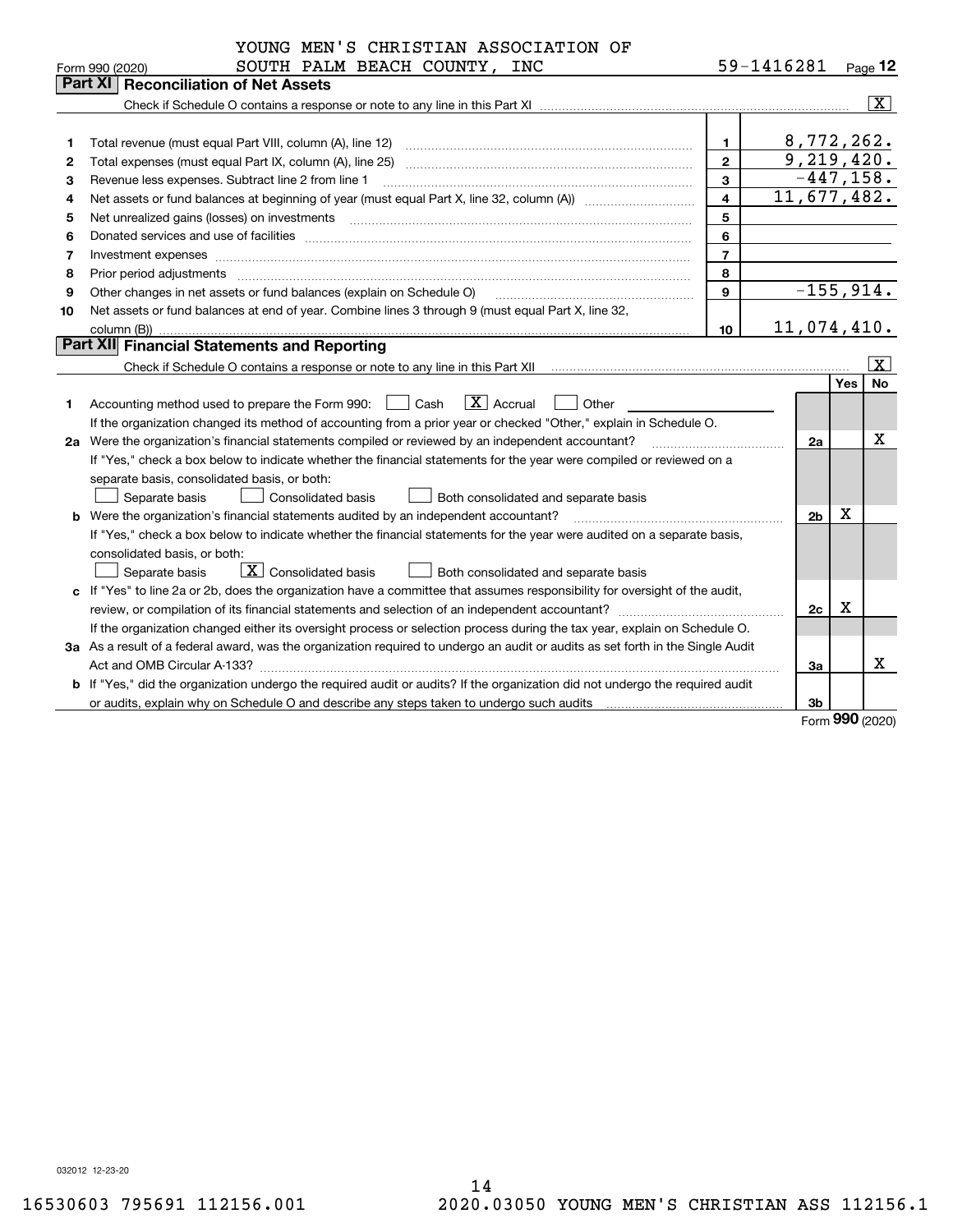YOUNG MEN'S CHRISTIAN ASSOCIATION OF SOUTH PALM BEACH COUNTY, INC — 59-1416281

Form 990 (2020) Page **12**

## Part XI Reconciliation of Net Assets

Check if Schedule O contains a response or note to any line in this Part XI .......... [X]

| | | | |
|---|---|---|---|
| 1 | Total revenue (must equal Part VIII, column (A), line 12) | 1 | 8,772,262. |
| 2 | Total expenses (must equal Part IX, column (A), line 25) | 2 | 9,219,420. |
| 3 | Revenue less expenses. Subtract line 2 from line 1 | 3 | -447,158. |
| 4 | Net assets or fund balances at beginning of year (must equal Part X, line 32, column (A)) | 4 | 11,677,482. |
| 5 | Net unrealized gains (losses) on investments | 5 | |
| 6 | Donated services and use of facilities | 6 | |
| 7 | Investment expenses | 7 | |
| 8 | Prior period adjustments | 8 | |
| 9 | Other changes in net assets or fund balances (explain on Schedule O) | 9 | -155,914. |
| 10 | Net assets or fund balances at end of year. Combine lines 3 through 9 (must equal Part X, line 32, column (B)) | 10 | 11,074,410. |

## Part XII Financial Statements and Reporting

Check if Schedule O contains a response or note to any line in this Part XII .......... [X]

| | | | Yes | No |
|---|---|---|---|---|
| 1 | Accounting method used to prepare the Form 990: [ ] Cash [X] Accrual [ ] Other ______ If the organization changed its method of accounting from a prior year or checked "Other," explain in Schedule O. | | | |
| 2a | Were the organization's financial statements compiled or reviewed by an independent accountant? If "Yes," check a box below to indicate whether the financial statements for the year were compiled or reviewed on a separate basis, consolidated basis, or both: [ ] Separate basis [ ] Consolidated basis [ ] Both consolidated and separate basis | 2a | | X |
| b | Were the organization's financial statements audited by an independent accountant? If "Yes," check a box below to indicate whether the financial statements for the year were audited on a separate basis, consolidated basis, or both: [ ] Separate basis [X] Consolidated basis [ ] Both consolidated and separate basis | 2b | X | |
| c | If "Yes" to line 2a or 2b, does the organization have a committee that assumes responsibility for oversight of the audit, review, or compilation of its financial statements and selection of an independent accountant? If the organization changed either its oversight process or selection process during the tax year, explain on Schedule O. | 2c | X | |
| 3a | As a result of a federal award, was the organization required to undergo an audit or audits as set forth in the Single Audit Act and OMB Circular A-133? | 3a | | X |
| b | If "Yes," did the organization undergo the required audit or audits? If the organization did not undergo the required audit or audits, explain why on Schedule O and describe any steps taken to undergo such audits | 3b | | |

Form **990** (2020)

032012 12-23-20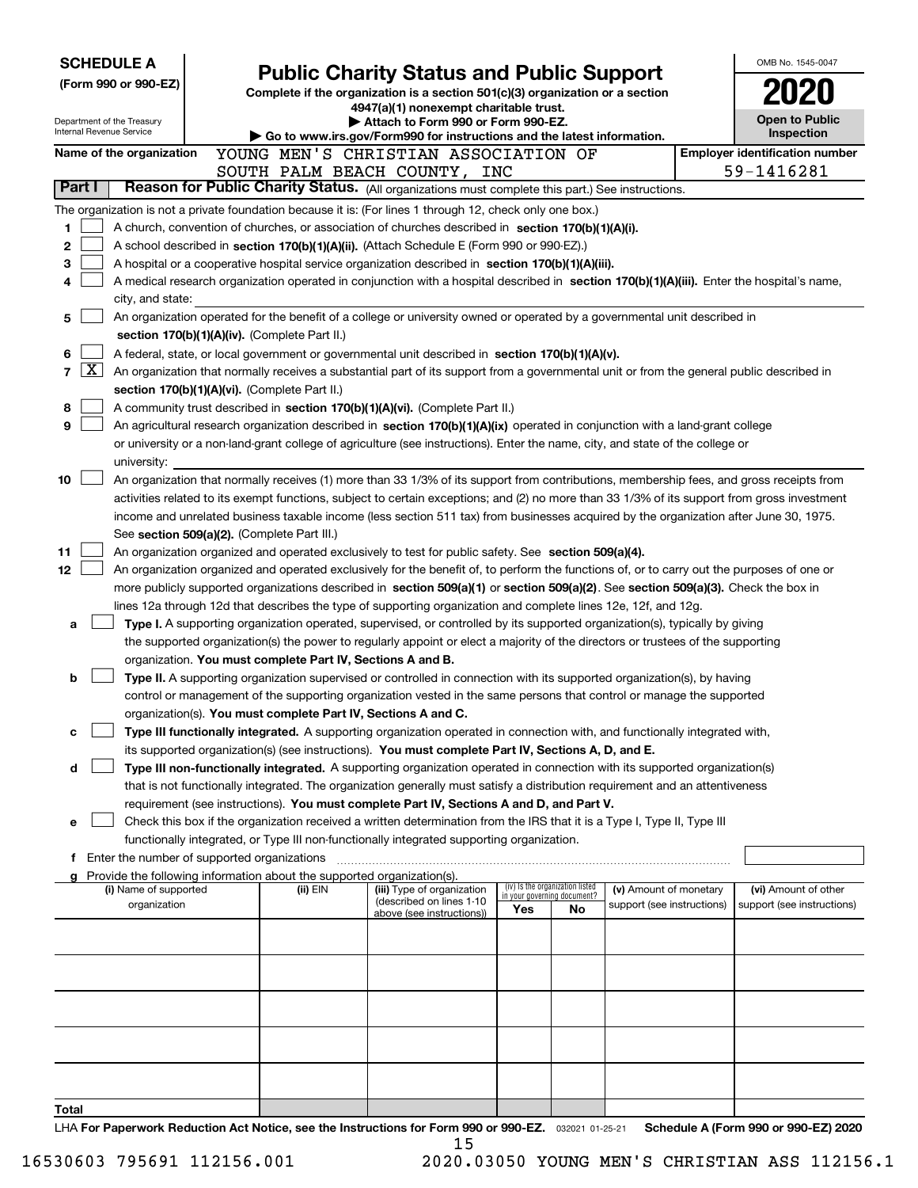**SCHEDULE A**
**(Form 990 or 990-EZ)**

Department of the Treasury
Internal Revenue Service

# Public Charity Status and Public Support

**Complete if the organization is a section 501(c)(3) organization or a section 4947(a)(1) nonexempt charitable trust.**
**▶ Attach to Form 990 or Form 990-EZ.**
**▶ Go to www.irs.gov/Form990 for instructions and the latest information.**

OMB No. 1545-0047
**2020**
**Open to Public Inspection**

**Name of the organization** YOUNG MEN'S CHRISTIAN ASSOCIATION OF SOUTH PALM BEACH COUNTY, INC
**Employer identification number** 59-1416281

## Part I  Reason for Public Charity Status. (All organizations must complete this part.) See instructions.

The organization is not a private foundation because it is: (For lines 1 through 12, check only one box.)

1 ☐ A church, convention of churches, or association of churches described in **section 170(b)(1)(A)(i).**

2 ☐ A school described in **section 170(b)(1)(A)(ii).** (Attach Schedule E (Form 990 or 990-EZ).)

3 ☐ A hospital or a cooperative hospital service organization described in **section 170(b)(1)(A)(iii).**

4 ☐ A medical research organization operated in conjunction with a hospital described in **section 170(b)(1)(A)(iii).** Enter the hospital's name, city, and state:

5 ☐ An organization operated for the benefit of a college or university owned or operated by a governmental unit described in **section 170(b)(1)(A)(iv).** (Complete Part II.)

6 ☐ A federal, state, or local government or governmental unit described in **section 170(b)(1)(A)(v).**

7 ☒ An organization that normally receives a substantial part of its support from a governmental unit or from the general public described in **section 170(b)(1)(A)(vi).** (Complete Part II.)

8 ☐ A community trust described in **section 170(b)(1)(A)(vi).** (Complete Part II.)

9 ☐ An agricultural research organization described in **section 170(b)(1)(A)(ix)** operated in conjunction with a land-grant college or university or a non-land-grant college of agriculture (see instructions). Enter the name, city, and state of the college or university:

10 ☐ An organization that normally receives (1) more than 33 1/3% of its support from contributions, membership fees, and gross receipts from activities related to its exempt functions, subject to certain exceptions; and (2) no more than 33 1/3% of its support from gross investment income and unrelated business taxable income (less section 511 tax) from businesses acquired by the organization after June 30, 1975. See **section 509(a)(2).** (Complete Part III.)

11 ☐ An organization organized and operated exclusively to test for public safety. See **section 509(a)(4).**

12 ☐ An organization organized and operated exclusively for the benefit of, to perform the functions of, or to carry out the purposes of one or more publicly supported organizations described in **section 509(a)(1)** or **section 509(a)(2).** See **section 509(a)(3).** Check the box in lines 12a through 12d that describes the type of supporting organization and complete lines 12e, 12f, and 12g.

a ☐ **Type I.** A supporting organization operated, supervised, or controlled by its supported organization(s), typically by giving the supported organization(s) the power to regularly appoint or elect a majority of the directors or trustees of the supporting organization. **You must complete Part IV, Sections A and B.**

b ☐ **Type II.** A supporting organization supervised or controlled in connection with its supported organization(s), by having control or management of the supporting organization vested in the same persons that control or manage the supported organization(s). **You must complete Part IV, Sections A and C.**

c ☐ **Type III functionally integrated.** A supporting organization operated in connection with, and functionally integrated with, its supported organization(s) (see instructions). **You must complete Part IV, Sections A, D, and E.**

d ☐ **Type III non-functionally integrated.** A supporting organization operated in connection with its supported organization(s) that is not functionally integrated. The organization generally must satisfy a distribution requirement and an attentiveness requirement (see instructions). **You must complete Part IV, Sections A and D, and Part V.**

e ☐ Check this box if the organization received a written determination from the IRS that it is a Type I, Type II, Type III functionally integrated, or Type III non-functionally integrated supporting organization.

f Enter the number of supported organizations

g Provide the following information about the supported organization(s).

| (i) Name of supported organization | (ii) EIN | (iii) Type of organization (described on lines 1-10 above (see instructions)) | (iv) Is the organization listed in your governing document? Yes | No | (v) Amount of monetary support (see instructions) | (vi) Amount of other support (see instructions) |
|---|---|---|---|---|---|---|
| | | | | | | |
| | | | | | | |
| | | | | | | |
| | | | | | | |
| | | | | | | |
| **Total** | | | | | | |

LHA **For Paperwork Reduction Act Notice, see the Instructions for Form 990 or 990-EZ.** 032021 01-25-21 **Schedule A (Form 990 or 990-EZ) 2020**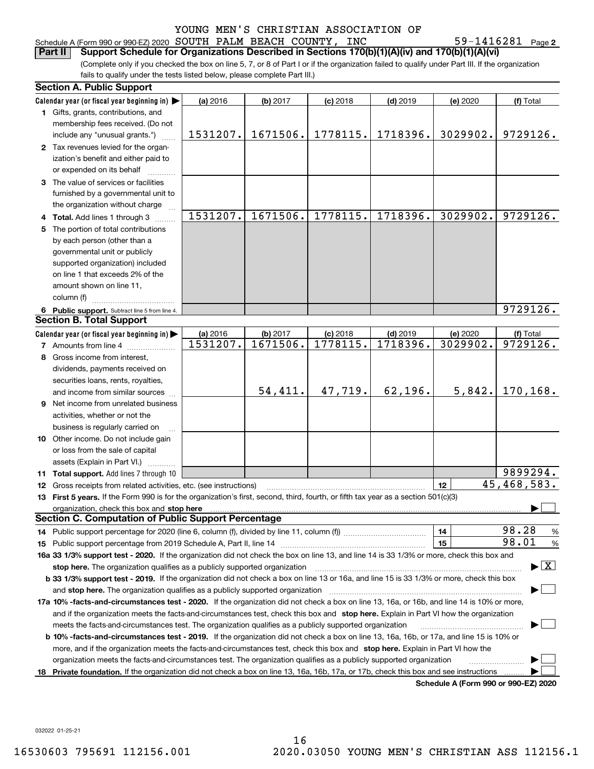Schedule A (Form 990 or 990-EZ) 2020 YOUNG MEN'S CHRISTIAN ASSOCIATION OF SOUTH PALM BEACH COUNTY, INC 59-1416281 Page 2

**Part II Support Schedule for Organizations Described in Sections 170(b)(1)(A)(iv) and 170(b)(1)(A)(vi)**

(Complete only if you checked the box on line 5, 7, or 8 of Part I or if the organization failed to qualify under Part III. If the organization fails to qualify under the tests listed below, please complete Part III.)

**Section A. Public Support**

| Calendar year (or fiscal year beginning in) ▶ | (a) 2016 | (b) 2017 | (c) 2018 | (d) 2019 | (e) 2020 | (f) Total |
|---|---|---|---|---|---|---|
| 1 Gifts, grants, contributions, and membership fees received. (Do not include any "unusual grants.") | 1531207. | 1671506. | 1778115. | 1718396. | 3029902. | 9729126. |
| 2 Tax revenues levied for the organization's benefit and either paid to or expended on its behalf | | | | | | |
| 3 The value of services or facilities furnished by a governmental unit to the organization without charge | | | | | | |
| 4 **Total.** Add lines 1 through 3 | 1531207. | 1671506. | 1778115. | 1718396. | 3029902. | 9729126. |
| 5 The portion of total contributions by each person (other than a governmental unit or publicly supported organization) included on line 1 that exceeds 2% of the amount shown on line 11, column (f) | | | | | | |
| 6 **Public support.** Subtract line 5 from line 4. | | | | | | 9729126. |

**Section B. Total Support**

| Calendar year (or fiscal year beginning in) ▶ | (a) 2016 | (b) 2017 | (c) 2018 | (d) 2019 | (e) 2020 | (f) Total |
|---|---|---|---|---|---|---|
| 7 Amounts from line 4 | 1531207. | 1671506. | 1778115. | 1718396. | 3029902. | 9729126. |
| 8 Gross income from interest, dividends, payments received on securities loans, rents, royalties, and income from similar sources | | 54,411. | 47,719. | 62,196. | 5,842. | 170,168. |
| 9 Net income from unrelated business activities, whether or not the business is regularly carried on | | | | | | |
| 10 Other income. Do not include gain or loss from the sale of capital assets (Explain in Part VI.) | | | | | | |
| 11 **Total support.** Add lines 7 through 10 | | | | | | 9899294. |

12 Gross receipts from related activities, etc. (see instructions) | 12 | 45,468,583.

13 **First 5 years.** If the Form 990 is for the organization's first, second, third, fourth, or fifth tax year as a section 501(c)(3) organization, check this box and **stop here** ▶ ☐

**Section C. Computation of Public Support Percentage**

14 Public support percentage for 2020 (line 6, column (f), divided by line 11, column (f)) | 14 | 98.28 %

15 Public support percentage from 2019 Schedule A, Part II, line 14 | 15 | 98.01 %

**16a 33 1/3% support test - 2020.** If the organization did not check the box on line 13, and line 14 is 33 1/3% or more, check this box and **stop here.** The organization qualifies as a publicly supported organization ▶ ☒

**b 33 1/3% support test - 2019.** If the organization did not check a box on line 13 or 16a, and line 15 is 33 1/3% or more, check this box and **stop here.** The organization qualifies as a publicly supported organization ▶ ☐

**17a 10% -facts-and-circumstances test - 2020.** If the organization did not check a box on line 13, 16a, or 16b, and line 14 is 10% or more, and if the organization meets the facts-and-circumstances test, check this box and **stop here.** Explain in Part VI how the organization meets the facts-and-circumstances test. The organization qualifies as a publicly supported organization ▶ ☐

**b 10% -facts-and-circumstances test - 2019.** If the organization did not check a box on line 13, 16a, 16b, or 17a, and line 15 is 10% or more, and if the organization meets the facts-and-circumstances test, check this box and **stop here.** Explain in Part VI how the organization meets the facts-and-circumstances test. The organization qualifies as a publicly supported organization ▶ ☐

**18 Private foundation.** If the organization did not check a box on line 13, 16a, 16b, 17a, or 17b, check this box and see instructions ▶ ☐

**Schedule A (Form 990 or 990-EZ) 2020**

032022 01-25-21

16530603 795691 112156.001 2020.03050 YOUNG MEN'S CHRISTIAN ASS 112156.1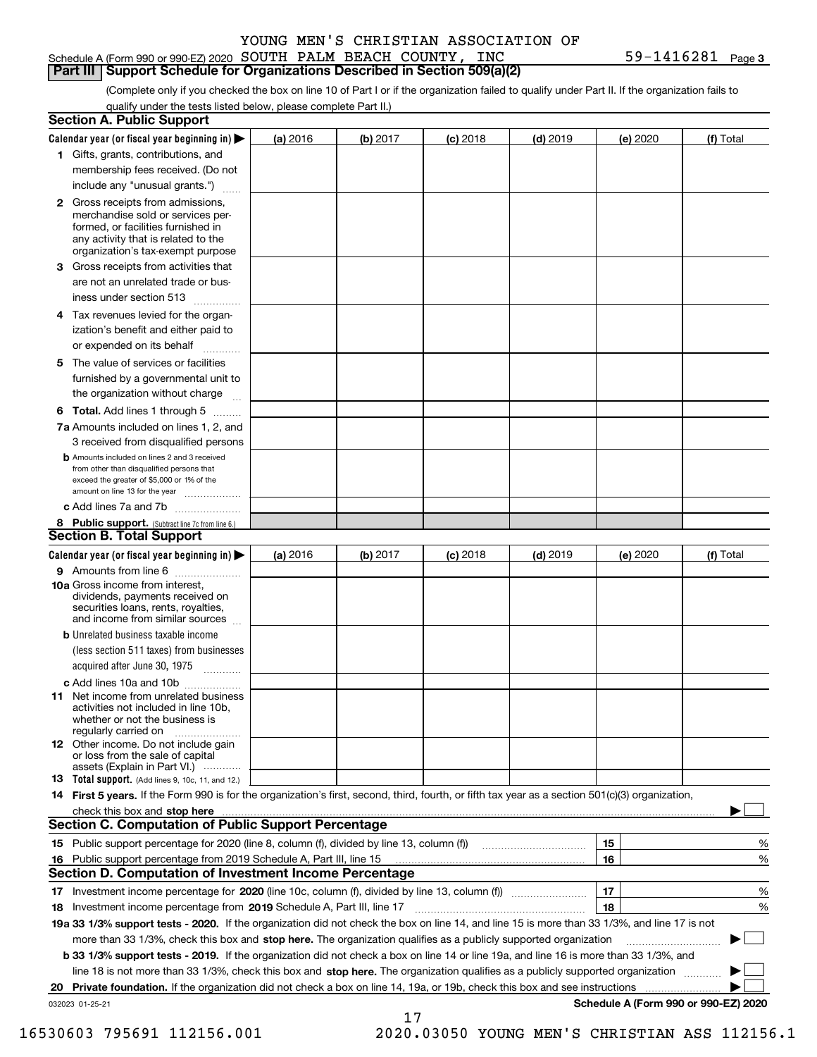YOUNG MEN'S CHRISTIAN ASSOCIATION OF

Schedule A (Form 990 or 990-EZ) 2020 SOUTH PALM BEACH COUNTY, INC 59-1416281 Page 3

## Part III Support Schedule for Organizations Described in Section 509(a)(2)

(Complete only if you checked the box on line 10 of Part I or if the organization failed to qualify under Part II. If the organization fails to qualify under the tests listed below, please complete Part II.)

### Section A. Public Support

| Calendar year (or fiscal year beginning in) ▶ | (a) 2016 | (b) 2017 | (c) 2018 | (d) 2019 | (e) 2020 | (f) Total |
|---|---|---|---|---|---|---|
| 1 Gifts, grants, contributions, and membership fees received. (Do not include any "unusual grants.") | | | | | | |
| 2 Gross receipts from admissions, merchandise sold or services performed, or facilities furnished in any activity that is related to the organization's tax-exempt purpose | | | | | | |
| 3 Gross receipts from activities that are not an unrelated trade or business under section 513 | | | | | | |
| 4 Tax revenues levied for the organization's benefit and either paid to or expended on its behalf | | | | | | |
| 5 The value of services or facilities furnished by a governmental unit to the organization without charge | | | | | | |
| 6 **Total.** Add lines 1 through 5 | | | | | | |
| 7a Amounts included on lines 1, 2, and 3 received from disqualified persons | | | | | | |
| b Amounts included on lines 2 and 3 received from other than disqualified persons that exceed the greater of $5,000 or 1% of the amount on line 13 for the year | | | | | | |
| c Add lines 7a and 7b | | | | | | |
| 8 **Public support.** (Subtract line 7c from line 6.) | | | | | | |

### Section B. Total Support

| Calendar year (or fiscal year beginning in) ▶ | (a) 2016 | (b) 2017 | (c) 2018 | (d) 2019 | (e) 2020 | (f) Total |
|---|---|---|---|---|---|---|
| 9 Amounts from line 6 | | | | | | |
| 10a Gross income from interest, dividends, payments received on securities loans, rents, royalties, and income from similar sources | | | | | | |
| b Unrelated business taxable income (less section 511 taxes) from businesses acquired after June 30, 1975 | | | | | | |
| c Add lines 10a and 10b | | | | | | |
| 11 Net income from unrelated business activities not included in line 10b, whether or not the business is regularly carried on | | | | | | |
| 12 Other income. Do not include gain or loss from the sale of capital assets (Explain in Part VI.) | | | | | | |
| 13 **Total support.** (Add lines 9, 10c, 11, and 12.) | | | | | | |

14 **First 5 years.** If the Form 990 is for the organization's first, second, third, fourth, or fifth tax year as a section 501(c)(3) organization, check this box and **stop here** ▶ ☐

### Section C. Computation of Public Support Percentage

| | | | |
|---|---|---|---|
| 15 | Public support percentage for 2020 (line 8, column (f), divided by line 13, column (f)) | 15 | % |
| 16 | Public support percentage from 2019 Schedule A, Part III, line 15 | 16 | % |

### Section D. Computation of Investment Income Percentage

| | | | |
|---|---|---|---|
| 17 | Investment income percentage for **2020** (line 10c, column (f), divided by line 13, column (f)) | 17 | % |
| 18 | Investment income percentage from **2019** Schedule A, Part III, line 17 | 18 | % |

**19a 33 1/3% support tests - 2020.** If the organization did not check the box on line 14, and line 15 is more than 33 1/3%, and line 17 is not more than 33 1/3%, check this box and **stop here.** The organization qualifies as a publicly supported organization ▶ ☐

**b 33 1/3% support tests - 2019.** If the organization did not check a box on line 14 or line 19a, and line 16 is more than 33 1/3%, and line 18 is not more than 33 1/3%, check this box and **stop here.** The organization qualifies as a publicly supported organization ▶ ☐

**20 Private foundation.** If the organization did not check a box on line 14, 19a, or 19b, check this box and see instructions ▶ ☐

032023 01-25-21 **Schedule A (Form 990 or 990-EZ) 2020**

16530603 795691 112156.001 2020.03050 YOUNG MEN'S CHRISTIAN ASS 112156.1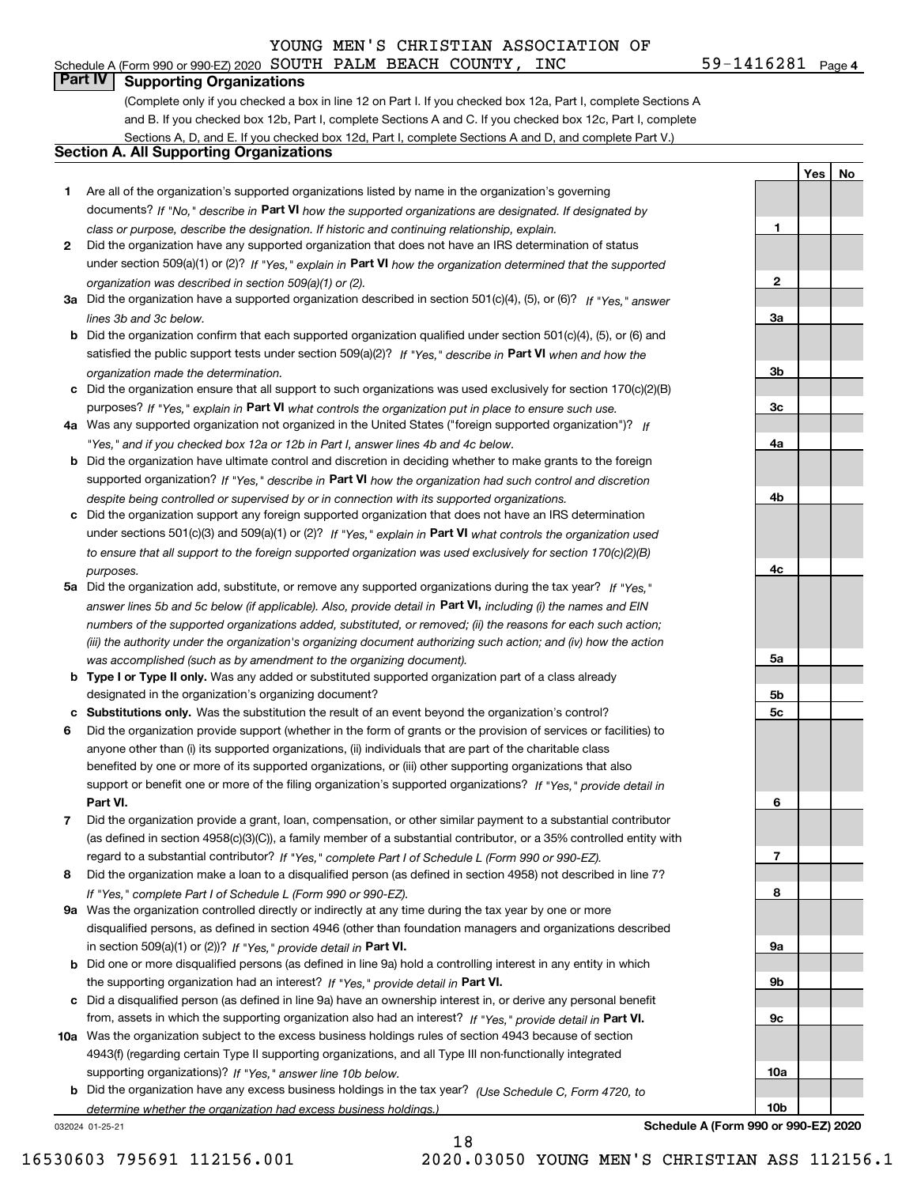YOUNG MEN'S CHRISTIAN ASSOCIATION OF

Schedule A (Form 990 or 990-EZ) 2020 SOUTH PALM BEACH COUNTY, INC 59-1416281 Page 4

## Part IV Supporting Organizations

(Complete only if you checked a box in line 12 on Part I. If you checked box 12a, Part I, complete Sections A and B. If you checked box 12b, Part I, complete Sections A and C. If you checked box 12c, Part I, complete Sections A, D, and E. If you checked box 12d, Part I, complete Sections A and D, and complete Part V.)

### Section A. All Supporting Organizations

| | | | Yes | No |
|---|---|---|---|---|
| **1** | Are all of the organization's supported organizations listed by name in the organization's governing documents? *If "No," describe in* **Part VI** *how the supported organizations are designated. If designated by class or purpose, describe the designation. If historic and continuing relationship, explain.* | 1 | | |
| **2** | Did the organization have any supported organization that does not have an IRS determination of status under section 509(a)(1) or (2)? *If "Yes," explain in* **Part VI** *how the organization determined that the supported organization was described in section 509(a)(1) or (2).* | 2 | | |
| **3a** | Did the organization have a supported organization described in section 501(c)(4), (5), or (6)? *If "Yes," answer lines 3b and 3c below.* | 3a | | |
| **b** | Did the organization confirm that each supported organization qualified under section 501(c)(4), (5), or (6) and satisfied the public support tests under section 509(a)(2)? *If "Yes," describe in* **Part VI** *when and how the organization made the determination.* | 3b | | |
| **c** | Did the organization ensure that all support to such organizations was used exclusively for section 170(c)(2)(B) purposes? *If "Yes," explain in* **Part VI** *what controls the organization put in place to ensure such use.* | 3c | | |
| **4a** | Was any supported organization not organized in the United States ("foreign supported organization")? *If "Yes," and if you checked box 12a or 12b in Part I, answer lines 4b and 4c below.* | 4a | | |
| **b** | Did the organization have ultimate control and discretion in deciding whether to make grants to the foreign supported organization? *If "Yes," describe in* **Part VI** *how the organization had such control and discretion despite being controlled or supervised by or in connection with its supported organizations.* | 4b | | |
| **c** | Did the organization support any foreign supported organization that does not have an IRS determination under sections 501(c)(3) and 509(a)(1) or (2)? *If "Yes," explain in* **Part VI** *what controls the organization used to ensure that all support to the foreign supported organization was used exclusively for section 170(c)(2)(B) purposes.* | 4c | | |
| **5a** | Did the organization add, substitute, or remove any supported organizations during the tax year? *If "Yes," answer lines 5b and 5c below (if applicable). Also, provide detail in* **Part VI,** *including (i) the names and EIN numbers of the supported organizations added, substituted, or removed; (ii) the reasons for each such action; (iii) the authority under the organization's organizing document authorizing such action; and (iv) how the action was accomplished (such as by amendment to the organizing document).* | 5a | | |
| **b** | **Type I or Type II only.** Was any added or substituted supported organization part of a class already designated in the organization's organizing document? | 5b | | |
| **c** | **Substitutions only.** Was the substitution the result of an event beyond the organization's control? | 5c | | |
| **6** | Did the organization provide support (whether in the form of grants or the provision of services or facilities) to anyone other than (i) its supported organizations, (ii) individuals that are part of the charitable class benefited by one or more of its supported organizations, or (iii) other supporting organizations that also support or benefit one or more of the filing organization's supported organizations? *If "Yes," provide detail in* **Part VI.** | 6 | | |
| **7** | Did the organization provide a grant, loan, compensation, or other similar payment to a substantial contributor (as defined in section 4958(c)(3)(C)), a family member of a substantial contributor, or a 35% controlled entity with regard to a substantial contributor? *If "Yes," complete Part I of Schedule L (Form 990 or 990-EZ).* | 7 | | |
| **8** | Did the organization make a loan to a disqualified person (as defined in section 4958) not described in line 7? *If "Yes," complete Part I of Schedule L (Form 990 or 990-EZ).* | 8 | | |
| **9a** | Was the organization controlled directly or indirectly at any time during the tax year by one or more disqualified persons, as defined in section 4946 (other than foundation managers and organizations described in section 509(a)(1) or (2))? *If "Yes," provide detail in* **Part VI.** | 9a | | |
| **b** | Did one or more disqualified persons (as defined in line 9a) hold a controlling interest in any entity in which the supporting organization had an interest? *If "Yes," provide detail in* **Part VI.** | 9b | | |
| **c** | Did a disqualified person (as defined in line 9a) have an ownership interest in, or derive any personal benefit from, assets in which the supporting organization also had an interest? *If "Yes," provide detail in* **Part VI.** | 9c | | |
| **10a** | Was the organization subject to the excess business holdings rules of section 4943 because of section 4943(f) (regarding certain Type II supporting organizations, and all Type III non-functionally integrated supporting organizations)? *If "Yes," answer line 10b below.* | 10a | | |
| **b** | Did the organization have any excess business holdings in the tax year? *(Use Schedule C, Form 4720, to determine whether the organization had excess business holdings.)* | 10b | | |

032024 01-25-21 **Schedule A (Form 990 or 990-EZ) 2020**

16530603 795691 112156.001 2020.03050 YOUNG MEN'S CHRISTIAN ASS 112156.1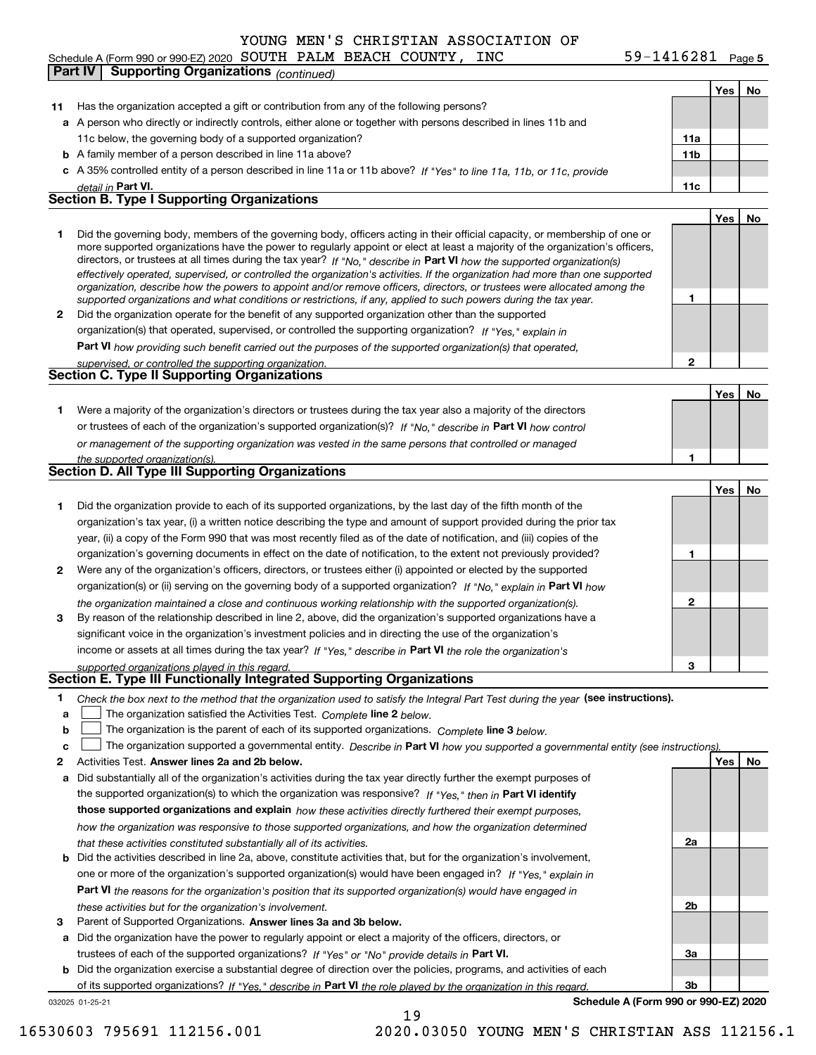YOUNG MEN'S CHRISTIAN ASSOCIATION OF

Schedule A (Form 990 or 990-EZ) 2020 SOUTH PALM BEACH COUNTY, INC 59-1416281 Page 5

**Part IV Supporting Organizations** *(continued)*

| | | | Yes | No |
|---|---|---|---|---|
| **11** | Has the organization accepted a gift or contribution from any of the following persons? | | | |
| **a** | A person who directly or indirectly controls, either alone or together with persons described in lines 11b and 11c below, the governing body of a supported organization? | **11a** | | |
| **b** | A family member of a person described in line 11a above? | **11b** | | |
| **c** | A 35% controlled entity of a person described in line 11a or 11b above? *If "Yes" to line 11a, 11b, or 11c, provide detail in* **Part VI.** | **11c** | | |

## Section B. Type I Supporting Organizations

| | | | Yes | No |
|---|---|---|---|---|
| **1** | Did the governing body, members of the governing body, officers acting in their official capacity, or membership of one or more supported organizations have the power to regularly appoint or elect at least a majority of the organization's officers, directors, or trustees at all times during the tax year? *If "No," describe in* **Part VI** *how the supported organization(s) effectively operated, supervised, or controlled the organization's activities. If the organization had more than one supported organization, describe how the powers to appoint and/or remove officers, directors, or trustees were allocated among the supported organizations and what conditions or restrictions, if any, applied to such powers during the tax year.* | **1** | | |
| **2** | Did the organization operate for the benefit of any supported organization other than the supported organization(s) that operated, supervised, or controlled the supporting organization? *If "Yes," explain in* **Part VI** *how providing such benefit carried out the purposes of the supported organization(s) that operated, supervised, or controlled the supporting organization.* | **2** | | |

## Section C. Type II Supporting Organizations

| | | | Yes | No |
|---|---|---|---|---|
| **1** | Were a majority of the organization's directors or trustees during the tax year also a majority of the directors or trustees of each of the organization's supported organization(s)? *If "No," describe in* **Part VI** *how control or management of the supporting organization was vested in the same persons that controlled or managed the supported organization(s).* | **1** | | |

## Section D. All Type III Supporting Organizations

| | | | Yes | No |
|---|---|---|---|---|
| **1** | Did the organization provide to each of its supported organizations, by the last day of the fifth month of the organization's tax year, (i) a written notice describing the type and amount of support provided during the prior tax year, (ii) a copy of the Form 990 that was most recently filed as of the date of notification, and (iii) copies of the organization's governing documents in effect on the date of notification, to the extent not previously provided? | **1** | | |
| **2** | Were any of the organization's officers, directors, or trustees either (i) appointed or elected by the supported organization(s) or (ii) serving on the governing body of a supported organization? *If "No," explain in* **Part VI** *how the organization maintained a close and continuous working relationship with the supported organization(s).* | **2** | | |
| **3** | By reason of the relationship described in line 2, above, did the organization's supported organizations have a significant voice in the organization's investment policies and in directing the use of the organization's income or assets at all times during the tax year? *If "Yes," describe in* **Part VI** *the role the organization's supported organizations played in this regard.* | **3** | | |

## Section E. Type III Functionally Integrated Supporting Organizations

**1** *Check the box next to the method that the organization used to satisfy the Integral Part Test during the year* **(see instructions).**

- **a** ☐ The organization satisfied the Activities Test. *Complete* **line 2** *below.*
- **b** ☐ The organization is the parent of each of its supported organizations. *Complete* **line 3** *below.*
- **c** ☐ The organization supported a governmental entity. *Describe in* **Part VI** *how you supported a governmental entity (see instructions).*

| | | | Yes | No |
|---|---|---|---|---|
| **2** | Activities Test. **Answer lines 2a and 2b below.** | | | |
| **a** | Did substantially all of the organization's activities during the tax year directly further the exempt purposes of the supported organization(s) to which the organization was responsive? *If "Yes," then in* **Part VI identify those supported organizations and explain** *how these activities directly furthered their exempt purposes, how the organization was responsive to those supported organizations, and how the organization determined that these activities constituted substantially all of its activities.* | **2a** | | |
| **b** | Did the activities described in line 2a, above, constitute activities that, but for the organization's involvement, one or more of the organization's supported organization(s) would have been engaged in? *If "Yes," explain in* **Part VI** *the reasons for the organization's position that its supported organization(s) would have engaged in these activities but for the organization's involvement.* | **2b** | | |
| **3** | Parent of Supported Organizations. **Answer lines 3a and 3b below.** | | | |
| **a** | Did the organization have the power to regularly appoint or elect a majority of the officers, directors, or trustees of each of the supported organizations? *If "Yes" or "No" provide details in* **Part VI.** | **3a** | | |
| **b** | Did the organization exercise a substantial degree of direction over the policies, programs, and activities of each of its supported organizations? *If "Yes," describe in* **Part VI** *the role played by the organization in this regard.* | **3b** | | |

032025 01-25-21 **Schedule A (Form 990 or 990-EZ) 2020**

16530603 795691 112156.001 2020.03050 YOUNG MEN'S CHRISTIAN ASS 112156.1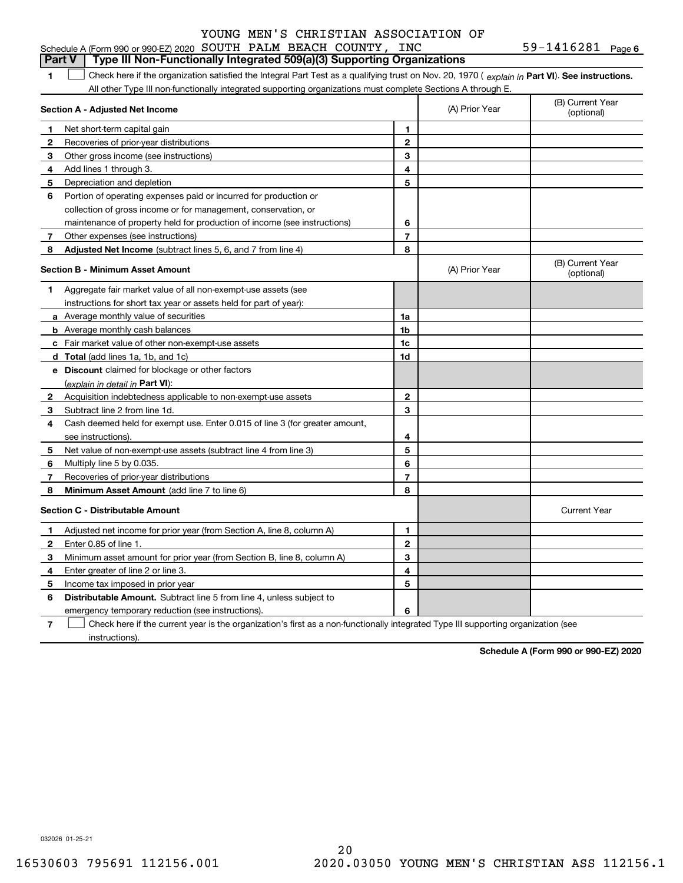YOUNG MEN'S CHRISTIAN ASSOCIATION OF

Schedule A (Form 990 or 990-EZ) 2020 SOUTH PALM BEACH COUNTY, INC 59-1416281 Page 6

## Part V Type III Non-Functionally Integrated 509(a)(3) Supporting Organizations

**1** ☐ Check here if the organization satisfied the Integral Part Test as a qualifying trust on Nov. 20, 1970 ( *explain in* **Part VI**). **See instructions.** All other Type III non-functionally integrated supporting organizations must complete Sections A through E.

| **Section A - Adjusted Net Income** | | | (A) Prior Year | (B) Current Year (optional) |
|---|---|---|---|---|
| 1 | Net short-term capital gain | 1 | | |
| 2 | Recoveries of prior-year distributions | 2 | | |
| 3 | Other gross income (see instructions) | 3 | | |
| 4 | Add lines 1 through 3. | 4 | | |
| 5 | Depreciation and depletion | 5 | | |
| 6 | Portion of operating expenses paid or incurred for production or collection of gross income or for management, conservation, or maintenance of property held for production of income (see instructions) | 6 | | |
| 7 | Other expenses (see instructions) | 7 | | |
| 8 | **Adjusted Net Income** (subtract lines 5, 6, and 7 from line 4) | 8 | | |

| **Section B - Minimum Asset Amount** | | | (A) Prior Year | (B) Current Year (optional) |
|---|---|---|---|---|
| 1 | Aggregate fair market value of all non-exempt-use assets (see instructions for short tax year or assets held for part of year): | | | |
| a | Average monthly value of securities | 1a | | |
| b | Average monthly cash balances | 1b | | |
| c | Fair market value of other non-exempt-use assets | 1c | | |
| d | **Total** (add lines 1a, 1b, and 1c) | 1d | | |
| e | **Discount** claimed for blockage or other factors (*explain in detail in* **Part VI**): | | | |
| 2 | Acquisition indebtedness applicable to non-exempt-use assets | 2 | | |
| 3 | Subtract line 2 from line 1d. | 3 | | |
| 4 | Cash deemed held for exempt use. Enter 0.015 of line 3 (for greater amount, see instructions). | 4 | | |
| 5 | Net value of non-exempt-use assets (subtract line 4 from line 3) | 5 | | |
| 6 | Multiply line 5 by 0.035. | 6 | | |
| 7 | Recoveries of prior-year distributions | 7 | | |
| 8 | **Minimum Asset Amount** (add line 7 to line 6) | 8 | | |

| **Section C - Distributable Amount** | | | | Current Year |
|---|---|---|---|---|
| 1 | Adjusted net income for prior year (from Section A, line 8, column A) | 1 | | |
| 2 | Enter 0.85 of line 1. | 2 | | |
| 3 | Minimum asset amount for prior year (from Section B, line 8, column A) | 3 | | |
| 4 | Enter greater of line 2 or line 3. | 4 | | |
| 5 | Income tax imposed in prior year | 5 | | |
| 6 | **Distributable Amount.** Subtract line 5 from line 4, unless subject to emergency temporary reduction (see instructions). | 6 | | |

**7** ☐ Check here if the current year is the organization's first as a non-functionally integrated Type III supporting organization (see instructions).

**Schedule A (Form 990 or 990-EZ) 2020**

032026 01-25-21

16530603 795691 112156.001 2020.03050 YOUNG MEN'S CHRISTIAN ASS 112156.1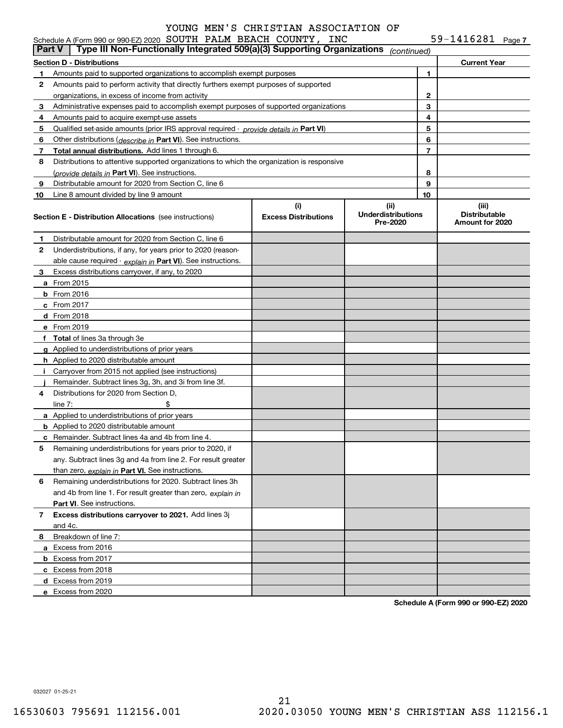YOUNG MEN'S CHRISTIAN ASSOCIATION OF

Schedule A (Form 990 or 990-EZ) 2020 SOUTH PALM BEACH COUNTY, INC 59-1416281 Page 7

**Part V | Type III Non-Functionally Integrated 509(a)(3) Supporting Organizations** *(continued)*

| Section D - Distributions | | | Current Year |
|---|---|---|---|
| 1 | Amounts paid to supported organizations to accomplish exempt purposes | 1 | |
| 2 | Amounts paid to perform activity that directly furthers exempt purposes of supported organizations, in excess of income from activity | 2 | |
| 3 | Administrative expenses paid to accomplish exempt purposes of supported organizations | 3 | |
| 4 | Amounts paid to acquire exempt-use assets | 4 | |
| 5 | Qualified set-aside amounts (prior IRS approval required - *provide details in* **Part VI**) | 5 | |
| 6 | Other distributions (*describe in* **Part VI**). See instructions. | 6 | |
| 7 | **Total annual distributions.** Add lines 1 through 6. | 7 | |
| 8 | Distributions to attentive supported organizations to which the organization is responsive (*provide details in* **Part VI**). See instructions. | 8 | |
| 9 | Distributable amount for 2020 from Section C, line 6 | 9 | |
| 10 | Line 8 amount divided by line 9 amount | 10 | |

| | **Section E - Distribution Allocations** (see instructions) | (i) Excess Distributions | (ii) Underdistributions Pre-2020 | (iii) Distributable Amount for 2020 |
|---|---|---|---|---|
| 1 | Distributable amount for 2020 from Section C, line 6 | | | |
| 2 | Underdistributions, if any, for years prior to 2020 (reasonable cause required - *explain in* **Part VI**). See instructions. | | | |
| 3 | Excess distributions carryover, if any, to 2020 | | | |
| a | From 2015 | | | |
| b | From 2016 | | | |
| c | From 2017 | | | |
| d | From 2018 | | | |
| e | From 2019 | | | |
| f | **Total** of lines 3a through 3e | | | |
| g | Applied to underdistributions of prior years | | | |
| h | Applied to 2020 distributable amount | | | |
| i | Carryover from 2015 not applied (see instructions) | | | |
| j | Remainder. Subtract lines 3g, 3h, and 3i from line 3f. | | | |
| 4 | Distributions for 2020 from Section D, line 7: $ | | | |
| a | Applied to underdistributions of prior years | | | |
| b | Applied to 2020 distributable amount | | | |
| c | Remainder. Subtract lines 4a and 4b from line 4. | | | |
| 5 | Remaining underdistributions for years prior to 2020, if any. Subtract lines 3g and 4a from line 2. For result greater than zero, *explain in* **Part VI.** See instructions. | | | |
| 6 | Remaining underdistributions for 2020. Subtract lines 3h and 4b from line 1. For result greater than zero, *explain in* **Part VI**. See instructions. | | | |
| 7 | **Excess distributions carryover to 2021.** Add lines 3j and 4c. | | | |
| 8 | Breakdown of line 7: | | | |
| a | Excess from 2016 | | | |
| b | Excess from 2017 | | | |
| c | Excess from 2018 | | | |
| d | Excess from 2019 | | | |
| e | Excess from 2020 | | | |

**Schedule A (Form 990 or 990-EZ) 2020**

032027 01-25-21

16530603 795691 112156.001 2020.03050 YOUNG MEN'S CHRISTIAN ASS 112156.1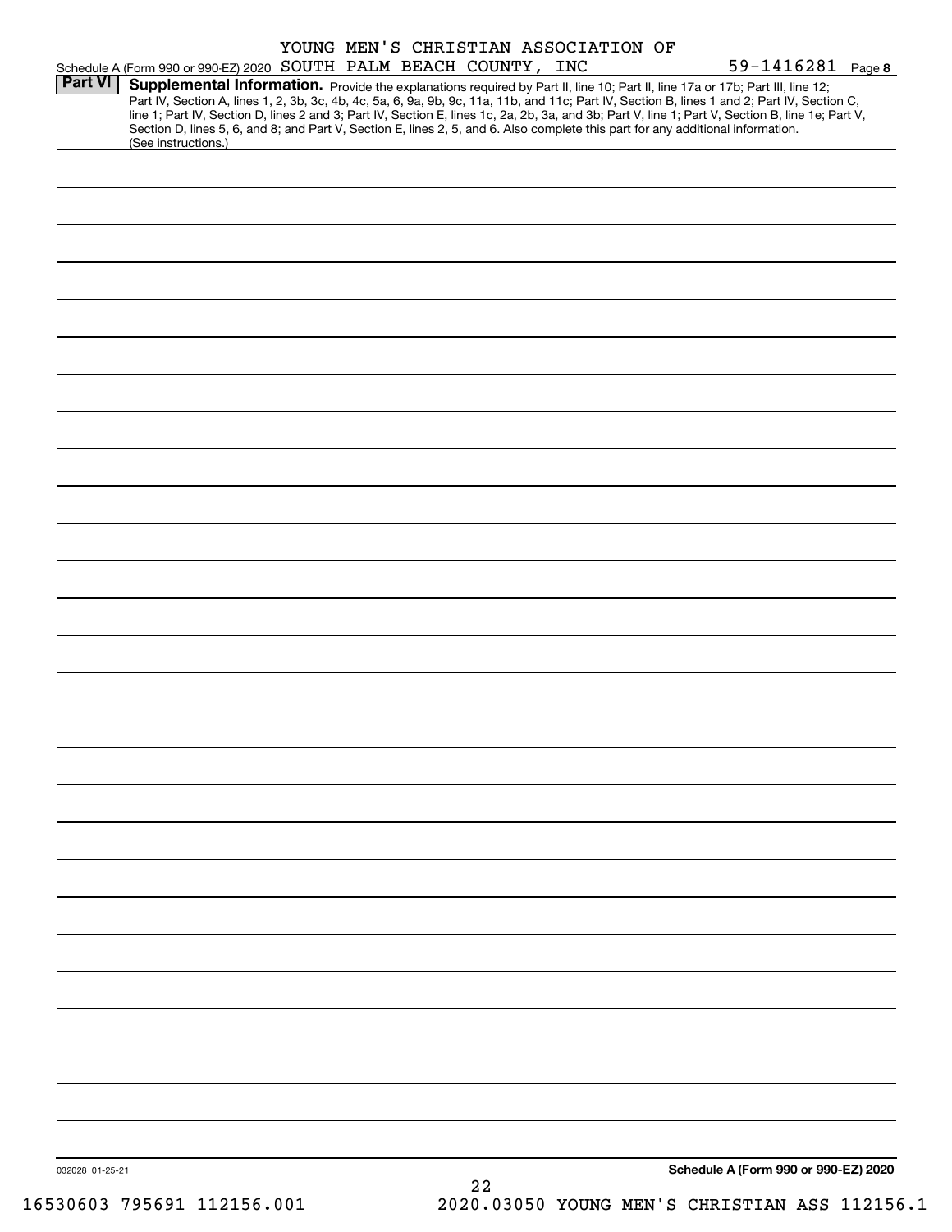YOUNG MEN'S CHRISTIAN ASSOCIATION OF

Schedule A (Form 990 or 990-EZ) 2020 SOUTH PALM BEACH COUNTY, INC 59-1416281 Page **8**

**Part VI** **Supplemental Information.** Provide the explanations required by Part II, line 10; Part II, line 17a or 17b; Part III, line 12; Part IV, Section A, lines 1, 2, 3b, 3c, 4b, 4c, 5a, 6, 9a, 9b, 9c, 11a, 11b, and 11c; Part IV, Section B, lines 1 and 2; Part IV, Section C, line 1; Part IV, Section D, lines 2 and 3; Part IV, Section E, lines 1c, 2a, 2b, 3a, and 3b; Part V, line 1; Part V, Section B, line 1e; Part V, Section D, lines 5, 6, and 8; and Part V, Section E, lines 2, 5, and 6. Also complete this part for any additional information. (See instructions.)

032028 01-25-21

**Schedule A (Form 990 or 990-EZ) 2020**

16530603 795691 112156.001 2020.03050 YOUNG MEN'S CHRISTIAN ASS 112156.1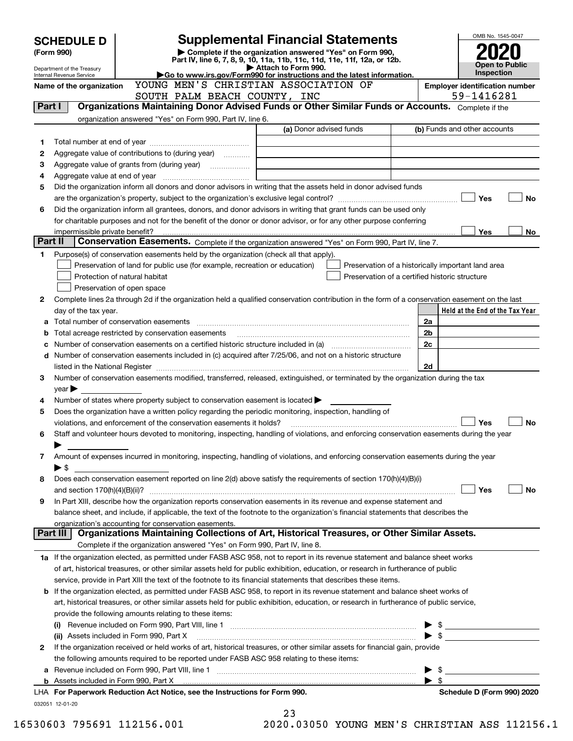**SCHEDULE D (Form 990)**

Department of the Treasury
Internal Revenue Service

# Supplemental Financial Statements

▶ Complete if the organization answered "Yes" on Form 990, Part IV, line 6, 7, 8, 9, 10, 11a, 11b, 11c, 11d, 11e, 11f, 12a, or 12b.
▶ Attach to Form 990.
▶Go to www.irs.gov/Form990 for instructions and the latest information.

OMB No. 1545-0047
**2020**
**Open to Public Inspection**

**Name of the organization** YOUNG MEN'S CHRISTIAN ASSOCIATION OF SOUTH PALM BEACH COUNTY, INC

**Employer identification number** 59-1416281

## Part I Organizations Maintaining Donor Advised Funds or Other Similar Funds or Accounts.

Complete if the organization answered "Yes" on Form 990, Part IV, line 6.

| | | (a) Donor advised funds | (b) Funds and other accounts |
|---|---|---|---|
| 1 | Total number at end of year | | |
| 2 | Aggregate value of contributions to (during year) | | |
| 3 | Aggregate value of grants from (during year) | | |
| 4 | Aggregate value at end of year | | |

5 Did the organization inform all donors and donor advisors in writing that the assets held in donor advised funds are the organization's property, subject to the organization's exclusive legal control? ☐ Yes ☐ No

6 Did the organization inform all grantees, donors, and donor advisors in writing that grant funds can be used only for charitable purposes and not for the benefit of the donor or donor advisor, or for any other purpose conferring impermissible private benefit? ☐ Yes ☐ No

## Part II Conservation Easements.

Complete if the organization answered "Yes" on Form 990, Part IV, line 7.

1 Purpose(s) of conservation easements held by the organization (check all that apply).

☐ Preservation of land for public use (for example, recreation or education)
☐ Preservation of a historically important land area
☐ Protection of natural habitat
☐ Preservation of a certified historic structure
☐ Preservation of open space

2 Complete lines 2a through 2d if the organization held a qualified conservation contribution in the form of a conservation easement on the last day of the tax year.

| | | | Held at the End of the Tax Year |
|---|---|---|---|
| a | Total number of conservation easements | 2a | |
| b | Total acreage restricted by conservation easements | 2b | |
| c | Number of conservation easements on a certified historic structure included in (a) | 2c | |
| d | Number of conservation easements included in (c) acquired after 7/25/06, and not on a historic structure listed in the National Register | 2d | |

3 Number of conservation easements modified, transferred, released, extinguished, or terminated by the organization during the tax year ▶

4 Number of states where property subject to conservation easement is located ▶

5 Does the organization have a written policy regarding the periodic monitoring, inspection, handling of violations, and enforcement of the conservation easements it holds? ☐ Yes ☐ No

6 Staff and volunteer hours devoted to monitoring, inspecting, handling of violations, and enforcing conservation easements during the year ▶

7 Amount of expenses incurred in monitoring, inspecting, handling of violations, and enforcing conservation easements during the year ▶ $

8 Does each conservation easement reported on line 2(d) above satisfy the requirements of section 170(h)(4)(B)(i) and section 170(h)(4)(B)(ii)? ☐ Yes ☐ No

9 In Part XIII, describe how the organization reports conservation easements in its revenue and expense statement and balance sheet, and include, if applicable, the text of the footnote to the organization's financial statements that describes the organization's accounting for conservation easements.

## Part III Organizations Maintaining Collections of Art, Historical Treasures, or Other Similar Assets.

Complete if the organization answered "Yes" on Form 990, Part IV, line 8.

1a If the organization elected, as permitted under FASB ASC 958, not to report in its revenue statement and balance sheet works of art, historical treasures, or other similar assets held for public exhibition, education, or research in furtherance of public service, provide in Part XIII the text of the footnote to its financial statements that describes these items.

b If the organization elected, as permitted under FASB ASC 958, to report in its revenue statement and balance sheet works of art, historical treasures, or other similar assets held for public exhibition, education, or research in furtherance of public service, provide the following amounts relating to these items:

(i) Revenue included on Form 990, Part VIII, line 1 ▶ $

(ii) Assets included in Form 990, Part X ▶ $

2 If the organization received or held works of art, historical treasures, or other similar assets for financial gain, provide the following amounts required to be reported under FASB ASC 958 relating to these items:

a Revenue included on Form 990, Part VIII, line 1 ▶ $

b Assets included in Form 990, Part X ▶ $

**LHA For Paperwork Reduction Act Notice, see the Instructions for Form 990.** **Schedule D (Form 990) 2020**

032051 12-01-20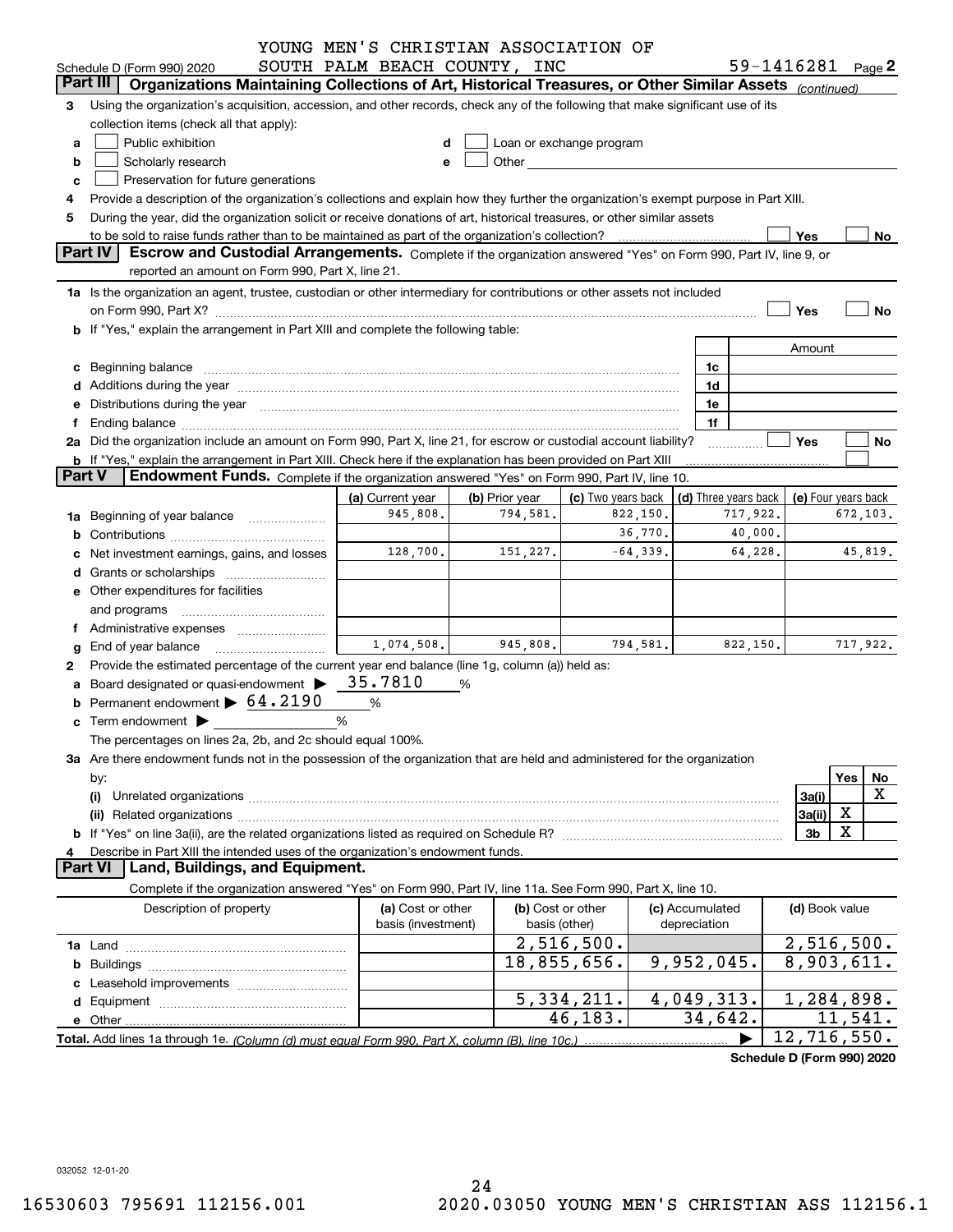YOUNG MEN'S CHRISTIAN ASSOCIATION OF SOUTH PALM BEACH COUNTY, INC

Schedule D (Form 990) 2020 — 59-1416281 Page 2

## Part III Organizations Maintaining Collections of Art, Historical Treasures, or Other Similar Assets *(continued)*

3 Using the organization's acquisition, accession, and other records, check any of the following that make significant use of its collection items (check all that apply):

- a ☐ Public exhibition
- b ☐ Scholarly research
- c ☐ Preservation for future generations
- d ☐ Loan or exchange program
- e ☐ Other

4 Provide a description of the organization's collections and explain how they further the organization's exempt purpose in Part XIII.

5 During the year, did the organization solicit or receive donations of art, historical treasures, or other similar assets to be sold to raise funds rather than to be maintained as part of the organization's collection? ☐ Yes ☐ No

## Part IV Escrow and Custodial Arrangements.

Complete if the organization answered "Yes" on Form 990, Part IV, line 9, or reported an amount on Form 990, Part X, line 21.

1a Is the organization an agent, trustee, custodian or other intermediary for contributions or other assets not included on Form 990, Part X? ☐ Yes ☐ No

b If "Yes," explain the arrangement in Part XIII and complete the following table:

| | | Amount |
|---|---|---|
| c Beginning balance | 1c | |
| d Additions during the year | 1d | |
| e Distributions during the year | 1e | |
| f Ending balance | 1f | |

2a Did the organization include an amount on Form 990, Part X, line 21, for escrow or custodial account liability? ☐ Yes ☐ No

b If "Yes," explain the arrangement in Part XIII. Check here if the explanation has been provided on Part XIII ☐

## Part V Endowment Funds.

Complete if the organization answered "Yes" on Form 990, Part IV, line 10.

| | (a) Current year | (b) Prior year | (c) Two years back | (d) Three years back | (e) Four years back |
|---|---|---|---|---|---|
| 1a Beginning of year balance | 945,808. | 794,581. | 822,150. | 717,922. | 672,103. |
| b Contributions | | | 36,770. | 40,000. | |
| c Net investment earnings, gains, and losses | 128,700. | 151,227. | -64,339. | 64,228. | 45,819. |
| d Grants or scholarships | | | | | |
| e Other expenditures for facilities and programs | | | | | |
| f Administrative expenses | | | | | |
| g End of year balance | 1,074,508. | 945,808. | 794,581. | 822,150. | 717,922. |

2 Provide the estimated percentage of the current year end balance (line 1g, column (a)) held as:

- a Board designated or quasi-endowment ▶ 35.7810 %
- b Permanent endowment ▶ 64.2190 %
- c Term endowment ▶ %

The percentages on lines 2a, 2b, and 2c should equal 100%.

3a Are there endowment funds not in the possession of the organization that are held and administered for the organization by:

| | | Yes | No |
|---|---|---|---|
| (i) Unrelated organizations | 3a(i) | | X |
| (ii) Related organizations | 3a(ii) | X | |
| b If "Yes" on line 3a(ii), are the related organizations listed as required on Schedule R? | 3b | X | |

4 Describe in Part XIII the intended uses of the organization's endowment funds.

## Part VI Land, Buildings, and Equipment.

Complete if the organization answered "Yes" on Form 990, Part IV, line 11a. See Form 990, Part X, line 10.

| Description of property | (a) Cost or other basis (investment) | (b) Cost or other basis (other) | (c) Accumulated depreciation | (d) Book value |
|---|---|---|---|---|
| 1a Land | | 2,516,500. | | 2,516,500. |
| b Buildings | | 18,855,656. | 9,952,045. | 8,903,611. |
| c Leasehold improvements | | | | |
| d Equipment | | 5,334,211. | 4,049,313. | 1,284,898. |
| e Other | | 46,183. | 34,642. | 11,541. |
| **Total.** Add lines 1a through 1e. *(Column (d) must equal Form 990, Part X, column (B), line 10c.)* | | | ▶ | 12,716,550. |

Schedule D (Form 990) 2020

032052 12-01-20

16530603 795691 112156.001 2020.03050 YOUNG MEN'S CHRISTIAN ASS 112156.1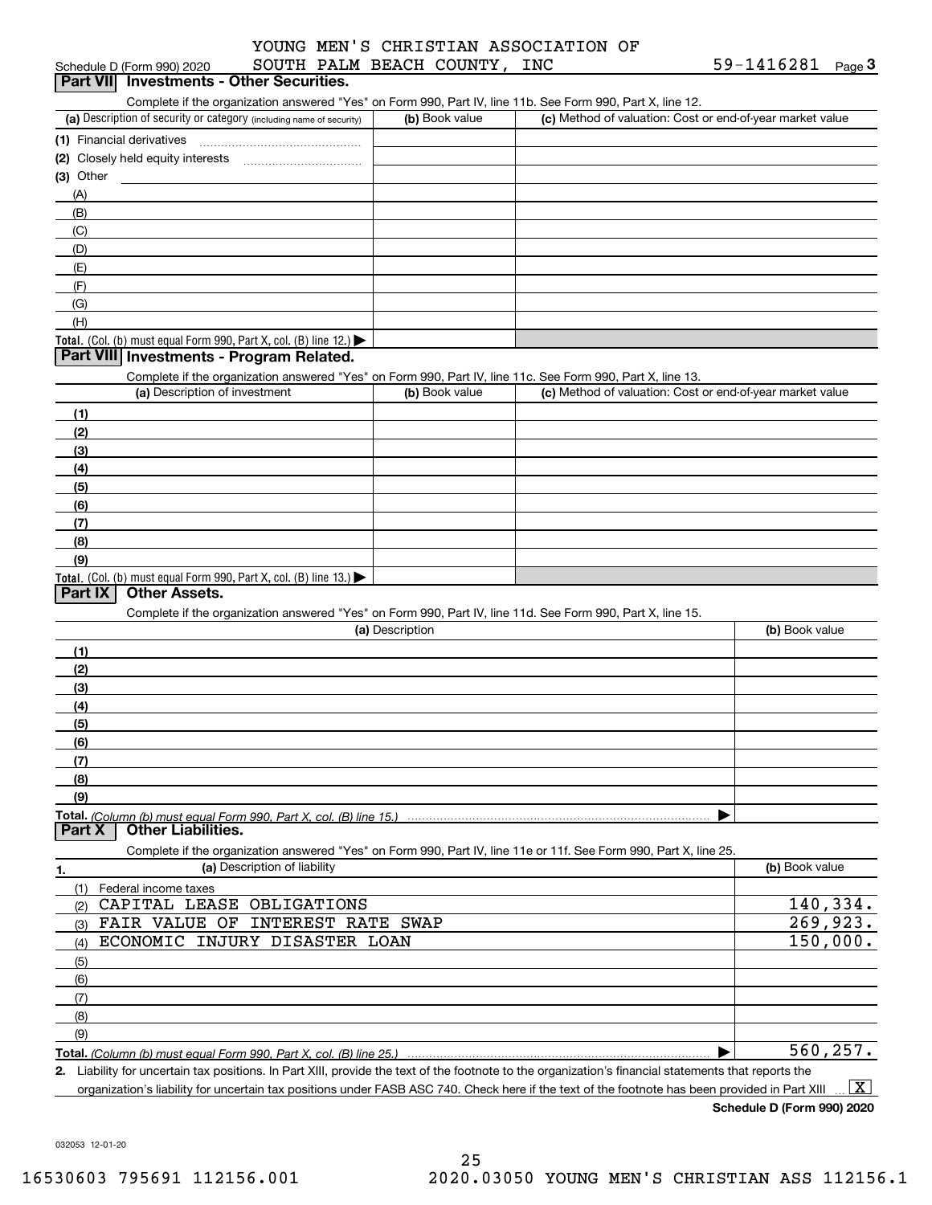YOUNG MEN'S CHRISTIAN ASSOCIATION OF SOUTH PALM BEACH COUNTY, INC 59-1416281

Schedule D (Form 990) 2020 Page 3

## Part VII Investments - Other Securities.

Complete if the organization answered "Yes" on Form 990, Part IV, line 11b. See Form 990, Part X, line 12.

| (a) Description of security or category (including name of security) | (b) Book value | (c) Method of valuation: Cost or end-of-year market value |
|---|---|---|
| (1) Financial derivatives | | |
| (2) Closely held equity interests | | |
| (3) Other | | |
| (A) | | |
| (B) | | |
| (C) | | |
| (D) | | |
| (E) | | |
| (F) | | |
| (G) | | |
| (H) | | |
| **Total.** (Col. (b) must equal Form 990, Part X, col. (B) line 12.) | | |

## Part VIII Investments - Program Related.

Complete if the organization answered "Yes" on Form 990, Part IV, line 11c. See Form 990, Part X, line 13.

| (a) Description of investment | (b) Book value | (c) Method of valuation: Cost or end-of-year market value |
|---|---|---|
| (1) | | |
| (2) | | |
| (3) | | |
| (4) | | |
| (5) | | |
| (6) | | |
| (7) | | |
| (8) | | |
| (9) | | |
| **Total.** (Col. (b) must equal Form 990, Part X, col. (B) line 13.) | | |

## Part IX Other Assets.

Complete if the organization answered "Yes" on Form 990, Part IV, line 11d. See Form 990, Part X, line 15.

| (a) Description | (b) Book value |
|---|---|
| (1) | |
| (2) | |
| (3) | |
| (4) | |
| (5) | |
| (6) | |
| (7) | |
| (8) | |
| (9) | |
| **Total.** *(Column (b) must equal Form 990, Part X, col. (B) line 15.)* | |

## Part X Other Liabilities.

Complete if the organization answered "Yes" on Form 990, Part IV, line 11e or 11f. See Form 990, Part X, line 25.

| 1. (a) Description of liability | (b) Book value |
|---|---|
| (1) Federal income taxes | |
| (2) CAPITAL LEASE OBLIGATIONS | 140,334. |
| (3) FAIR VALUE OF INTEREST RATE SWAP | 269,923. |
| (4) ECONOMIC INJURY DISASTER LOAN | 150,000. |
| (5) | |
| (6) | |
| (7) | |
| (8) | |
| (9) | |
| **Total.** *(Column (b) must equal Form 990, Part X, col. (B) line 25.)* | 560,257. |

**2.** Liability for uncertain tax positions. In Part XIII, provide the text of the footnote to the organization's financial statements that reports the organization's liability for uncertain tax positions under FASB ASC 740. Check here if the text of the footnote has been provided in Part XIII [X]

**Schedule D (Form 990) 2020**

032053 12-01-20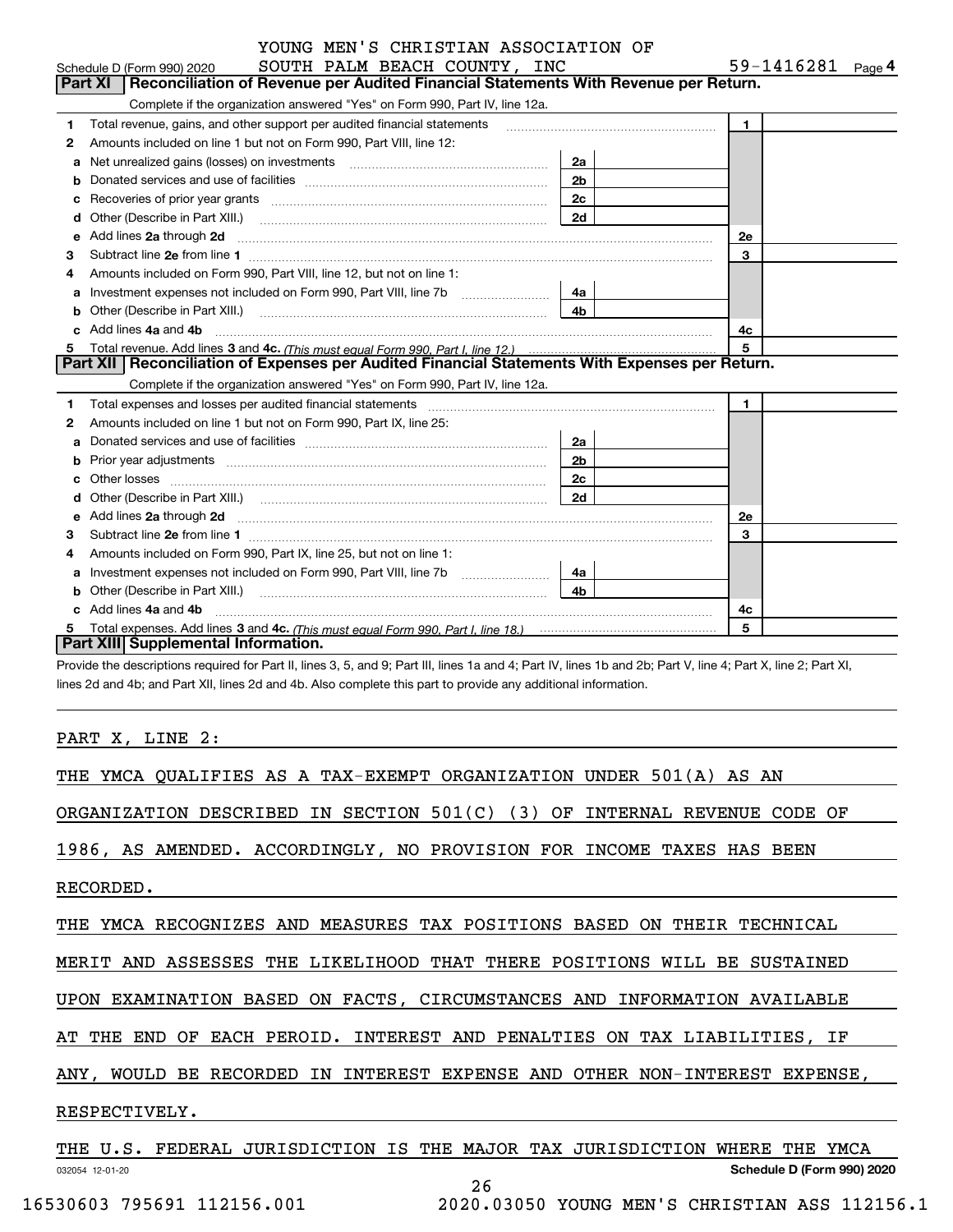YOUNG MEN'S CHRISTIAN ASSOCIATION OF SOUTH PALM BEACH COUNTY, INC 59-1416281

Schedule D (Form 990) 2020 Page 4

## Part XI Reconciliation of Revenue per Audited Financial Statements With Revenue per Return.

Complete if the organization answered "Yes" on Form 990, Part IV, line 12a.

| | | | | | |
|---|---|---|---|---|---|
| 1 | Total revenue, gains, and other support per audited financial statements | | | 1 | |
| 2 | Amounts included on line 1 but not on Form 990, Part VIII, line 12: | | | | |
| a | Net unrealized gains (losses) on investments | 2a | | | |
| b | Donated services and use of facilities | 2b | | | |
| c | Recoveries of prior year grants | 2c | | | |
| d | Other (Describe in Part XIII.) | 2d | | | |
| e | Add lines **2a** through **2d** | | | 2e | |
| 3 | Subtract line **2e** from line **1** | | | 3 | |
| 4 | Amounts included on Form 990, Part VIII, line 12, but not on line 1: | | | | |
| a | Investment expenses not included on Form 990, Part VIII, line 7b | 4a | | | |
| b | Other (Describe in Part XIII.) | 4b | | | |
| c | Add lines **4a** and **4b** | | | 4c | |
| 5 | Total revenue. Add lines **3** and **4c.** *(This must equal Form 990, Part I, line 12.)* | | | 5 | |

## Part XII Reconciliation of Expenses per Audited Financial Statements With Expenses per Return.

Complete if the organization answered "Yes" on Form 990, Part IV, line 12a.

| | | | | | |
|---|---|---|---|---|---|
| 1 | Total expenses and losses per audited financial statements | | | 1 | |
| 2 | Amounts included on line 1 but not on Form 990, Part IX, line 25: | | | | |
| a | Donated services and use of facilities | 2a | | | |
| b | Prior year adjustments | 2b | | | |
| c | Other losses | 2c | | | |
| d | Other (Describe in Part XIII.) | 2d | | | |
| e | Add lines **2a** through **2d** | | | 2e | |
| 3 | Subtract line **2e** from line **1** | | | 3 | |
| 4 | Amounts included on Form 990, Part IX, line 25, but not on line 1: | | | | |
| a | Investment expenses not included on Form 990, Part VIII, line 7b | 4a | | | |
| b | Other (Describe in Part XIII.) | 4b | | | |
| c | Add lines **4a** and **4b** | | | 4c | |
| 5 | Total expenses. Add lines **3** and **4c.** *(This must equal Form 990, Part I, line 18.)* | | | 5 | |

## Part XIII Supplemental Information.

Provide the descriptions required for Part II, lines 3, 5, and 9; Part III, lines 1a and 4; Part IV, lines 1b and 2b; Part V, line 4; Part X, line 2; Part XI, lines 2d and 4b; and Part XII, lines 2d and 4b. Also complete this part to provide any additional information.

PART X, LINE 2:

THE YMCA QUALIFIES AS A TAX-EXEMPT ORGANIZATION UNDER 501(A) AS AN ORGANIZATION DESCRIBED IN SECTION 501(C) (3) OF INTERNAL REVENUE CODE OF 1986, AS AMENDED. ACCORDINGLY, NO PROVISION FOR INCOME TAXES HAS BEEN RECORDED.

THE YMCA RECOGNIZES AND MEASURES TAX POSITIONS BASED ON THEIR TECHNICAL MERIT AND ASSESSES THE LIKELIHOOD THAT THERE POSITIONS WILL BE SUSTAINED UPON EXAMINATION BASED ON FACTS, CIRCUMSTANCES AND INFORMATION AVAILABLE AT THE END OF EACH PEROID. INTEREST AND PENALTIES ON TAX LIABILITIES, IF ANY, WOULD BE RECORDED IN INTEREST EXPENSE AND OTHER NON-INTEREST EXPENSE, RESPECTIVELY.

THE U.S. FEDERAL JURISDICTION IS THE MAJOR TAX JURISDICTION WHERE THE YMCA

032054 12-01-20 Schedule D (Form 990) 2020

16530603 795691 112156.001 2020.03050 YOUNG MEN'S CHRISTIAN ASS 112156.1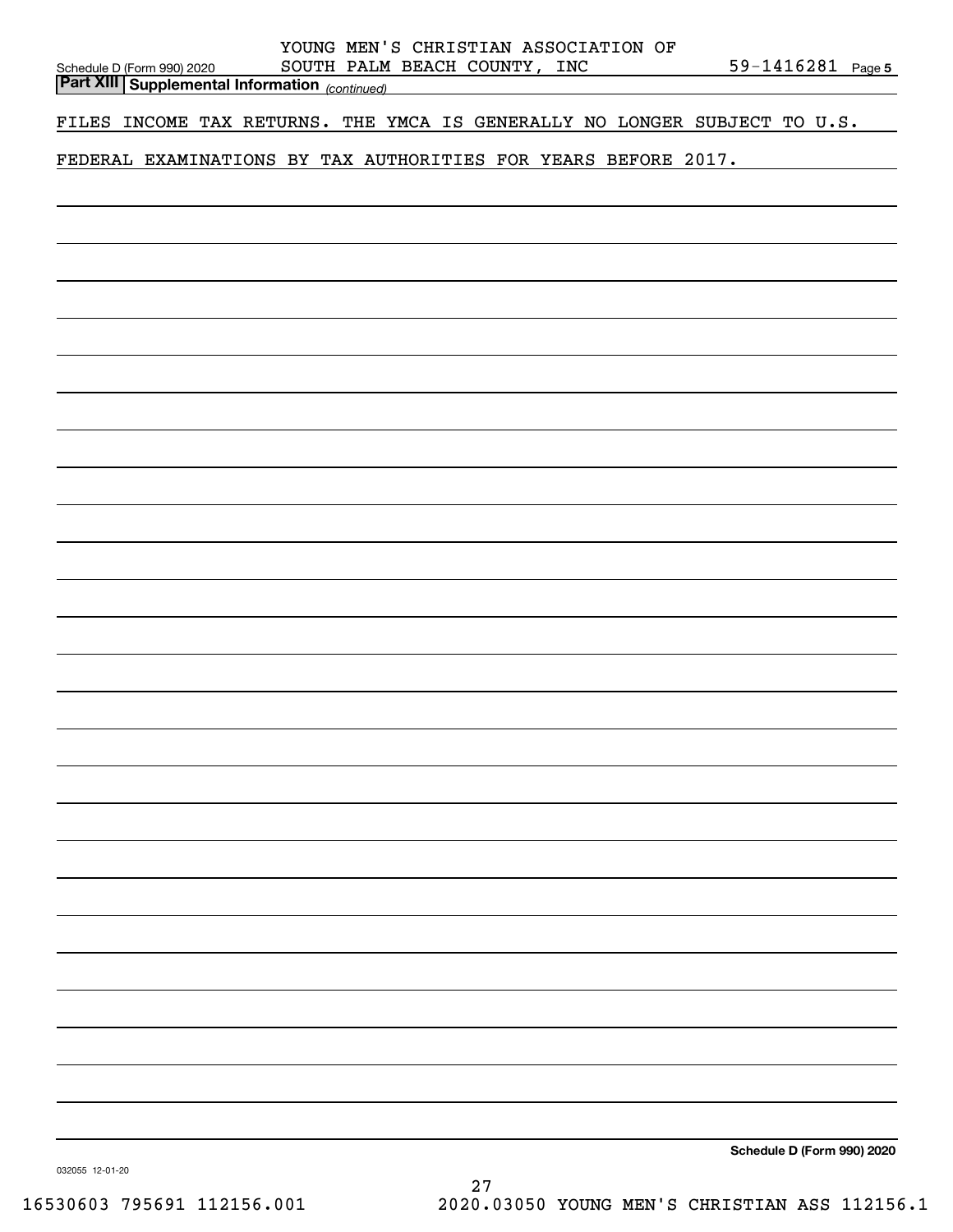YOUNG MEN'S CHRISTIAN ASSOCIATION OF SOUTH PALM BEACH COUNTY, INC 59-1416281

**Part XIII Supplemental Information** *(continued)*

FILES INCOME TAX RETURNS. THE YMCA IS GENERALLY NO LONGER SUBJECT TO U.S. FEDERAL EXAMINATIONS BY TAX AUTHORITIES FOR YEARS BEFORE 2017.

**Schedule D (Form 990) 2020**

032055 12-01-20

16530603 795691 112156.001 2020.03050 YOUNG MEN'S CHRISTIAN ASS 112156.1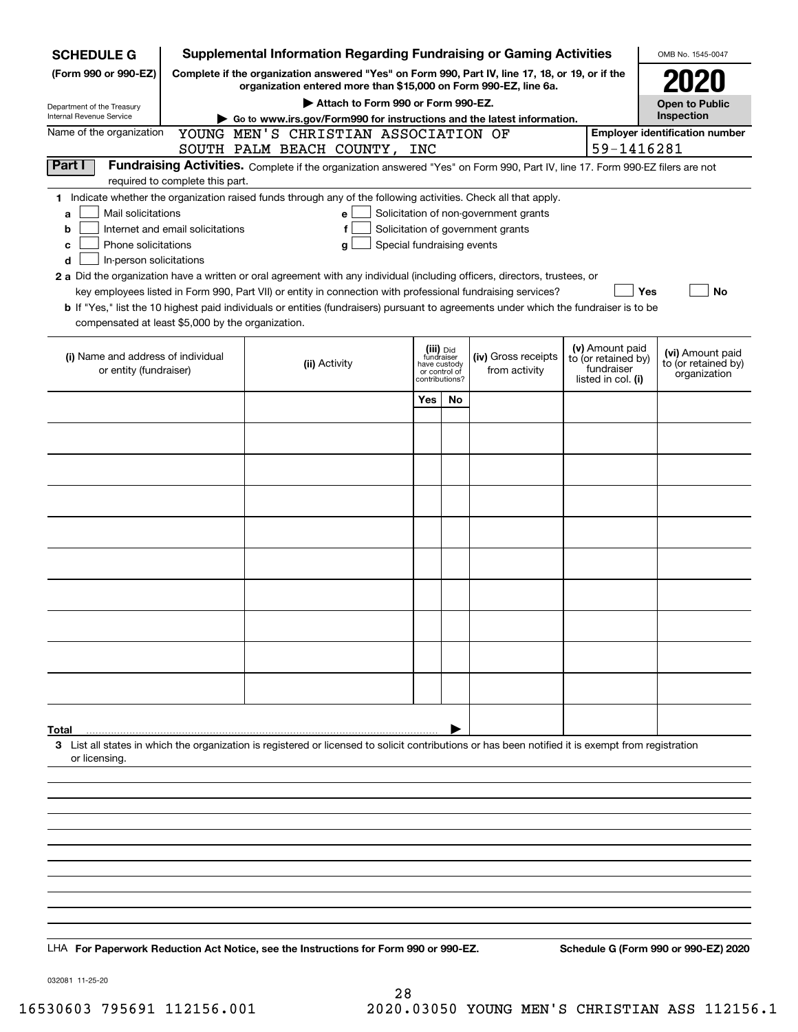**SCHEDULE G** (Form 990 or 990-EZ)

Department of the Treasury
Internal Revenue Service

# Supplemental Information Regarding Fundraising or Gaming Activities

**Complete if the organization answered "Yes" on Form 990, Part IV, line 17, 18, or 19, or if the organization entered more than $15,000 on Form 990-EZ, line 6a.**

▶ Attach to Form 990 or Form 990-EZ.

▶ Go to www.irs.gov/Form990 for instructions and the latest information.

OMB No. 1545-0047

**2020**

**Open to Public Inspection**

Name of the organization: YOUNG MEN'S CHRISTIAN ASSOCIATION OF SOUTH PALM BEACH COUNTY, INC

Employer identification number: 59-1416281

**Part I** **Fundraising Activities.** Complete if the organization answered "Yes" on Form 990, Part IV, line 17. Form 990-EZ filers are not required to complete this part.

1 Indicate whether the organization raised funds through any of the following activities. Check all that apply.

- a ☐ Mail solicitations
- b ☐ Internet and email solicitations
- c ☐ Phone solicitations
- d ☐ In-person solicitations
- e ☐ Solicitation of non-government grants
- f ☐ Solicitation of government grants
- g ☐ Special fundraising events

2 a Did the organization have a written or oral agreement with any individual (including officers, directors, trustees, or key employees listed in Form 990, Part VII) or entity in connection with professional fundraising services? ☐ Yes ☐ No

b If "Yes," list the 10 highest paid individuals or entities (fundraisers) pursuant to agreements under which the fundraiser is to be compensated at least $5,000 by the organization.

| (i) Name and address of individual or entity (fundraiser) | (ii) Activity | (iii) Did fundraiser have custody or control of contributions? Yes | No | (iv) Gross receipts from activity | (v) Amount paid to (or retained by) fundraiser listed in col. (i) | (vi) Amount paid to (or retained by) organization |
|---|---|---|---|---|---|---|
| | | | | | | |
| | | | | | | |
| | | | | | | |
| | | | | | | |
| | | | | | | |
| | | | | | | |
| | | | | | | |
| | | | | | | |
| | | | | | | |
| | | | | | | |
| **Total** ▶ | | | | | | |

3 List all states in which the organization is registered or licensed to solicit contributions or has been notified it is exempt from registration or licensing.

LHA **For Paperwork Reduction Act Notice, see the Instructions for Form 990 or 990-EZ.** **Schedule G (Form 990 or 990-EZ) 2020**

032081 11-25-20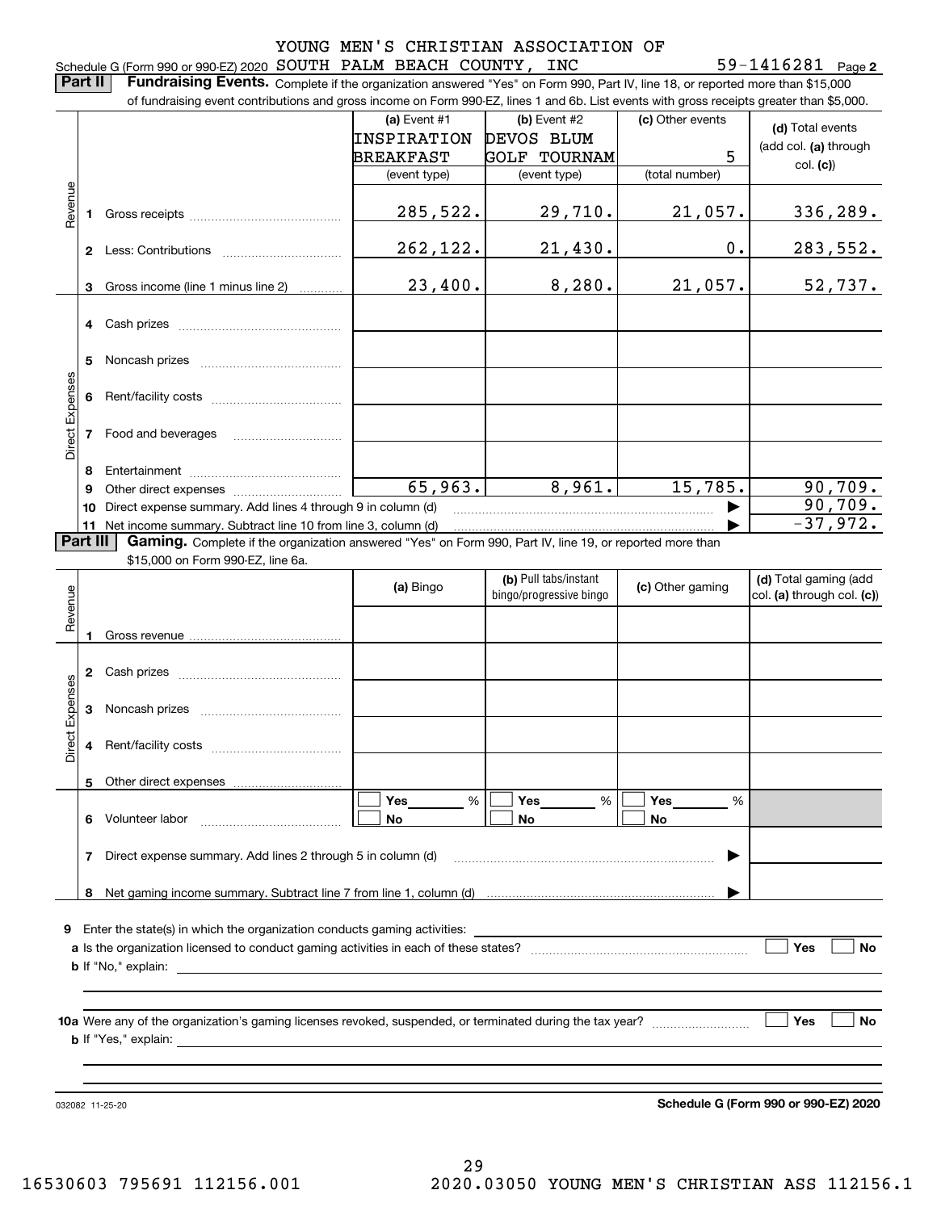YOUNG MEN'S CHRISTIAN ASSOCIATION OF

Schedule G (Form 990 or 990-EZ) 2020 SOUTH PALM BEACH COUNTY, INC 59-1416281 Page 2

**Part II** **Fundraising Events.** Complete if the organization answered "Yes" on Form 990, Part IV, line 18, or reported more than $15,000 of fundraising event contributions and gross income on Form 990-EZ, lines 1 and 6b. List events with gross receipts greater than $5,000.

| | | | (a) Event #1 INSPIRATION BREAKFAST (event type) | (b) Event #2 DEVOS BLUM GOLF TOURNAM (event type) | (c) Other events 5 (total number) | (d) Total events (add col. (a) through col. (c)) |
|---|---|---|---|---|---|---|
| Revenue | 1 | Gross receipts | 285,522. | 29,710. | 21,057. | 336,289. |
| | 2 | Less: Contributions | 262,122. | 21,430. | 0. | 283,552. |
| | 3 | Gross income (line 1 minus line 2) | 23,400. | 8,280. | 21,057. | 52,737. |
| Direct Expenses | 4 | Cash prizes | | | | |
| | 5 | Noncash prizes | | | | |
| | 6 | Rent/facility costs | | | | |
| | 7 | Food and beverages | | | | |
| | 8 | Entertainment | | | | |
| | 9 | Other direct expenses | 65,963. | 8,961. | 15,785. | 90,709. |
| | 10 | Direct expense summary. Add lines 4 through 9 in column (d) | | | | 90,709. |
| | 11 | Net income summary. Subtract line 10 from line 3, column (d) | | | | -37,972. |

**Part III** **Gaming.** Complete if the organization answered "Yes" on Form 990, Part IV, line 19, or reported more than $15,000 on Form 990-EZ, line 6a.

| | | | (a) Bingo | (b) Pull tabs/instant bingo/progressive bingo | (c) Other gaming | (d) Total gaming (add col. (a) through col. (c)) |
|---|---|---|---|---|---|---|
| Revenue | 1 | Gross revenue | | | | |
| Direct Expenses | 2 | Cash prizes | | | | |
| | 3 | Noncash prizes | | | | |
| | 4 | Rent/facility costs | | | | |
| | 5 | Other direct expenses | | | | |
| | 6 | Volunteer labor | ☐ Yes ___ % ☐ No | ☐ Yes ___ % ☐ No | ☐ Yes ___ % ☐ No | |
| | 7 | Direct expense summary. Add lines 2 through 5 in column (d) | | | | |
| | 8 | Net gaming income summary. Subtract line 7 from line 1, column (d) | | | | |

**9** Enter the state(s) in which the organization conducts gaming activities:

**a** Is the organization licensed to conduct gaming activities in each of these states? ☐ Yes ☐ No

**b** If "No," explain:

**10a** Were any of the organization's gaming licenses revoked, suspended, or terminated during the tax year? ☐ Yes ☐ No

**b** If "Yes," explain:

032082 11-25-20 **Schedule G (Form 990 or 990-EZ) 2020**

16530603 795691 112156.001 2020.03050 YOUNG MEN'S CHRISTIAN ASS 112156.1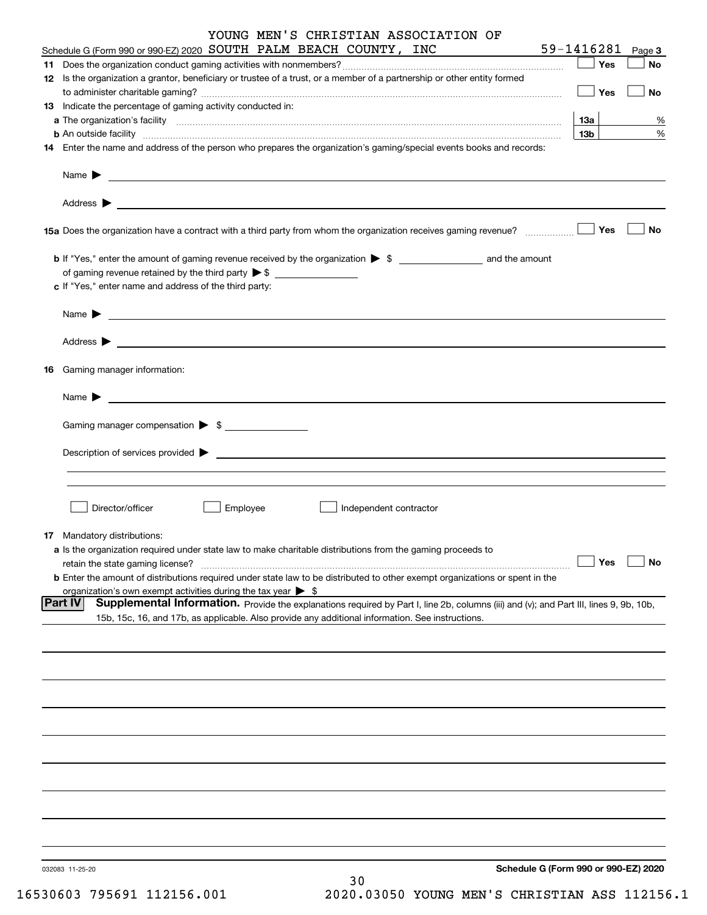YOUNG MEN'S CHRISTIAN ASSOCIATION OF

Schedule G (Form 990 or 990-EZ) 2020 SOUTH PALM BEACH COUNTY, INC 59-1416281 Page **3**

**11** Does the organization conduct gaming activities with nonmembers? ☐ Yes ☐ No

**12** Is the organization a grantor, beneficiary or trustee of a trust, or a member of a partnership or other entity formed to administer charitable gaming? ☐ Yes ☐ No

**13** Indicate the percentage of gaming activity conducted in:

**a** The organization's facility **13a** %

**b** An outside facility **13b** %

**14** Enter the name and address of the person who prepares the organization's gaming/special events books and records:

Name ▶

Address ▶

**15a** Does the organization have a contract with a third party from whom the organization receives gaming revenue? ☐ Yes ☐ No

**b** If "Yes," enter the amount of gaming revenue received by the organization ▶ $ ______ and the amount of gaming revenue retained by the third party ▶ $ ______

**c** If "Yes," enter name and address of the third party:

Name ▶

Address ▶

**16** Gaming manager information:

Name ▶

Gaming manager compensation ▶ $ ______

Description of services provided ▶

☐ Director/officer ☐ Employee ☐ Independent contractor

**17** Mandatory distributions:

**a** Is the organization required under state law to make charitable distributions from the gaming proceeds to retain the state gaming license? ☐ Yes ☐ No

**b** Enter the amount of distributions required under state law to be distributed to other exempt organizations or spent in the organization's own exempt activities during the tax year ▶ $

**Part IV** **Supplemental Information.** Provide the explanations required by Part I, line 2b, columns (iii) and (v); and Part III, lines 9, 9b, 10b, 15b, 15c, 16, and 17b, as applicable. Also provide any additional information. See instructions.

032083 11-25-20 **Schedule G (Form 990 or 990-EZ) 2020**

16530603 795691 112156.001 2020.03050 YOUNG MEN'S CHRISTIAN ASS 112156.1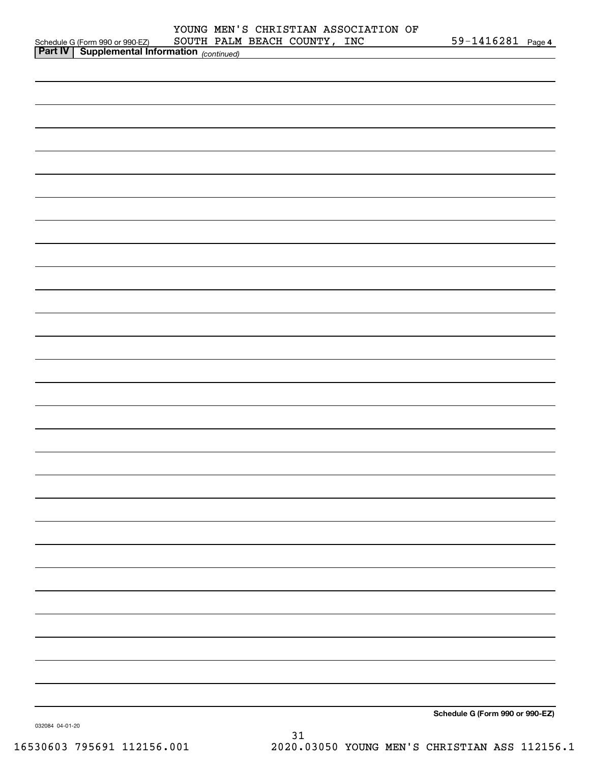YOUNG MEN'S CHRISTIAN ASSOCIATION OF SOUTH PALM BEACH COUNTY, INC — 59-1416281

**Part IV | Supplemental Information** *(continued)*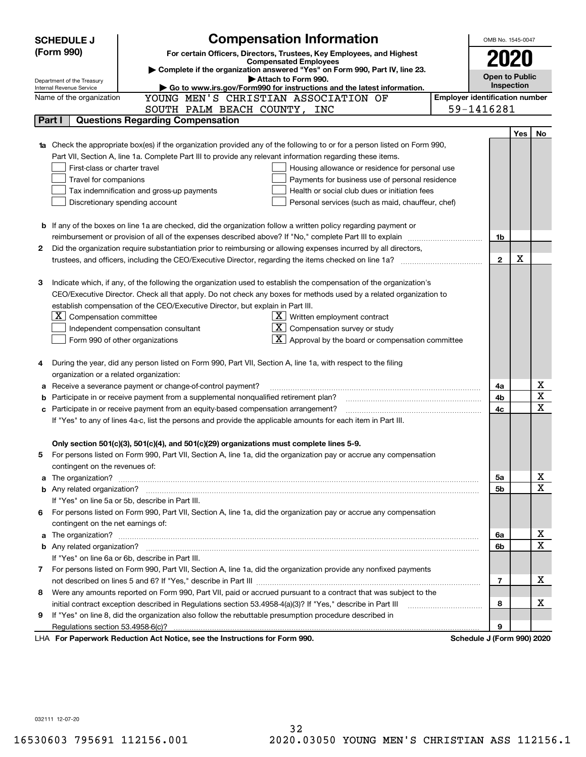# SCHEDULE J (Form 990)

## Compensation Information

**For certain Officers, Directors, Trustees, Key Employees, and Highest Compensated Employees**

▶ Complete if the organization answered "Yes" on Form 990, Part IV, line 23.

▶ Attach to Form 990.

▶ Go to www.irs.gov/Form990 for instructions and the latest information.

OMB No. 1545-0047

**2020**

**Open to Public Inspection**

Department of the Treasury
Internal Revenue Service

Name of the organization: YOUNG MEN'S CHRISTIAN ASSOCIATION OF SOUTH PALM BEACH COUNTY, INC

Employer identification number: 59-1416281

### Part I Questions Regarding Compensation

| | | | Yes | No |
|---|---|---|---|---|
| **1a** | Check the appropriate box(es) if the organization provided any of the following to or for a person listed on Form 990, Part VII, Section A, line 1a. Complete Part III to provide any relevant information regarding these items.<br>☐ First-class or charter travel ☐ Housing allowance or residence for personal use<br>☐ Travel for companions ☐ Payments for business use of personal residence<br>☐ Tax indemnification and gross-up payments ☐ Health or social club dues or initiation fees<br>☐ Discretionary spending account ☐ Personal services (such as maid, chauffeur, chef) | | | |
| **b** | If any of the boxes on line 1a are checked, did the organization follow a written policy regarding payment or reimbursement or provision of all of the expenses described above? If "No," complete Part III to explain | 1b | | |
| **2** | Did the organization require substantiation prior to reimbursing or allowing expenses incurred by all directors, trustees, and officers, including the CEO/Executive Director, regarding the items checked on line 1a? | 2 | X | |
| **3** | Indicate which, if any, of the following the organization used to establish the compensation of the organization's CEO/Executive Director. Check all that apply. Do not check any boxes for methods used by a related organization to establish compensation of the CEO/Executive Director, but explain in Part III.<br>☒ Compensation committee ☒ Written employment contract<br>☐ Independent compensation consultant ☒ Compensation survey or study<br>☐ Form 990 of other organizations ☒ Approval by the board or compensation committee | | | |
| **4** | During the year, did any person listed on Form 990, Part VII, Section A, line 1a, with respect to the filing organization or a related organization: | | | |
| **a** | Receive a severance payment or change-of-control payment? | 4a | | X |
| **b** | Participate in or receive payment from a supplemental nonqualified retirement plan? | 4b | | X |
| **c** | Participate in or receive payment from an equity-based compensation arrangement? | 4c | | X |
| | If "Yes" to any of lines 4a-c, list the persons and provide the applicable amounts for each item in Part III. | | | |
| | **Only section 501(c)(3), 501(c)(4), and 501(c)(29) organizations must complete lines 5-9.** | | | |
| **5** | For persons listed on Form 990, Part VII, Section A, line 1a, did the organization pay or accrue any compensation contingent on the revenues of: | | | |
| **a** | The organization? | 5a | | X |
| **b** | Any related organization? | 5b | | X |
| | If "Yes" on line 5a or 5b, describe in Part III. | | | |
| **6** | For persons listed on Form 990, Part VII, Section A, line 1a, did the organization pay or accrue any compensation contingent on the net earnings of: | | | |
| **a** | The organization? | 6a | | X |
| **b** | Any related organization? | 6b | | X |
| | If "Yes" on line 6a or 6b, describe in Part III. | | | |
| **7** | For persons listed on Form 990, Part VII, Section A, line 1a, did the organization provide any nonfixed payments not described on lines 5 and 6? If "Yes," describe in Part III | 7 | | X |
| **8** | Were any amounts reported on Form 990, Part VII, paid or accrued pursuant to a contract that was subject to the initial contract exception described in Regulations section 53.4958-4(a)(3)? If "Yes," describe in Part III | 8 | | X |
| **9** | If "Yes" on line 8, did the organization also follow the rebuttable presumption procedure described in Regulations section 53.4958-6(c)? | 9 | | |

LHA **For Paperwork Reduction Act Notice, see the Instructions for Form 990.** **Schedule J (Form 990) 2020**

032111 12-07-20

16530603 795691 112156.001 2020.03050 YOUNG MEN'S CHRISTIAN ASS 112156.1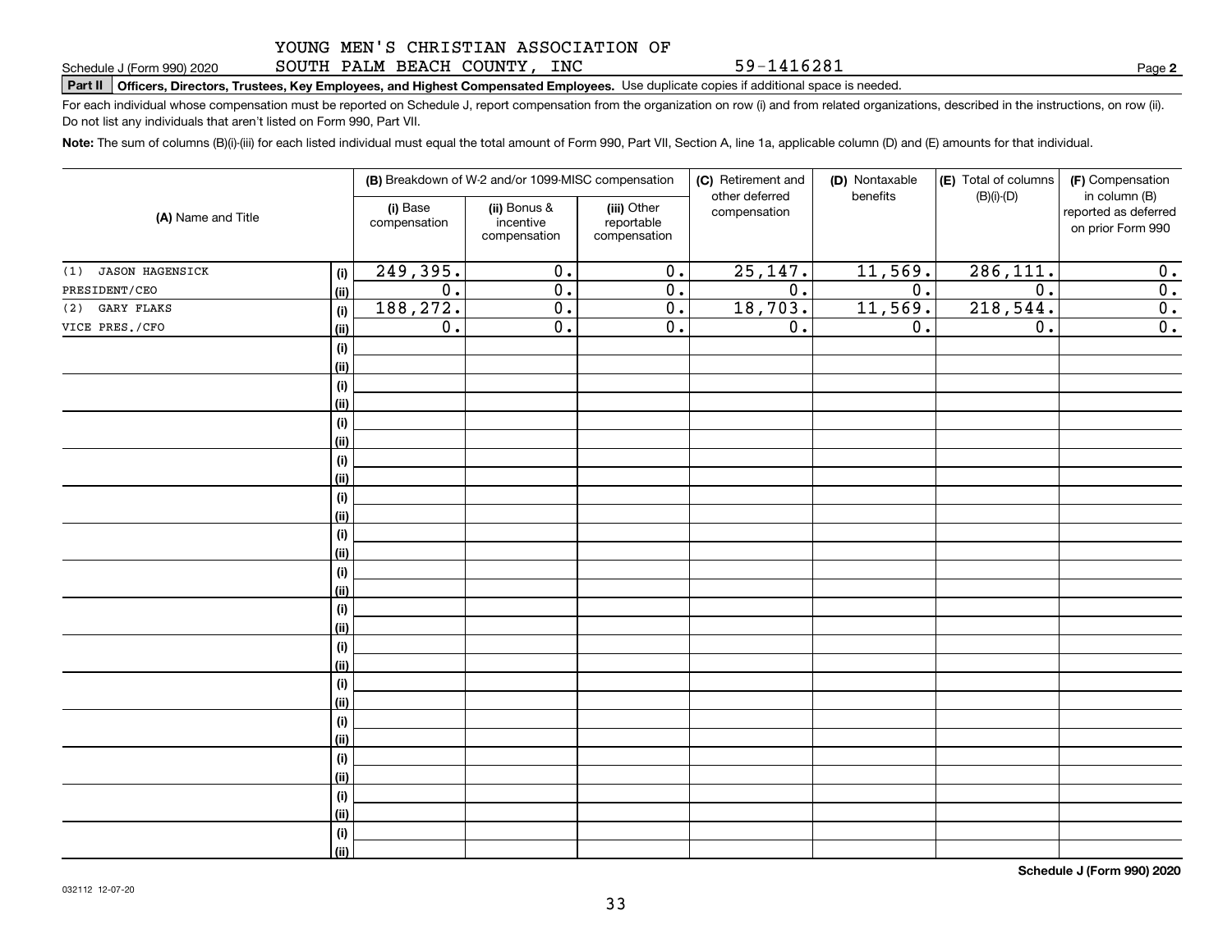YOUNG MEN'S CHRISTIAN ASSOCIATION OF SOUTH PALM BEACH COUNTY, INC 59-1416281

Schedule J (Form 990) 2020

**Part II | Officers, Directors, Trustees, Key Employees, and Highest Compensated Employees.** Use duplicate copies if additional space is needed.

For each individual whose compensation must be reported on Schedule J, report compensation from the organization on row (i) and from related organizations, described in the instructions, on row (ii). Do not list any individuals that aren't listed on Form 990, Part VII.

**Note:** The sum of columns (B)(i)-(iii) for each listed individual must equal the total amount of Form 990, Part VII, Section A, line 1a, applicable column (D) and (E) amounts for that individual.

| (A) Name and Title | | (B) Breakdown of W-2 and/or 1099-MISC compensation | | | (C) Retirement and other deferred compensation | (D) Nontaxable benefits | (E) Total of columns (B)(i)-(D) | (F) Compensation in column (B) reported as deferred on prior Form 990 |
|---|---|---|---|---|---|---|---|---|
| | | (i) Base compensation | (ii) Bonus & incentive compensation | (iii) Other reportable compensation | | | | |
| (1) JASON HAGENSICK | (i) | 249,395. | 0. | 0. | 25,147. | 11,569. | 286,111. | 0. |
| PRESIDENT/CEO | (ii) | 0. | 0. | 0. | 0. | 0. | 0. | 0. |
| (2) GARY FLAKS | (i) | 188,272. | 0. | 0. | 18,703. | 11,569. | 218,544. | 0. |
| VICE PRES./CFO | (ii) | 0. | 0. | 0. | 0. | 0. | 0. | 0. |

**Schedule J (Form 990) 2020**

032112 12-07-20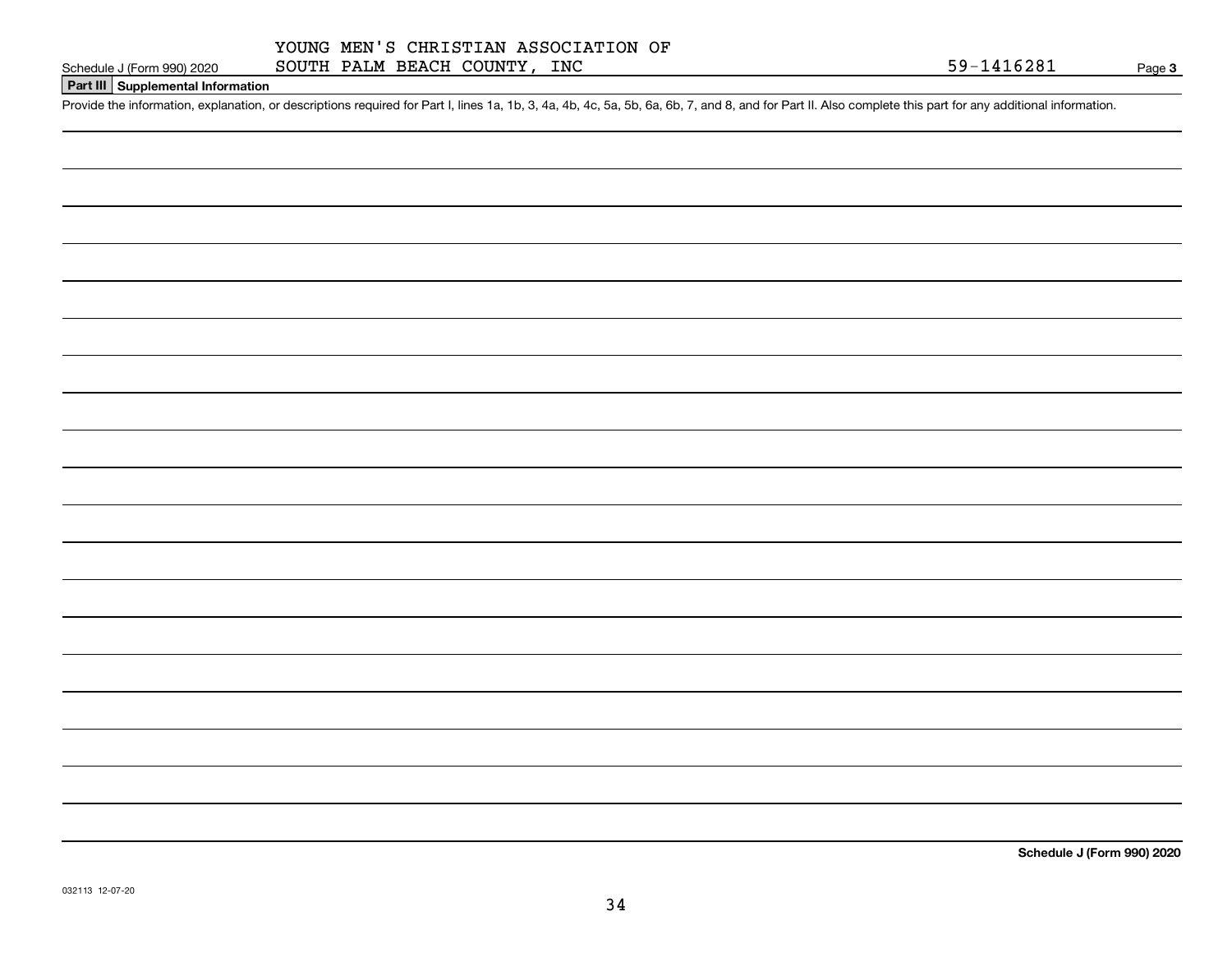YOUNG MEN'S CHRISTIAN ASSOCIATION OF SOUTH PALM BEACH COUNTY, INC

59-1416281

## Part III Supplemental Information

Provide the information, explanation, or descriptions required for Part I, lines 1a, 1b, 3, 4a, 4b, 4c, 5a, 5b, 6a, 6b, 7, and 8, and for Part II. Also complete this part for any additional information.

**Schedule J (Form 990) 2020**

032113 12-07-20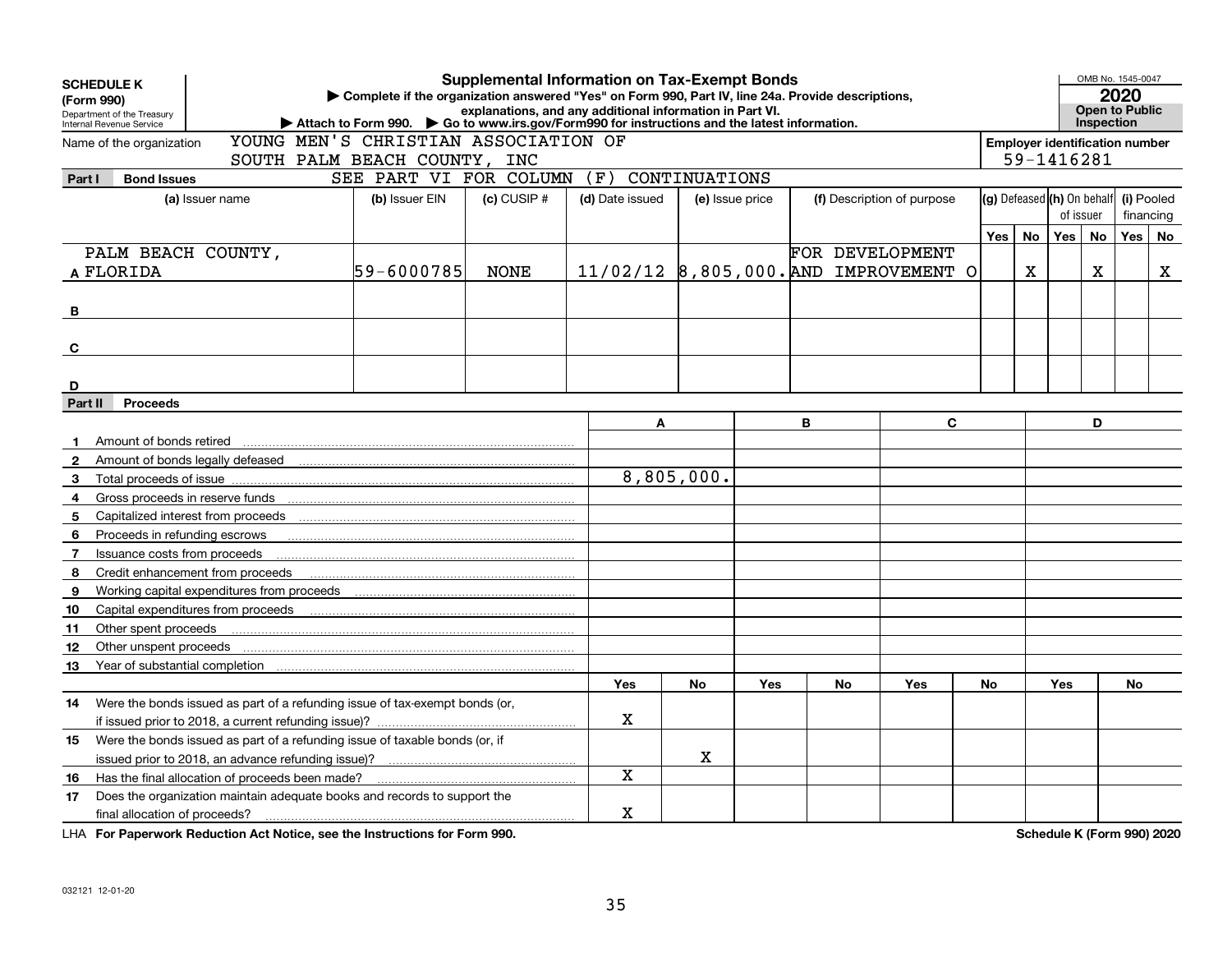**SCHEDULE K (Form 990)**

Department of the Treasury
Internal Revenue Service

# Supplemental Information on Tax-Exempt Bonds

▶ Complete if the organization answered "Yes" on Form 990, Part IV, line 24a. Provide descriptions, explanations, and any additional information in Part VI.

▶ Attach to Form 990. ▶ Go to www.irs.gov/Form990 for instructions and the latest information.

OMB No. 1545-0047

**2020**

**Open to Public Inspection**

Name of the organization: YOUNG MEN'S CHRISTIAN ASSOCIATION OF SOUTH PALM BEACH COUNTY, INC

**Employer identification number:** 59-1416281

## Part I Bond Issues

SEE PART VI FOR COLUMN (F) CONTINUATIONS

| | (a) Issuer name | (b) Issuer EIN | (c) CUSIP # | (d) Date issued | (e) Issue price | (f) Description of purpose | (g) Defeased Yes | (g) Defeased No | (h) On behalf of issuer Yes | (h) On behalf of issuer No | (i) Pooled financing Yes | (i) Pooled financing No |
|---|---|---|---|---|---|---|---|---|---|---|---|---|
| A | PALM BEACH COUNTY, FLORIDA | 59-6000785 | NONE | 11/02/12 | 8,805,000. | FOR DEVELOPMENT AND IMPROVEMENT O | | X | | X | | X |
| B | | | | | | | | | | | | |
| C | | | | | | | | | | | | |
| D | | | | | | | | | | | | |

## Part II Proceeds

| | | A | | B | | C | | D | |
|---|---|---|---|---|---|---|---|---|---|
| 1 | Amount of bonds retired | | | | | | | | |
| 2 | Amount of bonds legally defeased | | | | | | | | |
| 3 | Total proceeds of issue | 8,805,000. | | | | | | | |
| 4 | Gross proceeds in reserve funds | | | | | | | | |
| 5 | Capitalized interest from proceeds | | | | | | | | |
| 6 | Proceeds in refunding escrows | | | | | | | | |
| 7 | Issuance costs from proceeds | | | | | | | | |
| 8 | Credit enhancement from proceeds | | | | | | | | |
| 9 | Working capital expenditures from proceeds | | | | | | | | |
| 10 | Capital expenditures from proceeds | | | | | | | | |
| 11 | Other spent proceeds | | | | | | | | |
| 12 | Other unspent proceeds | | | | | | | | |
| 13 | Year of substantial completion | | | | | | | | |
| | | Yes | No | Yes | No | Yes | No | Yes | No |
| 14 | Were the bonds issued as part of a refunding issue of tax-exempt bonds (or, if issued prior to 2018, a current refunding issue)? | X | | | | | | | |
| 15 | Were the bonds issued as part of a refunding issue of taxable bonds (or, if issued prior to 2018, an advance refunding issue)? | | X | | | | | | |
| 16 | Has the final allocation of proceeds been made? | X | | | | | | | |
| 17 | Does the organization maintain adequate books and records to support the final allocation of proceeds? | X | | | | | | | |

LHA **For Paperwork Reduction Act Notice, see the Instructions for Form 990.**

**Schedule K (Form 990) 2020**

032121 12-01-20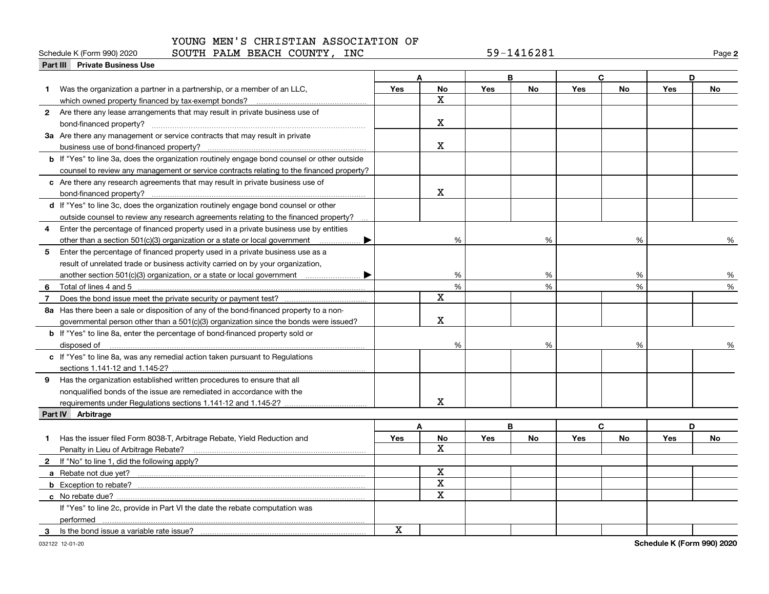Schedule K (Form 990) 2020 YOUNG MEN'S CHRISTIAN ASSOCIATION OF SOUTH PALM BEACH COUNTY, INC 59-1416281 Page **2**

**Part III Private Business Use**

| | A | | B | | C | | D | |
|---|---|---|---|---|---|---|---|---|
| | Yes | No | Yes | No | Yes | No | Yes | No |
| **1** Was the organization a partner in a partnership, or a member of an LLC, which owned property financed by tax-exempt bonds? | | X | | | | | | |
| **2** Are there any lease arrangements that may result in private business use of bond-financed property? | | X | | | | | | |
| **3a** Are there any management or service contracts that may result in private business use of bond-financed property? | | X | | | | | | |
| **b** If "Yes" to line 3a, does the organization routinely engage bond counsel or other outside counsel to review any management or service contracts relating to the financed property? | | | | | | | | |
| **c** Are there any research agreements that may result in private business use of bond-financed property? | | X | | | | | | |
| **d** If "Yes" to line 3c, does the organization routinely engage bond counsel or other outside counsel to review any research agreements relating to the financed property? | | | | | | | | |
| **4** Enter the percentage of financed property used in a private business use by entities other than a section 501(c)(3) organization or a state or local government ▶ | | % | | % | | % | | % |
| **5** Enter the percentage of financed property used in a private business use as a result of unrelated trade or business activity carried on by your organization, another section 501(c)(3) organization, or a state or local government ▶ | | % | | % | | % | | % |
| **6** Total of lines 4 and 5 | | % | | % | | % | | % |
| **7** Does the bond issue meet the private security or payment test? | | X | | | | | | |
| **8a** Has there been a sale or disposition of any of the bond-financed property to a non-governmental person other than a 501(c)(3) organization since the bonds were issued? | | X | | | | | | |
| **b** If "Yes" to line 8a, enter the percentage of bond-financed property sold or disposed of | | % | | % | | % | | % |
| **c** If "Yes" to line 8a, was any remedial action taken pursuant to Regulations sections 1.141-12 and 1.145-2? | | | | | | | | |
| **9** Has the organization established written procedures to ensure that all nonqualified bonds of the issue are remediated in accordance with the requirements under Regulations sections 1.141-12 and 1.145-2? | | X | | | | | | |

**Part IV Arbitrage**

| | A | | B | | C | | D | |
|---|---|---|---|---|---|---|---|---|
| | Yes | No | Yes | No | Yes | No | Yes | No |
| **1** Has the issuer filed Form 8038-T, Arbitrage Rebate, Yield Reduction and Penalty in Lieu of Arbitrage Rebate? | | X | | | | | | |
| **2** If "No" to line 1, did the following apply? | | | | | | | | |
| **a** Rebate not due yet? | | X | | | | | | |
| **b** Exception to rebate? | | X | | | | | | |
| **c** No rebate due? | | X | | | | | | |
| If "Yes" to line 2c, provide in Part VI the date the rebate computation was performed | | | | | | | | |
| **3** Is the bond issue a variable rate issue? | X | | | | | | | |

032122 12-01-20 **Schedule K (Form 990) 2020**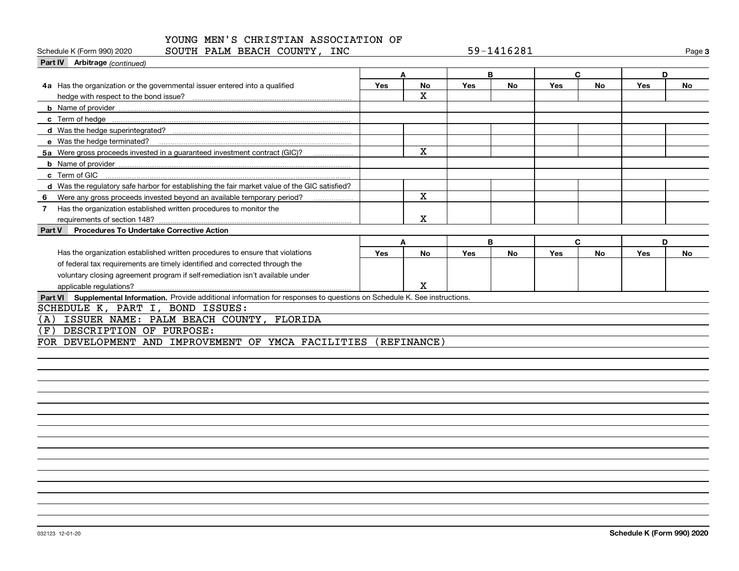YOUNG MEN'S CHRISTIAN ASSOCIATION OF SOUTH PALM BEACH COUNTY, INC — 59-1416281

Schedule K (Form 990) 2020

**Part IV Arbitrage** *(continued)*

| | A | | B | | C | | D | |
|---|---|---|---|---|---|---|---|---|
| | Yes | No | Yes | No | Yes | No | Yes | No |
| **4a** Has the organization or the governmental issuer entered into a qualified hedge with respect to the bond issue? | | X | | | | | | |
| **b** Name of provider | | | | | | | | |
| **c** Term of hedge | | | | | | | | |
| **d** Was the hedge superintegrated? | | | | | | | | |
| **e** Was the hedge terminated? | | | | | | | | |
| **5a** Were gross proceeds invested in a guaranteed investment contract (GIC)? | | X | | | | | | |
| **b** Name of provider | | | | | | | | |
| **c** Term of GIC | | | | | | | | |
| **d** Was the regulatory safe harbor for establishing the fair market value of the GIC satisfied? | | | | | | | | |
| **6** Were any gross proceeds invested beyond an available temporary period? | | X | | | | | | |
| **7** Has the organization established written procedures to monitor the requirements of section 148? | | X | | | | | | |

**Part V Procedures To Undertake Corrective Action**

| | A | | B | | C | | D | |
|---|---|---|---|---|---|---|---|---|
| | Yes | No | Yes | No | Yes | No | Yes | No |
| Has the organization established written procedures to ensure that violations of federal tax requirements are timely identified and corrected through the voluntary closing agreement program if self-remediation isn't available under applicable regulations? | | X | | | | | | |

**Part VI Supplemental Information.** Provide additional information for responses to questions on Schedule K. See instructions.

SCHEDULE K, PART I, BOND ISSUES:

(A) ISSUER NAME: PALM BEACH COUNTY, FLORIDA

(F) DESCRIPTION OF PURPOSE:

FOR DEVELOPMENT AND IMPROVEMENT OF YMCA FACILITIES (REFINANCE)

032123 12-01-20 — Schedule K (Form 990) 2020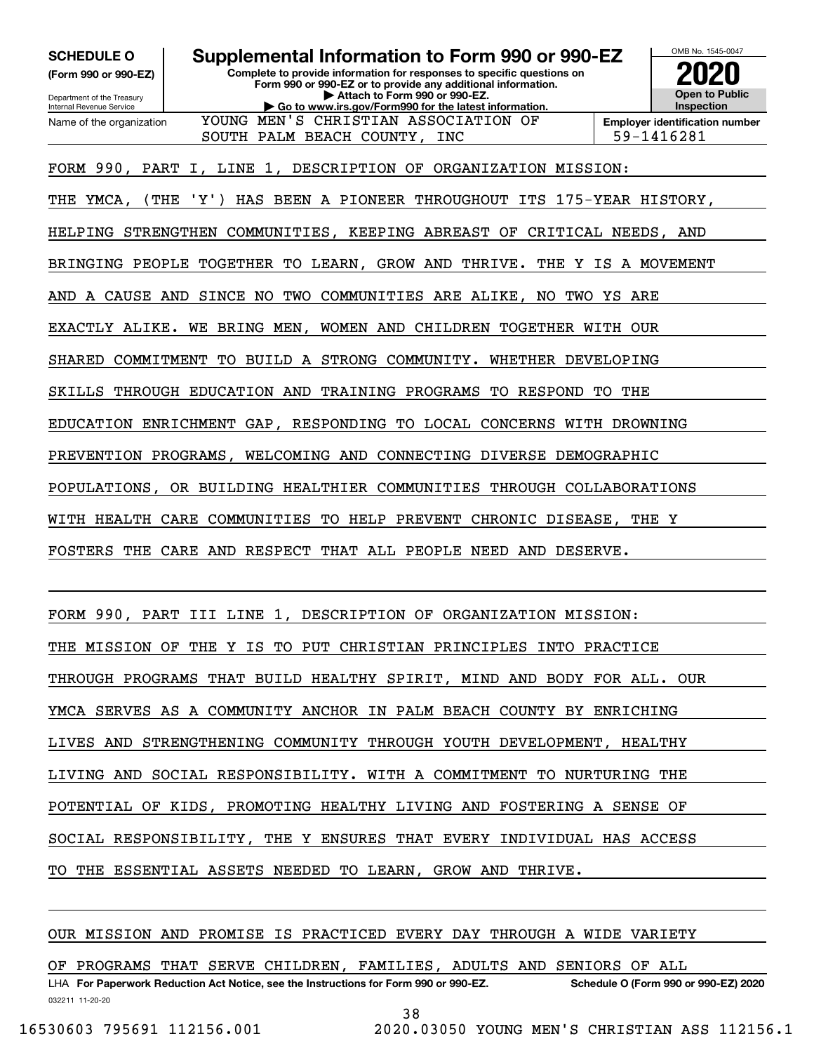**SCHEDULE O (Form 990 or 990-EZ)**

Department of the Treasury
Internal Revenue Service

# Supplemental Information to Form 990 or 990-EZ

**Complete to provide information for responses to specific questions on Form 990 or 990-EZ or to provide any additional information.**
**▶ Attach to Form 990 or 990-EZ.**
**▶ Go to www.irs.gov/Form990 for the latest information.**

OMB No. 1545-0047
**2020**
**Open to Public Inspection**

Name of the organization: YOUNG MEN'S CHRISTIAN ASSOCIATION OF SOUTH PALM BEACH COUNTY, INC

**Employer identification number** 59-1416281

FORM 990, PART I, LINE 1, DESCRIPTION OF ORGANIZATION MISSION:

THE YMCA, (THE 'Y') HAS BEEN A PIONEER THROUGHOUT ITS 175-YEAR HISTORY, HELPING STRENGTHEN COMMUNITIES, KEEPING ABREAST OF CRITICAL NEEDS, AND BRINGING PEOPLE TOGETHER TO LEARN, GROW AND THRIVE. THE Y IS A MOVEMENT AND A CAUSE AND SINCE NO TWO COMMUNITIES ARE ALIKE, NO TWO YS ARE EXACTLY ALIKE. WE BRING MEN, WOMEN AND CHILDREN TOGETHER WITH OUR SHARED COMMITMENT TO BUILD A STRONG COMMUNITY. WHETHER DEVELOPING SKILLS THROUGH EDUCATION AND TRAINING PROGRAMS TO RESPOND TO THE EDUCATION ENRICHMENT GAP, RESPONDING TO LOCAL CONCERNS WITH DROWNING PREVENTION PROGRAMS, WELCOMING AND CONNECTING DIVERSE DEMOGRAPHIC POPULATIONS, OR BUILDING HEALTHIER COMMUNITIES THROUGH COLLABORATIONS WITH HEALTH CARE COMMUNITIES TO HELP PREVENT CHRONIC DISEASE, THE Y FOSTERS THE CARE AND RESPECT THAT ALL PEOPLE NEED AND DESERVE.

FORM 990, PART III LINE 1, DESCRIPTION OF ORGANIZATION MISSION:

THE MISSION OF THE Y IS TO PUT CHRISTIAN PRINCIPLES INTO PRACTICE THROUGH PROGRAMS THAT BUILD HEALTHY SPIRIT, MIND AND BODY FOR ALL. OUR YMCA SERVES AS A COMMUNITY ANCHOR IN PALM BEACH COUNTY BY ENRICHING LIVES AND STRENGTHENING COMMUNITY THROUGH YOUTH DEVELOPMENT, HEALTHY LIVING AND SOCIAL RESPONSIBILITY. WITH A COMMITMENT TO NURTURING THE POTENTIAL OF KIDS, PROMOTING HEALTHY LIVING AND FOSTERING A SENSE OF SOCIAL RESPONSIBILITY, THE Y ENSURES THAT EVERY INDIVIDUAL HAS ACCESS TO THE ESSENTIAL ASSETS NEEDED TO LEARN, GROW AND THRIVE.

OUR MISSION AND PROMISE IS PRACTICED EVERY DAY THROUGH A WIDE VARIETY OF PROGRAMS THAT SERVE CHILDREN, FAMILIES, ADULTS AND SENIORS OF ALL

LHA **For Paperwork Reduction Act Notice, see the Instructions for Form 990 or 990-EZ.** **Schedule O (Form 990 or 990-EZ) 2020**

032211 11-20-20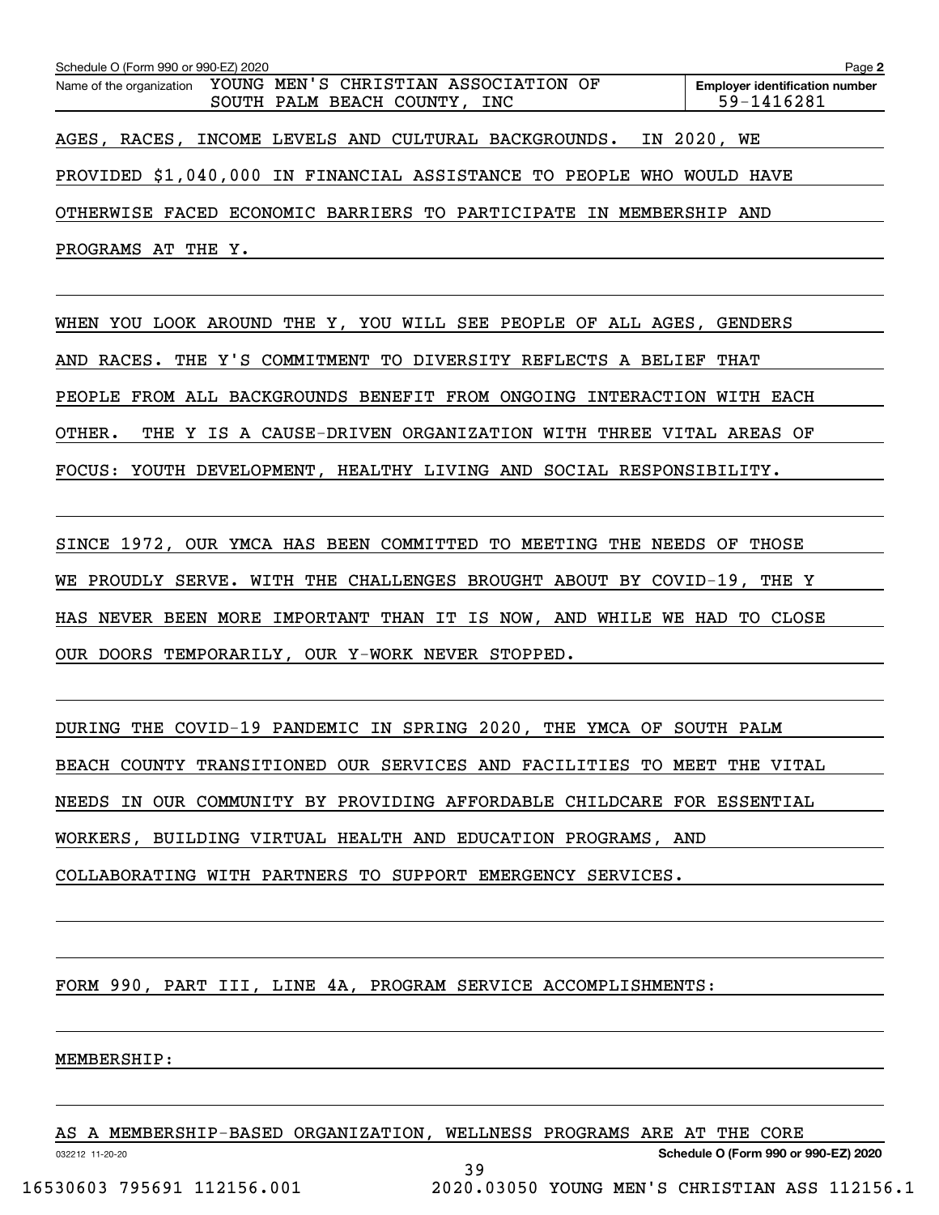Schedule O (Form 990 or 990-EZ) 2020

Name of the organization: YOUNG MEN'S CHRISTIAN ASSOCIATION OF SOUTH PALM BEACH COUNTY, INC

Employer identification number: 59-1416281

AGES, RACES, INCOME LEVELS AND CULTURAL BACKGROUNDS. IN 2020, WE PROVIDED $1,040,000 IN FINANCIAL ASSISTANCE TO PEOPLE WHO WOULD HAVE OTHERWISE FACED ECONOMIC BARRIERS TO PARTICIPATE IN MEMBERSHIP AND PROGRAMS AT THE Y.

WHEN YOU LOOK AROUND THE Y, YOU WILL SEE PEOPLE OF ALL AGES, GENDERS AND RACES. THE Y'S COMMITMENT TO DIVERSITY REFLECTS A BELIEF THAT PEOPLE FROM ALL BACKGROUNDS BENEFIT FROM ONGOING INTERACTION WITH EACH OTHER. THE Y IS A CAUSE-DRIVEN ORGANIZATION WITH THREE VITAL AREAS OF FOCUS: YOUTH DEVELOPMENT, HEALTHY LIVING AND SOCIAL RESPONSIBILITY.

SINCE 1972, OUR YMCA HAS BEEN COMMITTED TO MEETING THE NEEDS OF THOSE WE PROUDLY SERVE. WITH THE CHALLENGES BROUGHT ABOUT BY COVID-19, THE Y HAS NEVER BEEN MORE IMPORTANT THAN IT IS NOW, AND WHILE WE HAD TO CLOSE OUR DOORS TEMPORARILY, OUR Y-WORK NEVER STOPPED.

DURING THE COVID-19 PANDEMIC IN SPRING 2020, THE YMCA OF SOUTH PALM BEACH COUNTY TRANSITIONED OUR SERVICES AND FACILITIES TO MEET THE VITAL NEEDS IN OUR COMMUNITY BY PROVIDING AFFORDABLE CHILDCARE FOR ESSENTIAL WORKERS, BUILDING VIRTUAL HEALTH AND EDUCATION PROGRAMS, AND COLLABORATING WITH PARTNERS TO SUPPORT EMERGENCY SERVICES.

FORM 990, PART III, LINE 4A, PROGRAM SERVICE ACCOMPLISHMENTS:

MEMBERSHIP:

AS A MEMBERSHIP-BASED ORGANIZATION, WELLNESS PROGRAMS ARE AT THE CORE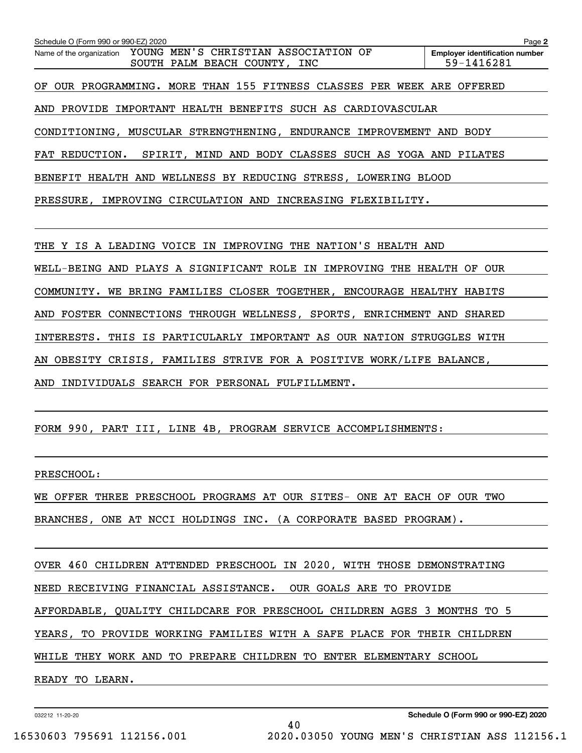Schedule O (Form 990 or 990-EZ) 2020 Page **2**

Name of the organization YOUNG MEN'S CHRISTIAN ASSOCIATION OF SOUTH PALM BEACH COUNTY, INC

**Employer identification number** 59-1416281

OF OUR PROGRAMMING. MORE THAN 155 FITNESS CLASSES PER WEEK ARE OFFERED AND PROVIDE IMPORTANT HEALTH BENEFITS SUCH AS CARDIOVASCULAR CONDITIONING, MUSCULAR STRENGTHENING, ENDURANCE IMPROVEMENT AND BODY FAT REDUCTION. SPIRIT, MIND AND BODY CLASSES SUCH AS YOGA AND PILATES BENEFIT HEALTH AND WELLNESS BY REDUCING STRESS, LOWERING BLOOD PRESSURE, IMPROVING CIRCULATION AND INCREASING FLEXIBILITY.

THE Y IS A LEADING VOICE IN IMPROVING THE NATION'S HEALTH AND WELL-BEING AND PLAYS A SIGNIFICANT ROLE IN IMPROVING THE HEALTH OF OUR COMMUNITY. WE BRING FAMILIES CLOSER TOGETHER, ENCOURAGE HEALTHY HABITS AND FOSTER CONNECTIONS THROUGH WELLNESS, SPORTS, ENRICHMENT AND SHARED INTERESTS. THIS IS PARTICULARLY IMPORTANT AS OUR NATION STRUGGLES WITH AN OBESITY CRISIS, FAMILIES STRIVE FOR A POSITIVE WORK/LIFE BALANCE, AND INDIVIDUALS SEARCH FOR PERSONAL FULFILLMENT.

FORM 990, PART III, LINE 4B, PROGRAM SERVICE ACCOMPLISHMENTS:

PRESCHOOL:

WE OFFER THREE PRESCHOOL PROGRAMS AT OUR SITES- ONE AT EACH OF OUR TWO BRANCHES, ONE AT NCCI HOLDINGS INC. (A CORPORATE BASED PROGRAM).

OVER 460 CHILDREN ATTENDED PRESCHOOL IN 2020, WITH THOSE DEMONSTRATING NEED RECEIVING FINANCIAL ASSISTANCE. OUR GOALS ARE TO PROVIDE AFFORDABLE, QUALITY CHILDCARE FOR PRESCHOOL CHILDREN AGES 3 MONTHS TO 5 YEARS, TO PROVIDE WORKING FAMILIES WITH A SAFE PLACE FOR THEIR CHILDREN WHILE THEY WORK AND TO PREPARE CHILDREN TO ENTER ELEMENTARY SCHOOL READY TO LEARN.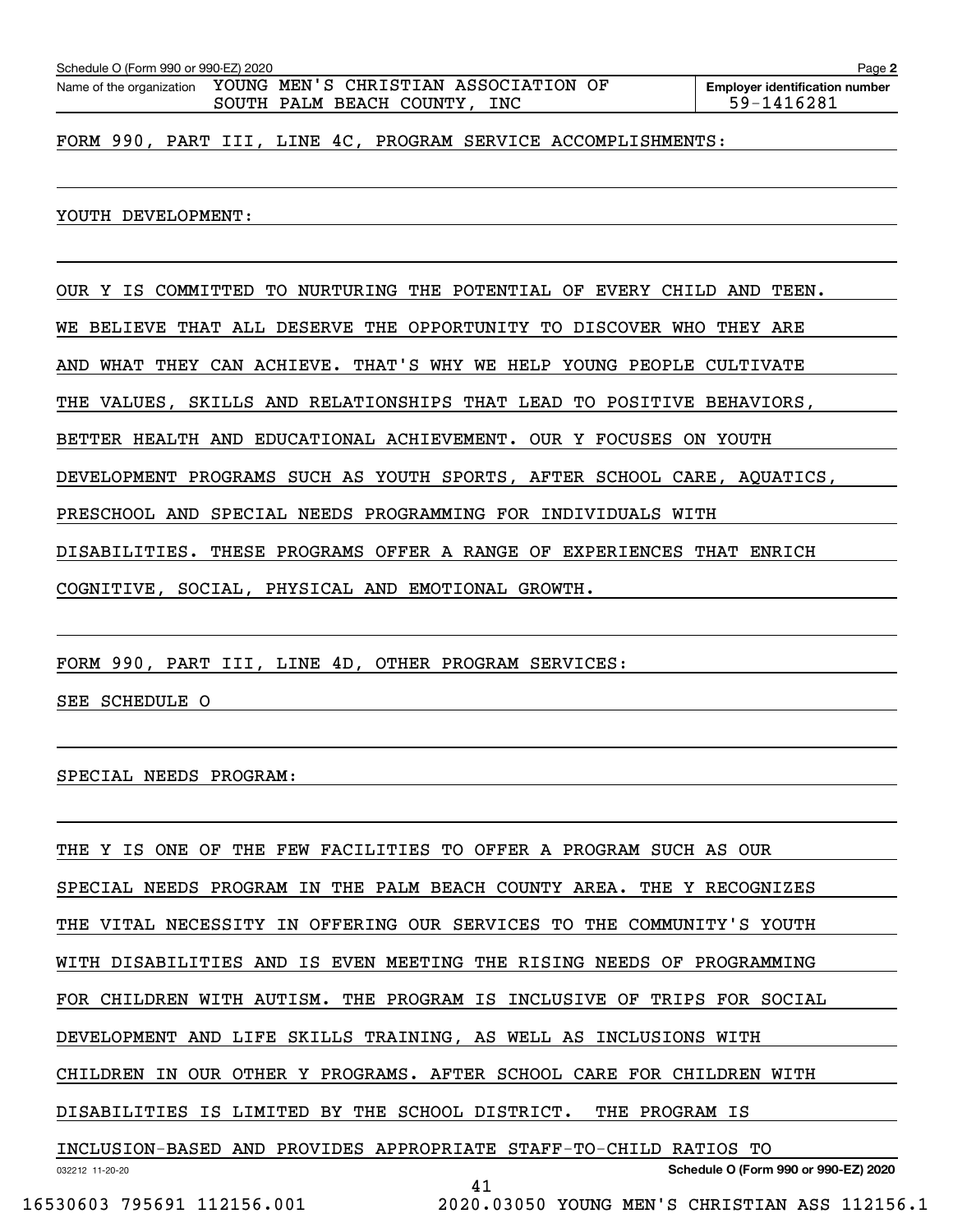Schedule O (Form 990 or 990-EZ) 2020

Name of the organization: YOUNG MEN'S CHRISTIAN ASSOCIATION OF SOUTH PALM BEACH COUNTY, INC

Employer identification number: 59-1416281

FORM 990, PART III, LINE 4C, PROGRAM SERVICE ACCOMPLISHMENTS:

YOUTH DEVELOPMENT:

OUR Y IS COMMITTED TO NURTURING THE POTENTIAL OF EVERY CHILD AND TEEN. WE BELIEVE THAT ALL DESERVE THE OPPORTUNITY TO DISCOVER WHO THEY ARE AND WHAT THEY CAN ACHIEVE. THAT'S WHY WE HELP YOUNG PEOPLE CULTIVATE THE VALUES, SKILLS AND RELATIONSHIPS THAT LEAD TO POSITIVE BEHAVIORS, BETTER HEALTH AND EDUCATIONAL ACHIEVEMENT. OUR Y FOCUSES ON YOUTH DEVELOPMENT PROGRAMS SUCH AS YOUTH SPORTS, AFTER SCHOOL CARE, AQUATICS, PRESCHOOL AND SPECIAL NEEDS PROGRAMMING FOR INDIVIDUALS WITH DISABILITIES. THESE PROGRAMS OFFER A RANGE OF EXPERIENCES THAT ENRICH COGNITIVE, SOCIAL, PHYSICAL AND EMOTIONAL GROWTH.

FORM 990, PART III, LINE 4D, OTHER PROGRAM SERVICES:

SEE SCHEDULE O

SPECIAL NEEDS PROGRAM:

THE Y IS ONE OF THE FEW FACILITIES TO OFFER A PROGRAM SUCH AS OUR SPECIAL NEEDS PROGRAM IN THE PALM BEACH COUNTY AREA. THE Y RECOGNIZES THE VITAL NECESSITY IN OFFERING OUR SERVICES TO THE COMMUNITY'S YOUTH WITH DISABILITIES AND IS EVEN MEETING THE RISING NEEDS OF PROGRAMMING FOR CHILDREN WITH AUTISM. THE PROGRAM IS INCLUSIVE OF TRIPS FOR SOCIAL DEVELOPMENT AND LIFE SKILLS TRAINING, AS WELL AS INCLUSIONS WITH CHILDREN IN OUR OTHER Y PROGRAMS. AFTER SCHOOL CARE FOR CHILDREN WITH DISABILITIES IS LIMITED BY THE SCHOOL DISTRICT. THE PROGRAM IS INCLUSION-BASED AND PROVIDES APPROPRIATE STAFF-TO-CHILD RATIOS TO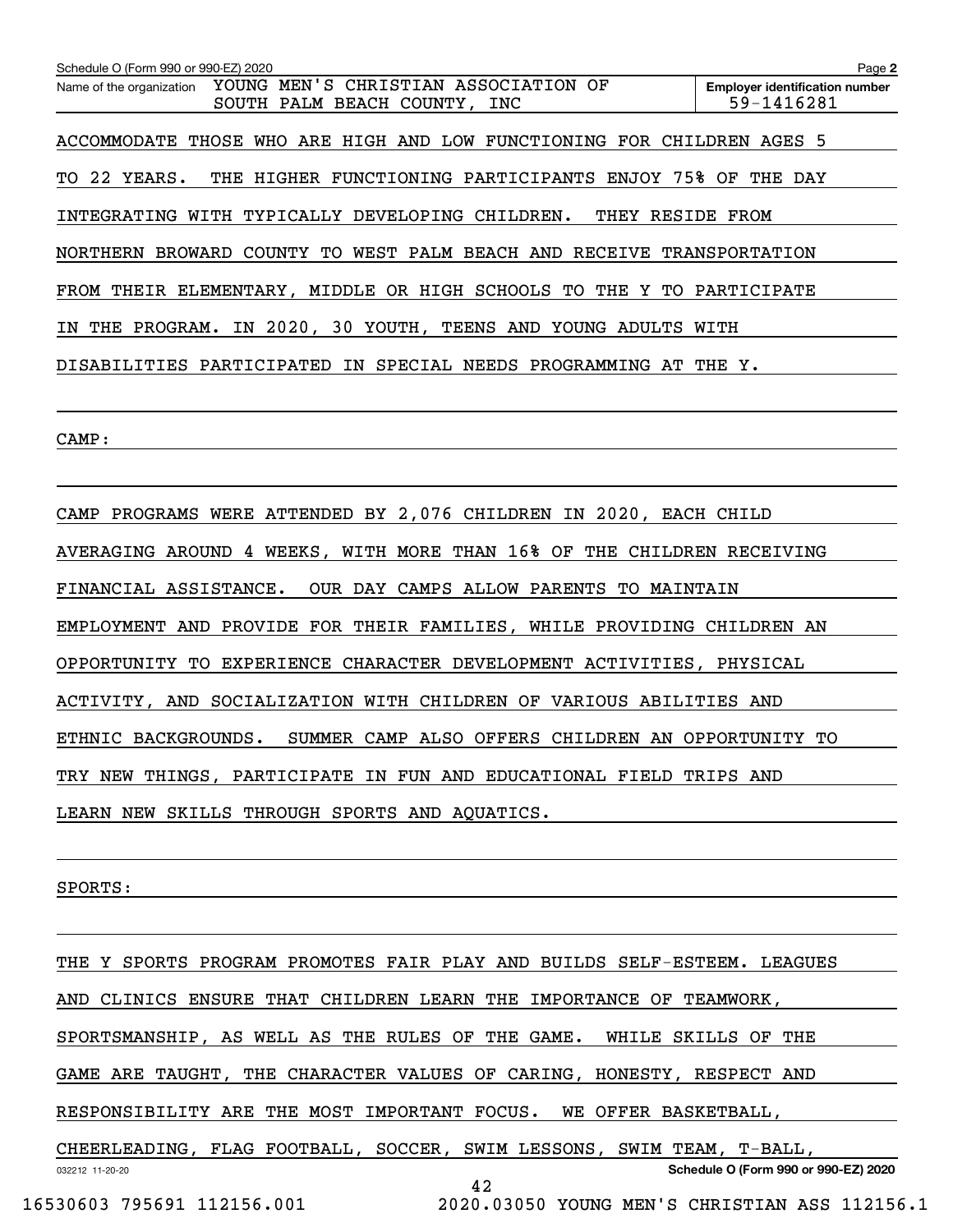Schedule O (Form 990 or 990-EZ) 2020

Name of the organization YOUNG MEN'S CHRISTIAN ASSOCIATION OF SOUTH PALM BEACH COUNTY, INC

Employer identification number 59-1416281

ACCOMMODATE THOSE WHO ARE HIGH AND LOW FUNCTIONING FOR CHILDREN AGES 5 TO 22 YEARS. THE HIGHER FUNCTIONING PARTICIPANTS ENJOY 75% OF THE DAY INTEGRATING WITH TYPICALLY DEVELOPING CHILDREN. THEY RESIDE FROM NORTHERN BROWARD COUNTY TO WEST PALM BEACH AND RECEIVE TRANSPORTATION FROM THEIR ELEMENTARY, MIDDLE OR HIGH SCHOOLS TO THE Y TO PARTICIPATE IN THE PROGRAM. IN 2020, 30 YOUTH, TEENS AND YOUNG ADULTS WITH DISABILITIES PARTICIPATED IN SPECIAL NEEDS PROGRAMMING AT THE Y.

CAMP:

CAMP PROGRAMS WERE ATTENDED BY 2,076 CHILDREN IN 2020, EACH CHILD AVERAGING AROUND 4 WEEKS, WITH MORE THAN 16% OF THE CHILDREN RECEIVING FINANCIAL ASSISTANCE. OUR DAY CAMPS ALLOW PARENTS TO MAINTAIN EMPLOYMENT AND PROVIDE FOR THEIR FAMILIES, WHILE PROVIDING CHILDREN AN OPPORTUNITY TO EXPERIENCE CHARACTER DEVELOPMENT ACTIVITIES, PHYSICAL ACTIVITY, AND SOCIALIZATION WITH CHILDREN OF VARIOUS ABILITIES AND ETHNIC BACKGROUNDS. SUMMER CAMP ALSO OFFERS CHILDREN AN OPPORTUNITY TO TRY NEW THINGS, PARTICIPATE IN FUN AND EDUCATIONAL FIELD TRIPS AND LEARN NEW SKILLS THROUGH SPORTS AND AQUATICS.

SPORTS:

THE Y SPORTS PROGRAM PROMOTES FAIR PLAY AND BUILDS SELF-ESTEEM. LEAGUES AND CLINICS ENSURE THAT CHILDREN LEARN THE IMPORTANCE OF TEAMWORK, SPORTSMANSHIP, AS WELL AS THE RULES OF THE GAME. WHILE SKILLS OF THE GAME ARE TAUGHT, THE CHARACTER VALUES OF CARING, HONESTY, RESPECT AND RESPONSIBILITY ARE THE MOST IMPORTANT FOCUS. WE OFFER BASKETBALL, CHEERLEADING, FLAG FOOTBALL, SOCCER, SWIM LESSONS, SWIM TEAM, T-BALL,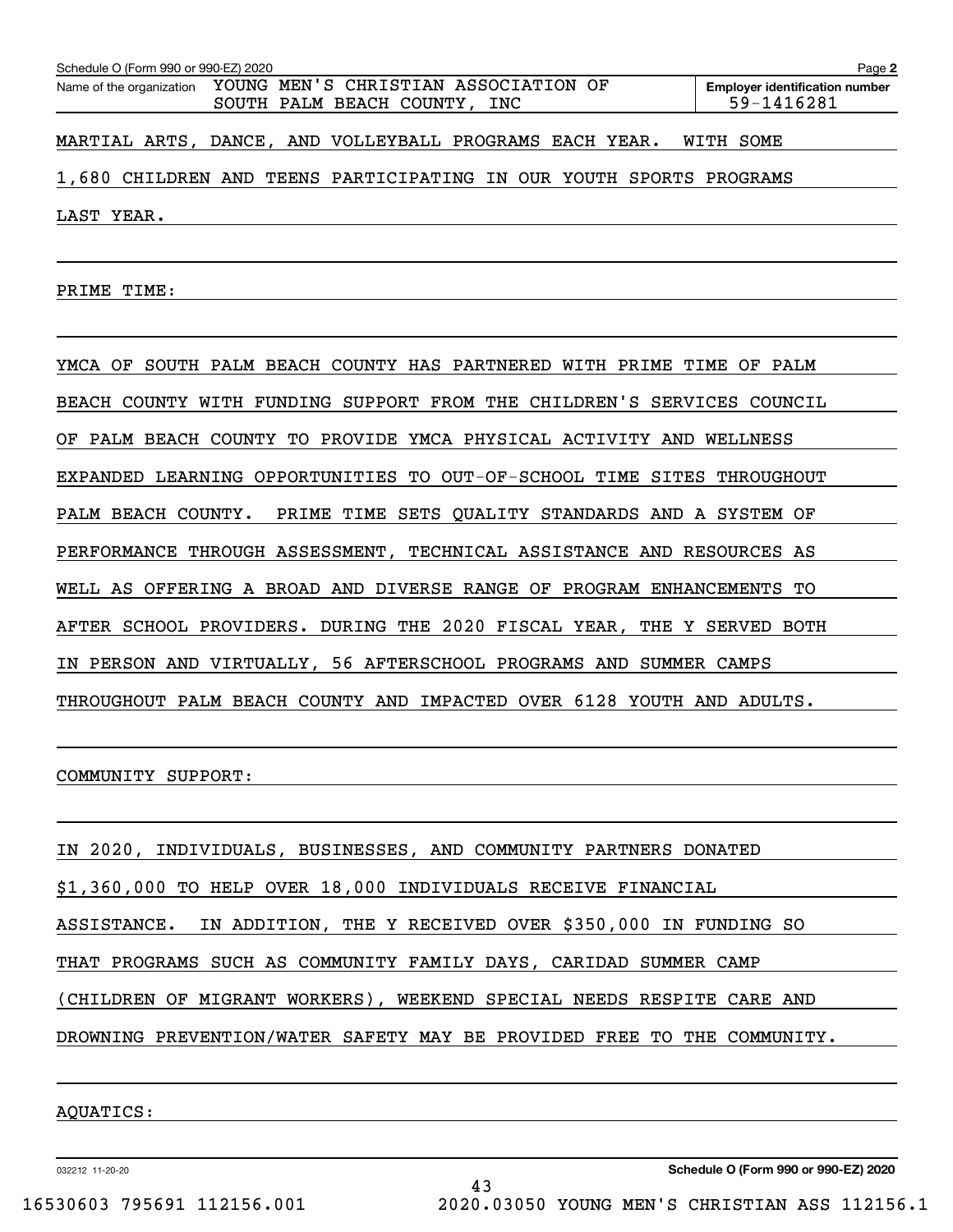MARTIAL ARTS, DANCE, AND VOLLEYBALL PROGRAMS EACH YEAR. WITH SOME 1,680 CHILDREN AND TEENS PARTICIPATING IN OUR YOUTH SPORTS PROGRAMS LAST YEAR.

PRIME TIME:

YMCA OF SOUTH PALM BEACH COUNTY HAS PARTNERED WITH PRIME TIME OF PALM BEACH COUNTY WITH FUNDING SUPPORT FROM THE CHILDREN'S SERVICES COUNCIL OF PALM BEACH COUNTY TO PROVIDE YMCA PHYSICAL ACTIVITY AND WELLNESS EXPANDED LEARNING OPPORTUNITIES TO OUT-OF-SCHOOL TIME SITES THROUGHOUT PALM BEACH COUNTY. PRIME TIME SETS QUALITY STANDARDS AND A SYSTEM OF PERFORMANCE THROUGH ASSESSMENT, TECHNICAL ASSISTANCE AND RESOURCES AS WELL AS OFFERING A BROAD AND DIVERSE RANGE OF PROGRAM ENHANCEMENTS TO AFTER SCHOOL PROVIDERS. DURING THE 2020 FISCAL YEAR, THE Y SERVED BOTH IN PERSON AND VIRTUALLY, 56 AFTERSCHOOL PROGRAMS AND SUMMER CAMPS THROUGHOUT PALM BEACH COUNTY AND IMPACTED OVER 6128 YOUTH AND ADULTS.

COMMUNITY SUPPORT:

IN 2020, INDIVIDUALS, BUSINESSES, AND COMMUNITY PARTNERS DONATED $1,360,000 TO HELP OVER 18,000 INDIVIDUALS RECEIVE FINANCIAL ASSISTANCE. IN ADDITION, THE Y RECEIVED OVER $350,000 IN FUNDING SO THAT PROGRAMS SUCH AS COMMUNITY FAMILY DAYS, CARIDAD SUMMER CAMP (CHILDREN OF MIGRANT WORKERS), WEEKEND SPECIAL NEEDS RESPITE CARE AND DROWNING PREVENTION/WATER SAFETY MAY BE PROVIDED FREE TO THE COMMUNITY.

AQUATICS: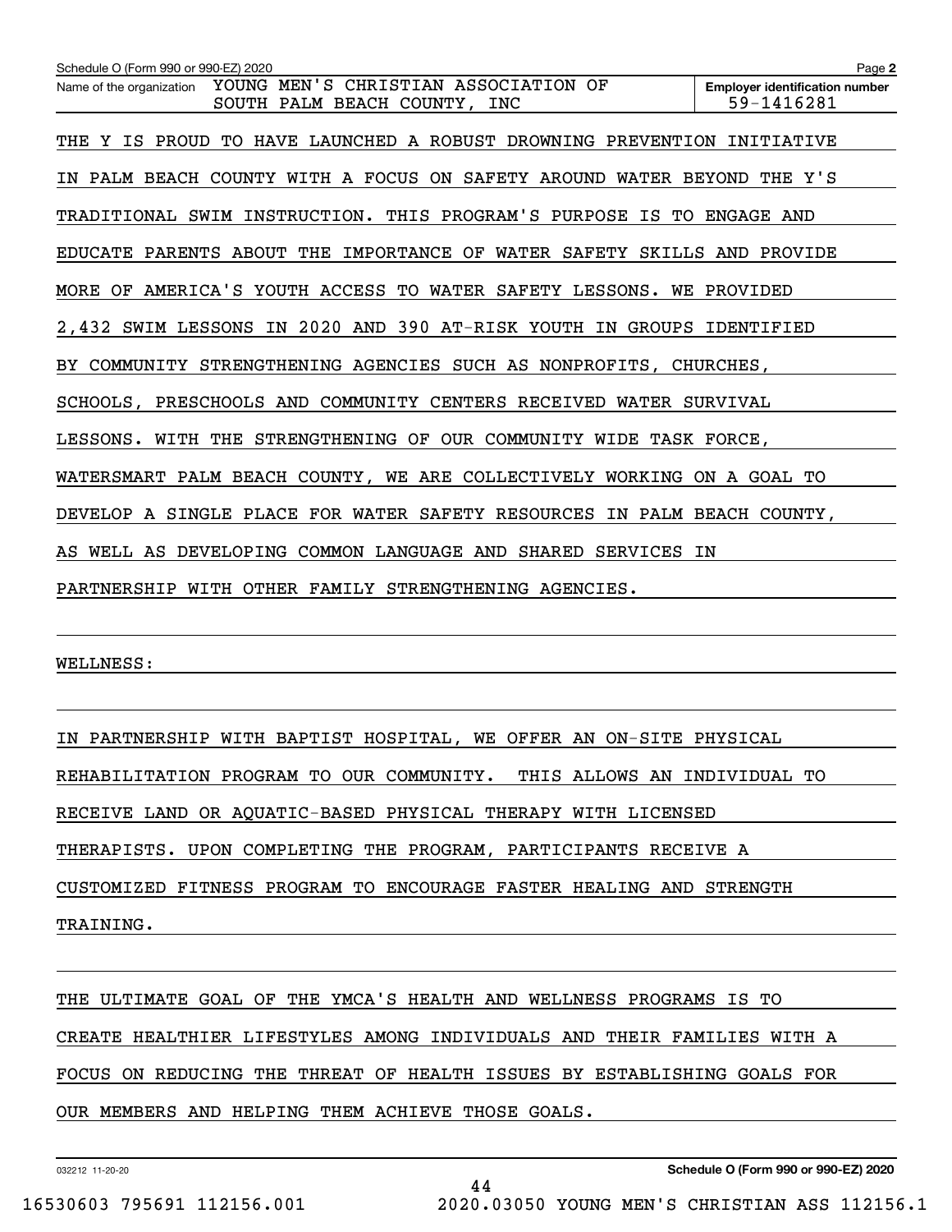Schedule O (Form 990 or 990-EZ) 2020

Name of the organization: YOUNG MEN'S CHRISTIAN ASSOCIATION OF SOUTH PALM BEACH COUNTY, INC

Employer identification number: 59-1416281

THE Y IS PROUD TO HAVE LAUNCHED A ROBUST DROWNING PREVENTION INITIATIVE IN PALM BEACH COUNTY WITH A FOCUS ON SAFETY AROUND WATER BEYOND THE Y'S TRADITIONAL SWIM INSTRUCTION. THIS PROGRAM'S PURPOSE IS TO ENGAGE AND EDUCATE PARENTS ABOUT THE IMPORTANCE OF WATER SAFETY SKILLS AND PROVIDE MORE OF AMERICA'S YOUTH ACCESS TO WATER SAFETY LESSONS. WE PROVIDED 2,432 SWIM LESSONS IN 2020 AND 390 AT-RISK YOUTH IN GROUPS IDENTIFIED BY COMMUNITY STRENGTHENING AGENCIES SUCH AS NONPROFITS, CHURCHES, SCHOOLS, PRESCHOOLS AND COMMUNITY CENTERS RECEIVED WATER SURVIVAL LESSONS. WITH THE STRENGTHENING OF OUR COMMUNITY WIDE TASK FORCE, WATERSMART PALM BEACH COUNTY, WE ARE COLLECTIVELY WORKING ON A GOAL TO DEVELOP A SINGLE PLACE FOR WATER SAFETY RESOURCES IN PALM BEACH COUNTY, AS WELL AS DEVELOPING COMMON LANGUAGE AND SHARED SERVICES IN PARTNERSHIP WITH OTHER FAMILY STRENGTHENING AGENCIES.

WELLNESS:

IN PARTNERSHIP WITH BAPTIST HOSPITAL, WE OFFER AN ON-SITE PHYSICAL REHABILITATION PROGRAM TO OUR COMMUNITY. THIS ALLOWS AN INDIVIDUAL TO RECEIVE LAND OR AQUATIC-BASED PHYSICAL THERAPY WITH LICENSED THERAPISTS. UPON COMPLETING THE PROGRAM, PARTICIPANTS RECEIVE A CUSTOMIZED FITNESS PROGRAM TO ENCOURAGE FASTER HEALING AND STRENGTH TRAINING.

THE ULTIMATE GOAL OF THE YMCA'S HEALTH AND WELLNESS PROGRAMS IS TO CREATE HEALTHIER LIFESTYLES AMONG INDIVIDUALS AND THEIR FAMILIES WITH A FOCUS ON REDUCING THE THREAT OF HEALTH ISSUES BY ESTABLISHING GOALS FOR OUR MEMBERS AND HELPING THEM ACHIEVE THOSE GOALS.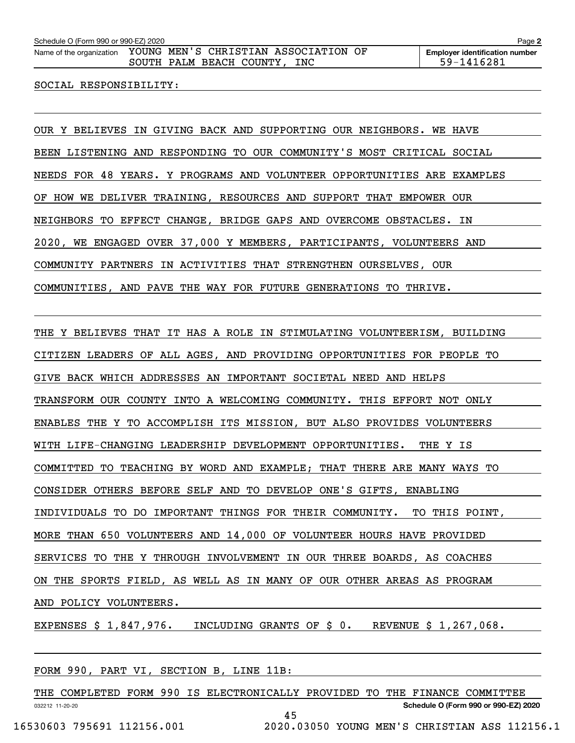Name of the organization: YOUNG MEN'S CHRISTIAN ASSOCIATION OF SOUTH PALM BEACH COUNTY, INC

**Employer identification number** 59-1416281

SOCIAL RESPONSIBILITY:

OUR Y BELIEVES IN GIVING BACK AND SUPPORTING OUR NEIGHBORS. WE HAVE BEEN LISTENING AND RESPONDING TO OUR COMMUNITY'S MOST CRITICAL SOCIAL NEEDS FOR 48 YEARS. Y PROGRAMS AND VOLUNTEER OPPORTUNITIES ARE EXAMPLES OF HOW WE DELIVER TRAINING, RESOURCES AND SUPPORT THAT EMPOWER OUR NEIGHBORS TO EFFECT CHANGE, BRIDGE GAPS AND OVERCOME OBSTACLES. IN 2020, WE ENGAGED OVER 37,000 Y MEMBERS, PARTICIPANTS, VOLUNTEERS AND COMMUNITY PARTNERS IN ACTIVITIES THAT STRENGTHEN OURSELVES, OUR COMMUNITIES, AND PAVE THE WAY FOR FUTURE GENERATIONS TO THRIVE.

THE Y BELIEVES THAT IT HAS A ROLE IN STIMULATING VOLUNTEERISM, BUILDING CITIZEN LEADERS OF ALL AGES, AND PROVIDING OPPORTUNITIES FOR PEOPLE TO GIVE BACK WHICH ADDRESSES AN IMPORTANT SOCIETAL NEED AND HELPS TRANSFORM OUR COUNTY INTO A WELCOMING COMMUNITY. THIS EFFORT NOT ONLY ENABLES THE Y TO ACCOMPLISH ITS MISSION, BUT ALSO PROVIDES VOLUNTEERS WITH LIFE-CHANGING LEADERSHIP DEVELOPMENT OPPORTUNITIES. THE Y IS COMMITTED TO TEACHING BY WORD AND EXAMPLE; THAT THERE ARE MANY WAYS TO CONSIDER OTHERS BEFORE SELF AND TO DEVELOP ONE'S GIFTS, ENABLING INDIVIDUALS TO DO IMPORTANT THINGS FOR THEIR COMMUNITY. TO THIS POINT, MORE THAN 650 VOLUNTEERS AND 14,000 OF VOLUNTEER HOURS HAVE PROVIDED SERVICES TO THE Y THROUGH INVOLVEMENT IN OUR THREE BOARDS, AS COACHES ON THE SPORTS FIELD, AS WELL AS IN MANY OF OUR OTHER AREAS AS PROGRAM AND POLICY VOLUNTEERS.

EXPENSES $ 1,847,976. INCLUDING GRANTS OF $ 0. REVENUE $ 1,267,068.

FORM 990, PART VI, SECTION B, LINE 11B:

THE COMPLETED FORM 990 IS ELECTRONICALLY PROVIDED TO THE FINANCE COMMITTEE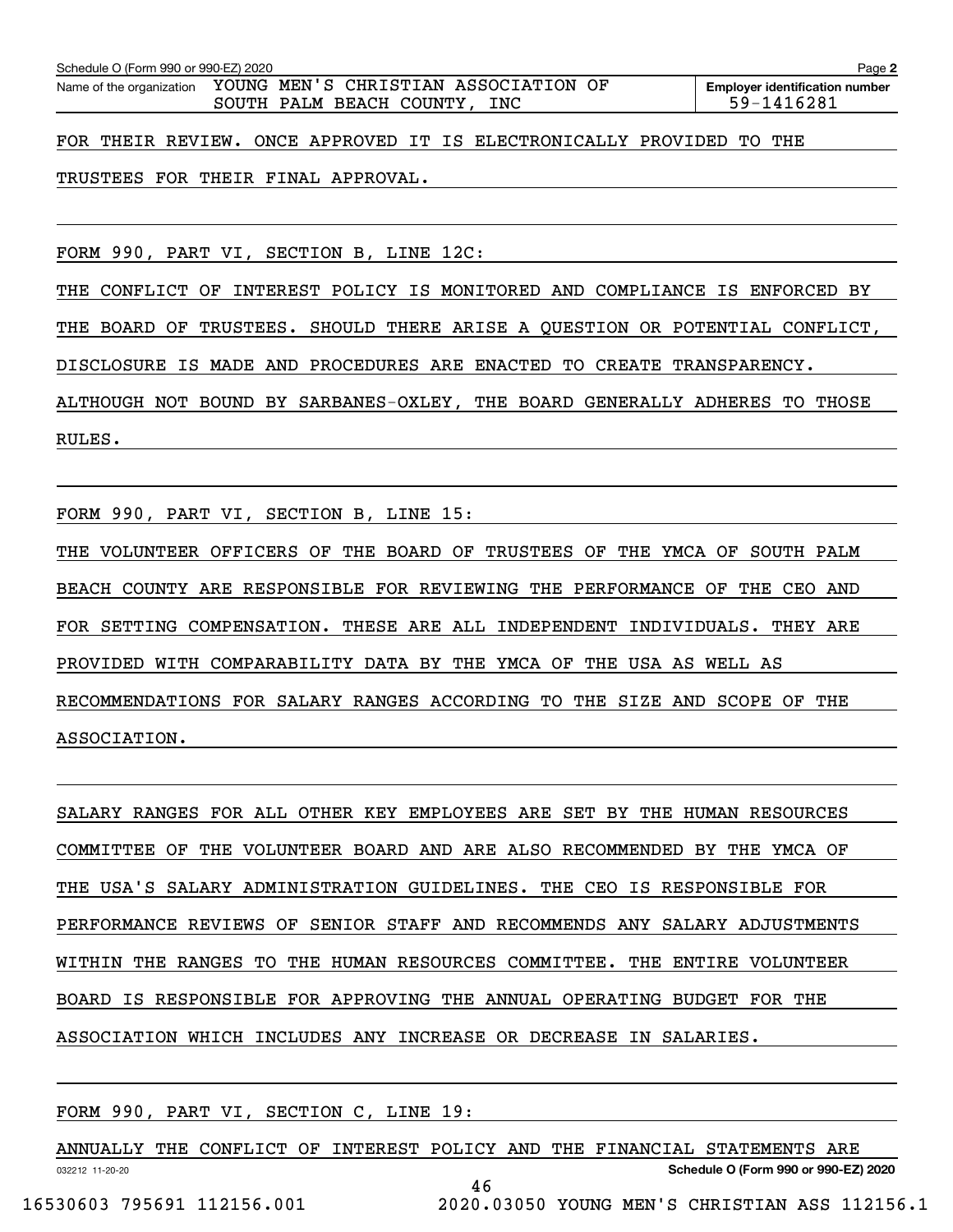Schedule O (Form 990 or 990-EZ) 2020

Name of the organization YOUNG MEN'S CHRISTIAN ASSOCIATION OF SOUTH PALM BEACH COUNTY, INC

**Employer identification number** 59-1416281

FOR THEIR REVIEW. ONCE APPROVED IT IS ELECTRONICALLY PROVIDED TO THE TRUSTEES FOR THEIR FINAL APPROVAL.

FORM 990, PART VI, SECTION B, LINE 12C:

THE CONFLICT OF INTEREST POLICY IS MONITORED AND COMPLIANCE IS ENFORCED BY THE BOARD OF TRUSTEES. SHOULD THERE ARISE A QUESTION OR POTENTIAL CONFLICT, DISCLOSURE IS MADE AND PROCEDURES ARE ENACTED TO CREATE TRANSPARENCY. ALTHOUGH NOT BOUND BY SARBANES-OXLEY, THE BOARD GENERALLY ADHERES TO THOSE RULES.

FORM 990, PART VI, SECTION B, LINE 15:

THE VOLUNTEER OFFICERS OF THE BOARD OF TRUSTEES OF THE YMCA OF SOUTH PALM BEACH COUNTY ARE RESPONSIBLE FOR REVIEWING THE PERFORMANCE OF THE CEO AND FOR SETTING COMPENSATION. THESE ARE ALL INDEPENDENT INDIVIDUALS. THEY ARE PROVIDED WITH COMPARABILITY DATA BY THE YMCA OF THE USA AS WELL AS RECOMMENDATIONS FOR SALARY RANGES ACCORDING TO THE SIZE AND SCOPE OF THE ASSOCIATION.

SALARY RANGES FOR ALL OTHER KEY EMPLOYEES ARE SET BY THE HUMAN RESOURCES COMMITTEE OF THE VOLUNTEER BOARD AND ARE ALSO RECOMMENDED BY THE YMCA OF THE USA'S SALARY ADMINISTRATION GUIDELINES. THE CEO IS RESPONSIBLE FOR PERFORMANCE REVIEWS OF SENIOR STAFF AND RECOMMENDS ANY SALARY ADJUSTMENTS WITHIN THE RANGES TO THE HUMAN RESOURCES COMMITTEE. THE ENTIRE VOLUNTEER BOARD IS RESPONSIBLE FOR APPROVING THE ANNUAL OPERATING BUDGET FOR THE ASSOCIATION WHICH INCLUDES ANY INCREASE OR DECREASE IN SALARIES.

FORM 990, PART VI, SECTION C, LINE 19:

ANNUALLY THE CONFLICT OF INTEREST POLICY AND THE FINANCIAL STATEMENTS ARE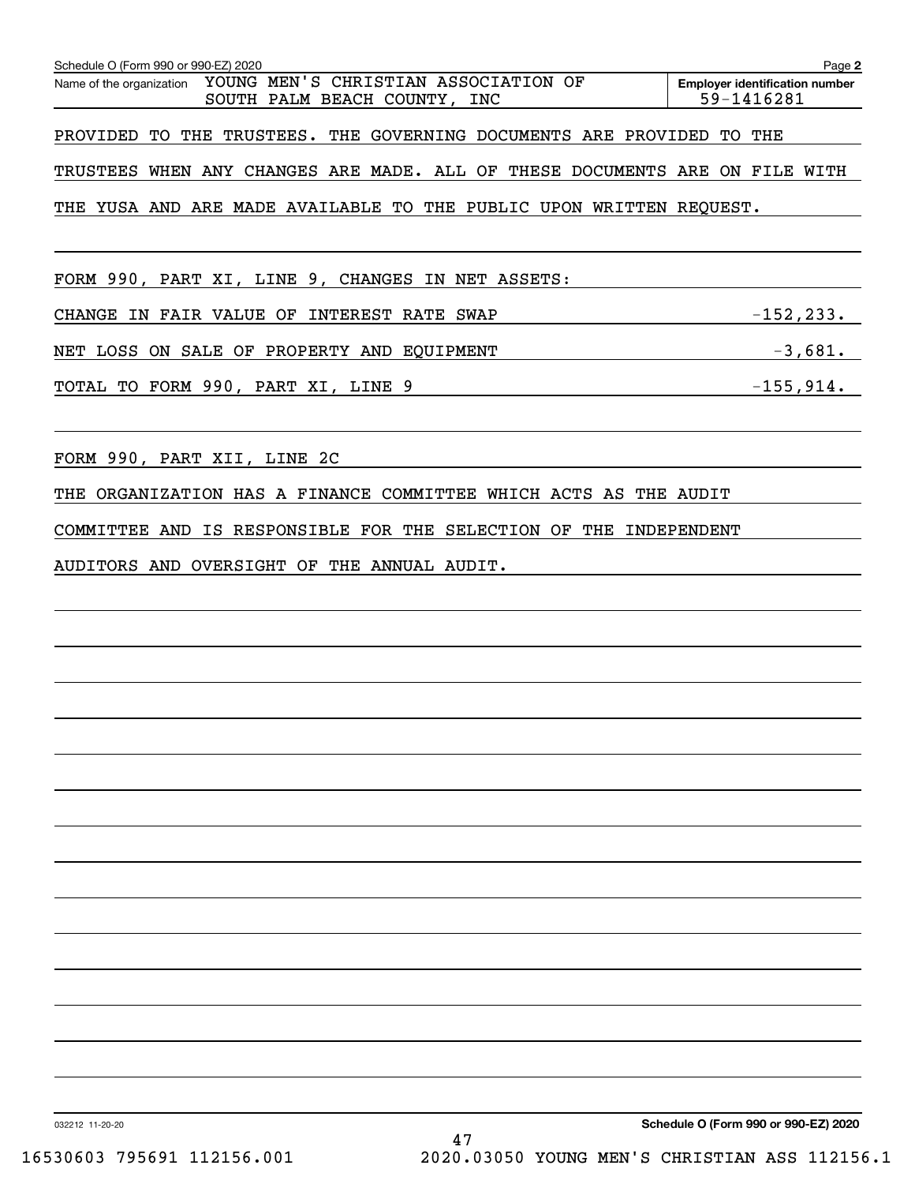Schedule O (Form 990 or 990-EZ) 2020 Page **2**

Name of the organization YOUNG MEN'S CHRISTIAN ASSOCIATION OF SOUTH PALM BEACH COUNTY, INC

**Employer identification number** 59-1416281

PROVIDED TO THE TRUSTEES. THE GOVERNING DOCUMENTS ARE PROVIDED TO THE TRUSTEES WHEN ANY CHANGES ARE MADE. ALL OF THESE DOCUMENTS ARE ON FILE WITH THE YUSA AND ARE MADE AVAILABLE TO THE PUBLIC UPON WRITTEN REQUEST.

FORM 990, PART XI, LINE 9, CHANGES IN NET ASSETS:

| | |
|---|---|
| CHANGE IN FAIR VALUE OF INTEREST RATE SWAP | -152,233. |
| NET LOSS ON SALE OF PROPERTY AND EQUIPMENT | -3,681. |
| TOTAL TO FORM 990, PART XI, LINE 9 | -155,914. |

FORM 990, PART XII, LINE 2C

THE ORGANIZATION HAS A FINANCE COMMITTEE WHICH ACTS AS THE AUDIT COMMITTEE AND IS RESPONSIBLE FOR THE SELECTION OF THE INDEPENDENT AUDITORS AND OVERSIGHT OF THE ANNUAL AUDIT.

032212 11-20-20 **Schedule O (Form 990 or 990-EZ) 2020**

16530603 795691 112156.001 2020.03050 YOUNG MEN'S CHRISTIAN ASS 112156.1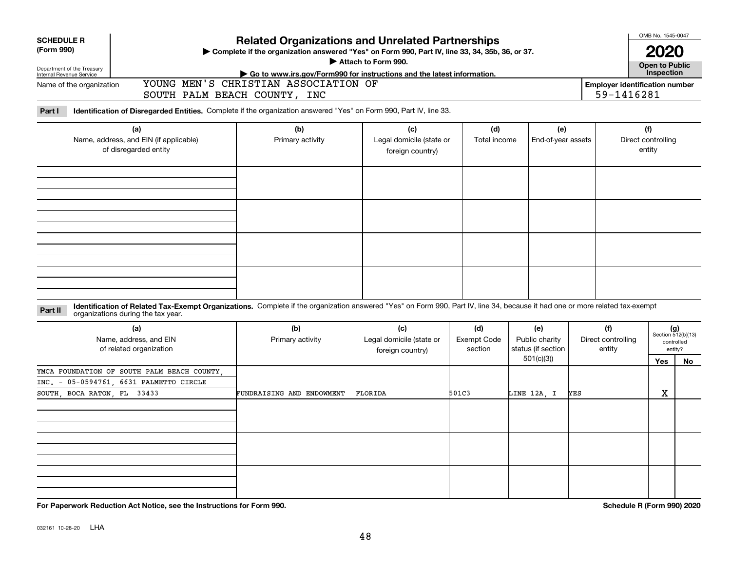**SCHEDULE R (Form 990)**

Department of the Treasury
Internal Revenue Service

# Related Organizations and Unrelated Partnerships

▶ Complete if the organization answered "Yes" on Form 990, Part IV, line 33, 34, 35b, 36, or 37.
▶ Attach to Form 990.
▶ Go to www.irs.gov/Form990 for instructions and the latest information.

OMB No. 1545-0047

**2020**

**Open to Public Inspection**

Name of the organization: YOUNG MEN'S CHRISTIAN ASSOCIATION OF SOUTH PALM BEACH COUNTY, INC

Employer identification number: 59-1416281

**Part I — Identification of Disregarded Entities.** Complete if the organization answered "Yes" on Form 990, Part IV, line 33.

| (a) Name, address, and EIN (if applicable) of disregarded entity | (b) Primary activity | (c) Legal domicile (state or foreign country) | (d) Total income | (e) End-of-year assets | (f) Direct controlling entity |
|---|---|---|---|---|---|
| | | | | | |
| | | | | | |
| | | | | | |
| | | | | | |

**Part II — Identification of Related Tax-Exempt Organizations.** Complete if the organization answered "Yes" on Form 990, Part IV, line 34, because it had one or more related tax-exempt organizations during the tax year.

| (a) Name, address, and EIN of related organization | (b) Primary activity | (c) Legal domicile (state or foreign country) | (d) Exempt Code section | (e) Public charity status (if section 501(c)(3)) | (f) Direct controlling entity | (g) Section 512(b)(13) controlled entity? Yes | No |
|---|---|---|---|---|---|---|---|
| YMCA FOUNDATION OF SOUTH PALM BEACH COUNTY, INC. - 05-0594761, 6631 PALMETTO CIRCLE SOUTH, BOCA RATON, FL 33433 | FUNDRAISING AND ENDOWMENT | FLORIDA | 501C3 | LINE 12A, I | YES | X | |
| | | | | | | | |
| | | | | | | | |
| | | | | | | | |

**For Paperwork Reduction Act Notice, see the Instructions for Form 990.**

**Schedule R (Form 990) 2020**

032161 10-28-20 LHA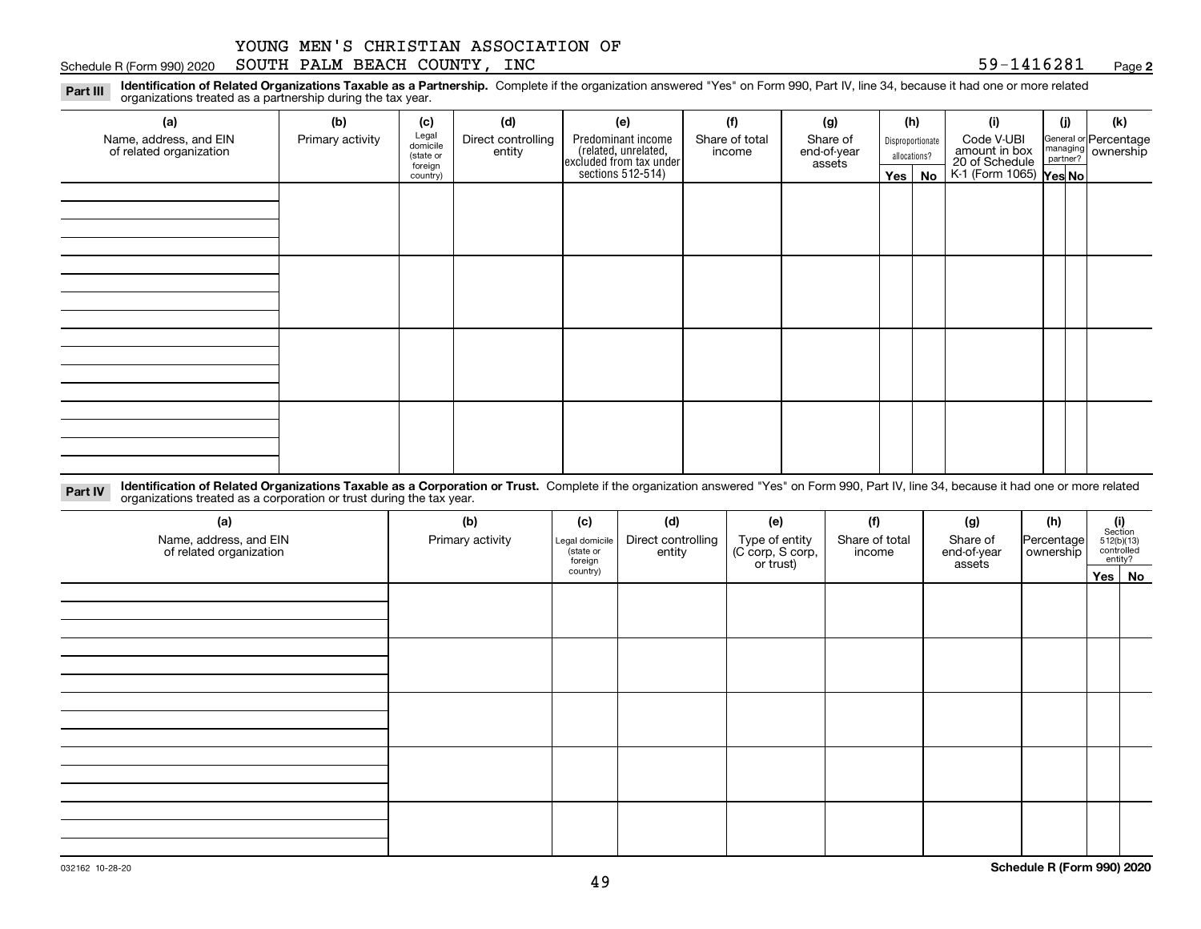YOUNG MEN'S CHRISTIAN ASSOCIATION OF

Schedule R (Form 990) 2020 SOUTH PALM BEACH COUNTY, INC 59-1416281 Page 2

**Part III** **Identification of Related Organizations Taxable as a Partnership.** Complete if the organization answered "Yes" on Form 990, Part IV, line 34, because it had one or more related organizations treated as a partnership during the tax year.

| (a) Name, address, and EIN of related organization | (b) Primary activity | (c) Legal domicile (state or foreign country) | (d) Direct controlling entity | (e) Predominant income (related, unrelated, excluded from tax under sections 512-514) | (f) Share of total income | (g) Share of end-of-year assets | (h) Disproportionate allocations? Yes | No | (i) Code V-UBI amount in box 20 of Schedule K-1 (Form 1065) | (j) General or managing partner? Yes | No | (k) Percentage ownership |
|---|---|---|---|---|---|---|---|---|---|---|---|---|
| | | | | | | | | | | | | |
| | | | | | | | | | | | | |
| | | | | | | | | | | | | |
| | | | | | | | | | | | | |

**Part IV** **Identification of Related Organizations Taxable as a Corporation or Trust.** Complete if the organization answered "Yes" on Form 990, Part IV, line 34, because it had one or more related organizations treated as a corporation or trust during the tax year.

| (a) Name, address, and EIN of related organization | (b) Primary activity | (c) Legal domicile (state or foreign country) | (d) Direct controlling entity | (e) Type of entity (C corp, S corp, or trust) | (f) Share of total income | (g) Share of end-of-year assets | (h) Percentage ownership | (i) Section 512(b)(13) controlled entity? Yes | No |
|---|---|---|---|---|---|---|---|---|---|
| | | | | | | | | | |
| | | | | | | | | | |
| | | | | | | | | | |
| | | | | | | | | | |
| | | | | | | | | | |

032162 10-28-20 **Schedule R (Form 990) 2020**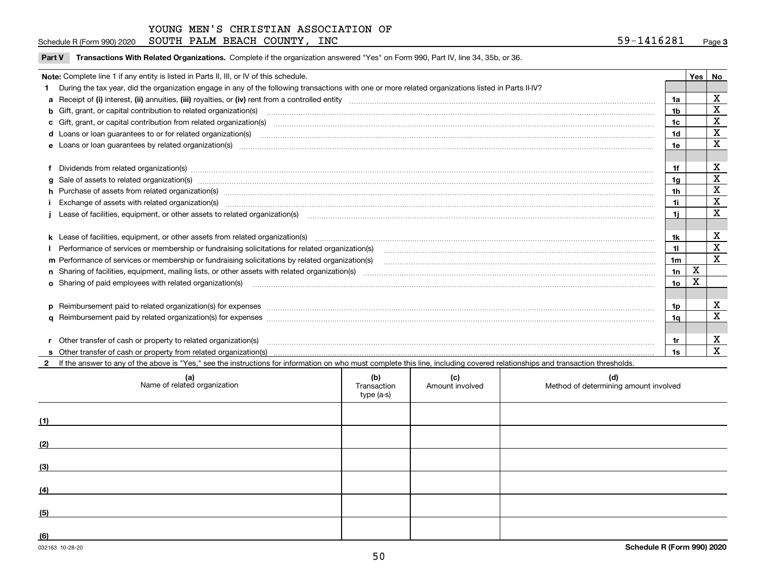YOUNG MEN'S CHRISTIAN ASSOCIATION OF SOUTH PALM BEACH COUNTY, INC

Schedule R (Form 990) 2020 — 59-1416281 — Page 3

## Part V Transactions With Related Organizations. 

Complete if the organization answered "Yes" on Form 990, Part IV, line 34, 35b, or 36.

**Note:** Complete line 1 if any entity is listed in Parts II, III, or IV of this schedule.

| | | | Yes | No |
|---|---|---|---|---|
| **1** | During the tax year, did the organization engage in any of the following transactions with one or more related organizations listed in Parts II-IV? | | | |
| **a** | Receipt of **(i)** interest, **(ii)** annuities, **(iii)** royalties, or **(iv)** rent from a controlled entity | 1a | | X |
| **b** | Gift, grant, or capital contribution to related organization(s) | 1b | | X |
| **c** | Gift, grant, or capital contribution from related organization(s) | 1c | | X |
| **d** | Loans or loan guarantees to or for related organization(s) | 1d | | X |
| **e** | Loans or loan guarantees by related organization(s) | 1e | | X |
| **f** | Dividends from related organization(s) | 1f | | X |
| **g** | Sale of assets to related organization(s) | 1g | | X |
| **h** | Purchase of assets from related organization(s) | 1h | | X |
| **i** | Exchange of assets with related organization(s) | 1i | | X |
| **j** | Lease of facilities, equipment, or other assets to related organization(s) | 1j | | X |
| **k** | Lease of facilities, equipment, or other assets from related organization(s) | 1k | | X |
| **l** | Performance of services or membership or fundraising solicitations for related organization(s) | 1l | | X |
| **m** | Performance of services or membership or fundraising solicitations by related organization(s) | 1m | | X |
| **n** | Sharing of facilities, equipment, mailing lists, or other assets with related organization(s) | 1n | X | |
| **o** | Sharing of paid employees with related organization(s) | 1o | X | |
| **p** | Reimbursement paid to related organization(s) for expenses | 1p | | X |
| **q** | Reimbursement paid by related organization(s) for expenses | 1q | | X |
| **r** | Other transfer of cash or property to related organization(s) | 1r | | X |
| **s** | Other transfer of cash or property from related organization(s) | 1s | | X |

**2** If the answer to any of the above is "Yes," see the instructions for information on who must complete this line, including covered relationships and transaction thresholds.

| | (a) Name of related organization | (b) Transaction type (a-s) | (c) Amount involved | (d) Method of determining amount involved |
|---|---|---|---|---|
| (1) | | | | |
| (2) | | | | |
| (3) | | | | |
| (4) | | | | |
| (5) | | | | |
| (6) | | | | |

032163 10-28-20

Schedule R (Form 990) 2020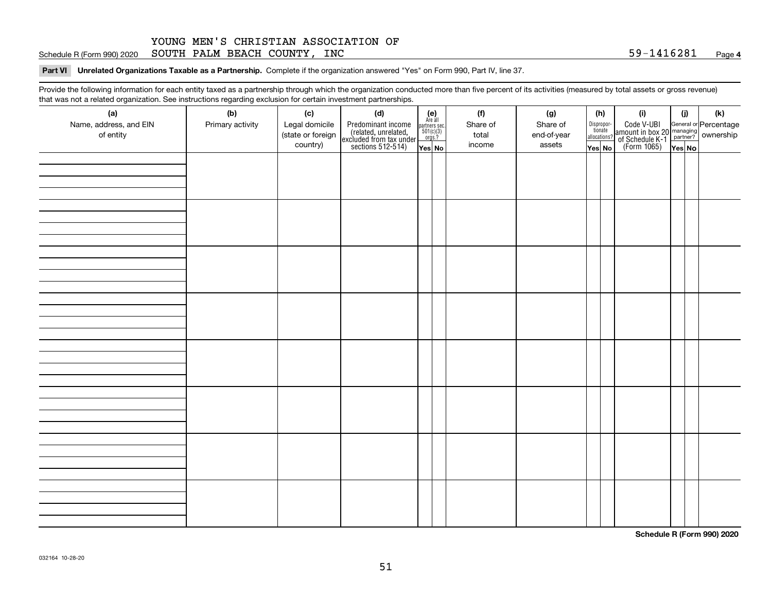Schedule R (Form 990) 2020 YOUNG MEN'S CHRISTIAN ASSOCIATION OF SOUTH PALM BEACH COUNTY, INC 59-1416281 Page **4**

**Part VI Unrelated Organizations Taxable as a Partnership.** Complete if the organization answered "Yes" on Form 990, Part IV, line 37.

Provide the following information for each entity taxed as a partnership through which the organization conducted more than five percent of its activities (measured by total assets or gross revenue) that was not a related organization. See instructions regarding exclusion for certain investment partnerships.

| (a) Name, address, and EIN of entity | (b) Primary activity | (c) Legal domicile (state or foreign country) | (d) Predominant income (related, unrelated, excluded from tax under sections 512-514) | (e) Are all partners sec. 501(c)(3) orgs.? | | (f) Share of total income | (g) Share of end-of-year assets | (h) Disproportionate allocations? | | (i) Code V-UBI amount in box 20 of Schedule K-1 (Form 1065) | (j) General or managing partner? | | (k) Percentage ownership |
|---|---|---|---|---|---|---|---|---|---|---|---|---|---|
| | | | | Yes | No | | | Yes | No | | Yes | No | |
| | | | | | | | | | | | | | |
| | | | | | | | | | | | | | |
| | | | | | | | | | | | | | |
| | | | | | | | | | | | | | |
| | | | | | | | | | | | | | |
| | | | | | | | | | | | | | |
| | | | | | | | | | | | | | |
| | | | | | | | | | | | | | |

**Schedule R (Form 990) 2020**

032164 10-28-20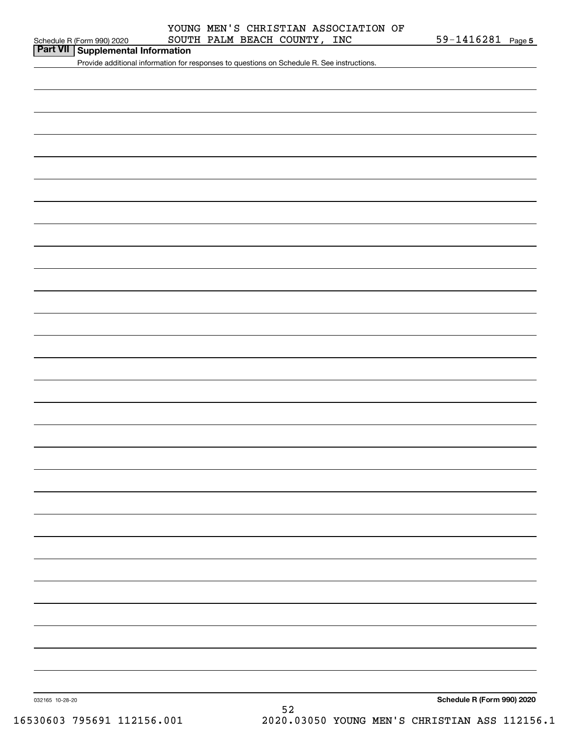YOUNG MEN'S CHRISTIAN ASSOCIATION OF SOUTH PALM BEACH COUNTY, INC

59-1416281

## Part VII Supplemental Information

Provide additional information for responses to questions on Schedule R. See instructions.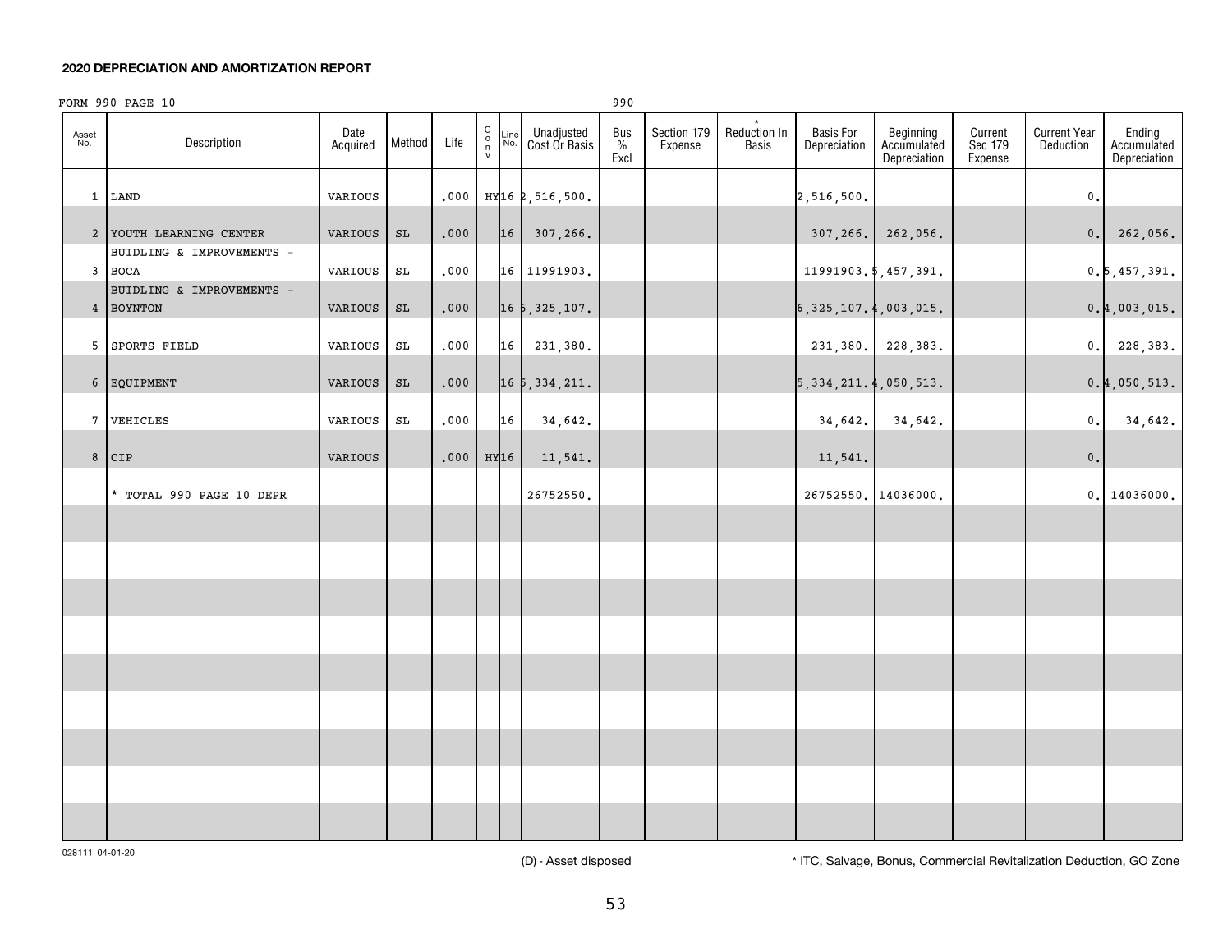**2020 DEPRECIATION AND AMORTIZATION REPORT**

FORM 990 PAGE 10 990

| Asset No. | Description | Date Acquired | Method | Life | C o n v | Line No. | Unadjusted Cost Or Basis | Bus % Excl | Section 179 Expense | * Reduction In Basis | Basis For Depreciation | Beginning Accumulated Depreciation | Current Sec 179 Expense | Current Year Deduction | Ending Accumulated Depreciation |
|---|---|---|---|---|---|---|---|---|---|---|---|---|---|---|---|
| 1 | LAND | VARIOUS | | .000 | HY | 16 | 2,516,500. | | | | 2,516,500. | | | 0. | |
| 2 | YOUTH LEARNING CENTER | VARIOUS | SL | .000 | | 16 | 307,266. | | | | 307,266. | 262,056. | | 0. | 262,056. |
| 3 | BUIDLING & IMPROVEMENTS - BOCA | VARIOUS | SL | .000 | | 16 | 11991903. | | | | 11991903. | 5,457,391. | | 0. | 5,457,391. |
| 4 | BUILDING & IMPROVEMENTS - BOYNTON | VARIOUS | SL | .000 | | 16 | 6,325,107. | | | | 6,325,107. | 4,003,015. | | 0. | 4,003,015. |
| 5 | SPORTS FIELD | VARIOUS | SL | .000 | | 16 | 231,380. | | | | 231,380. | 228,383. | | 0. | 228,383. |
| 6 | EQUIPMENT | VARIOUS | SL | .000 | | 16 | 5,334,211. | | | | 5,334,211. | 4,050,513. | | 0. | 4,050,513. |
| 7 | VEHICLES | VARIOUS | SL | .000 | | 16 | 34,642. | | | | 34,642. | 34,642. | | 0. | 34,642. |
| 8 | CIP | VARIOUS | | .000 | HY | 16 | 11,541. | | | | 11,541. | | | 0. | |
| | * TOTAL 990 PAGE 10 DEPR | | | | | | 26752550. | | | | 26752550. | 14036000. | | 0. | 14036000. |

028111 04-01-20

(D) - Asset disposed

* ITC, Salvage, Bonus, Commercial Revitalization Deduction, GO Zone